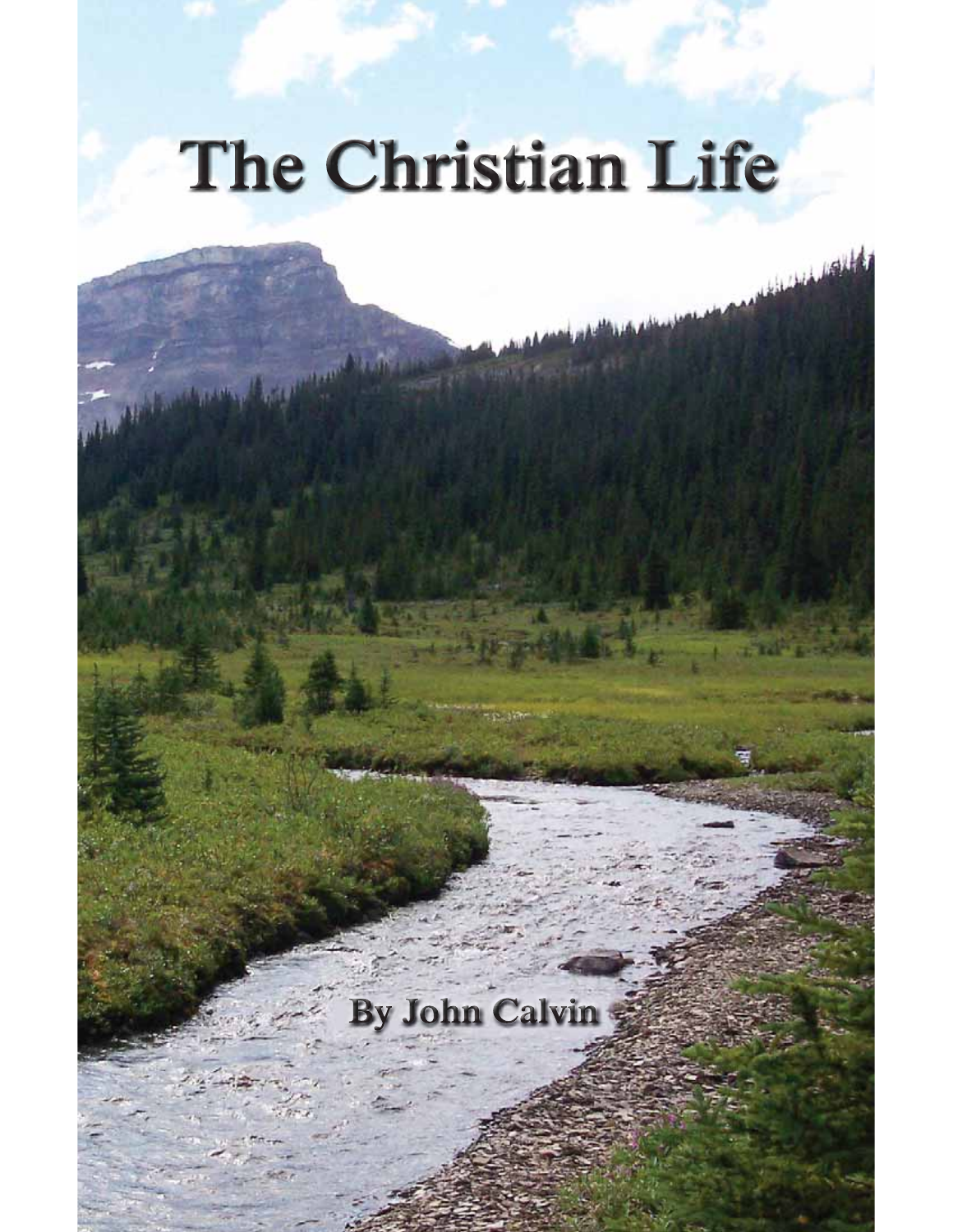# The Christian Life

**By John Calvin**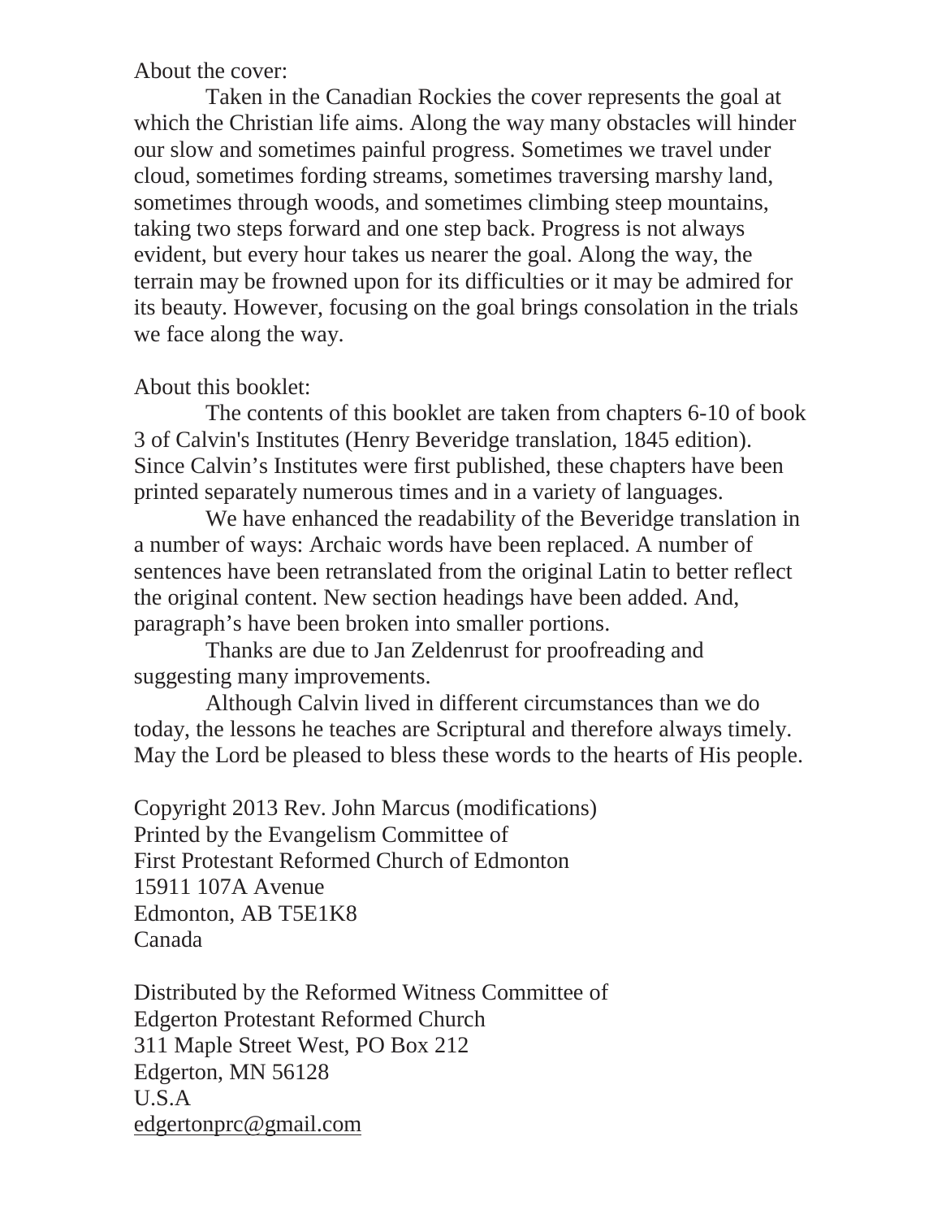About the cover:

Taken in the Canadian Rockies the cover represents the goal at which the Christian life aims. Along the way many obstacles will hinder our slow and sometimes painful progress. Sometimes we travel under cloud, sometimes fording streams, sometimes traversing marshy land, sometimes through woods, and sometimes climbing steep mountains, taking two steps forward and one step back. Progress is not always evident, but every hour takes us nearer the goal. Along the way, the terrain may be frowned upon for its difficulties or it may be admired for its beauty. However, focusing on the goal brings consolation in the trials we face along the way.

About this booklet:

The contents of this booklet are taken from chapters 6-10 of book 3 of Calvin's Institutes (Henry Beveridge translation, 1845 edition). Since Calvin's Institutes were first published, these chapters have been printed separately numerous times and in a variety of languages.

We have enhanced the readability of the Beveridge translation in a number of ways: Archaic words have been replaced. A number of sentences have been retranslated from the original Latin to better reflect the original content. New section headings have been added. And, paragraph's have been broken into smaller portions.

Thanks are due to Jan Zeldenrust for proofreading and suggesting many improvements.

Although Calvin lived in different circumstances than we do today, the lessons he teaches are Scriptural and therefore always timely. May the Lord be pleased to bless these words to the hearts of His people.

Copyright 2013 Rev. John Marcus (modifications)  
Printed by the Evangelism Committee of  
First Protestant Reformed Church of Edmonton  
15911 107A Avenue  
Edmonton, AB T5E1K8  
Canada

Distributed by the Reformed Witness Committee of  
Edgerton Protestant Reformed Church  
311 Maple Street West, PO Box 212  
Edgerton, MN 56128  
U.S.A  
edgertonprc@gmail.com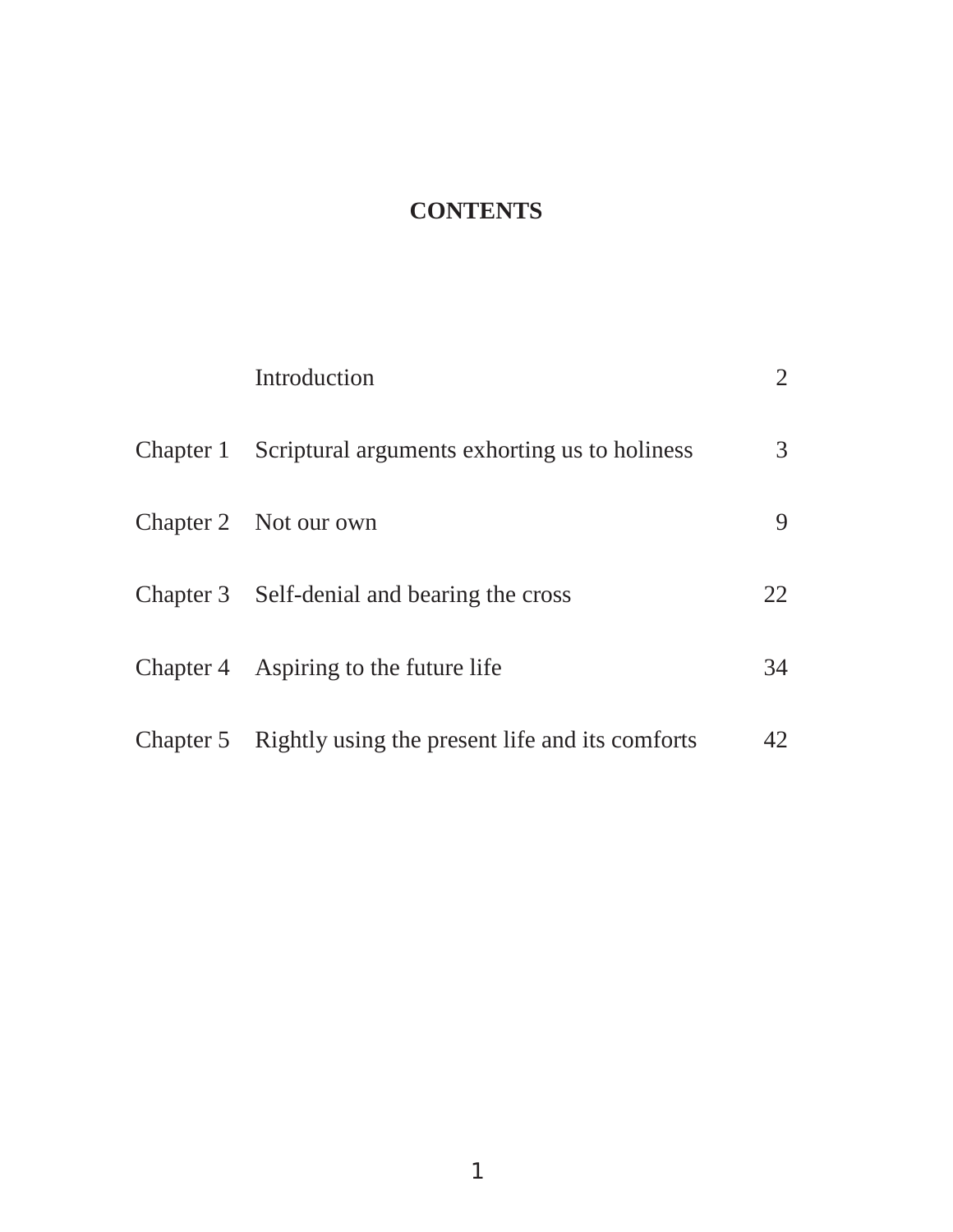# CONTENTS

| | | |
|---|---|---|
| | Introduction | 2 |
| Chapter 1 | Scriptural arguments exhorting us to holiness | 3 |
| Chapter 2 | Not our own | 9 |
| Chapter 3 | Self-denial and bearing the cross | 22 |
| Chapter 4 | Aspiring to the future life | 34 |
| Chapter 5 | Rightly using the present life and its comforts | 42 |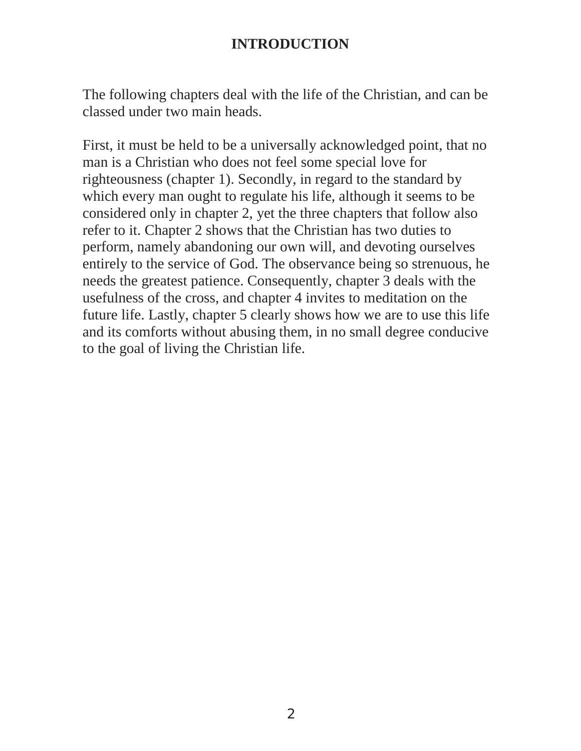# INTRODUCTION

The following chapters deal with the life of the Christian, and can be classed under two main heads.

First, it must be held to be a universally acknowledged point, that no man is a Christian who does not feel some special love for righteousness (chapter 1). Secondly, in regard to the standard by which every man ought to regulate his life, although it seems to be considered only in chapter 2, yet the three chapters that follow also refer to it. Chapter 2 shows that the Christian has two duties to perform, namely abandoning our own will, and devoting ourselves entirely to the service of God. The observance being so strenuous, he needs the greatest patience. Consequently, chapter 3 deals with the usefulness of the cross, and chapter 4 invites to meditation on the future life. Lastly, chapter 5 clearly shows how we are to use this life and its comforts without abusing them, in no small degree conducive to the goal of living the Christian life.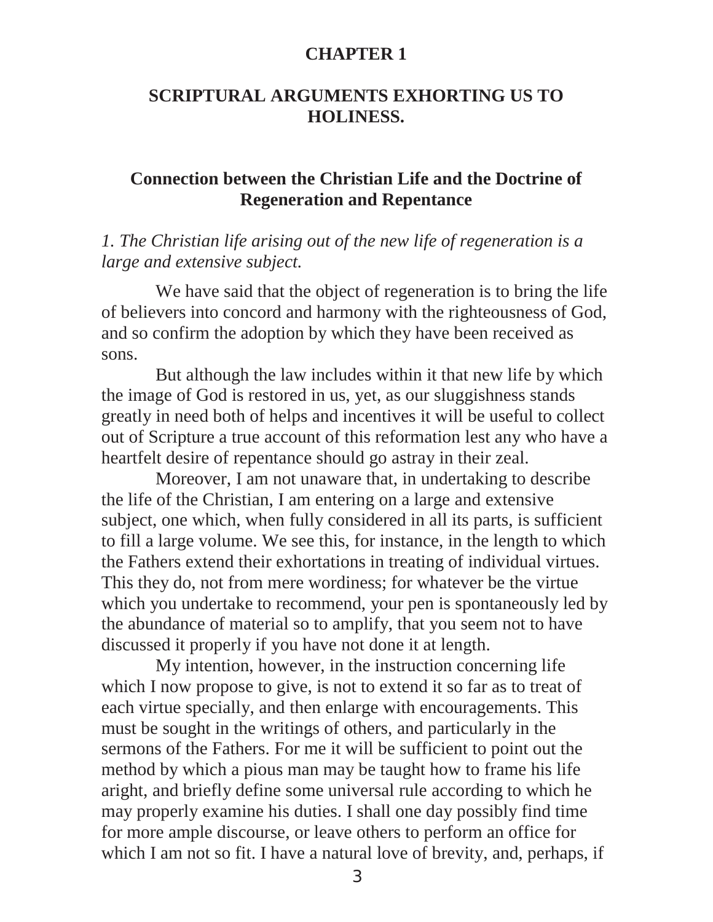# CHAPTER 1

## SCRIPTURAL ARGUMENTS EXHORTING US TO HOLINESS.

### Connection between the Christian Life and the Doctrine of Regeneration and Repentance

*1. The Christian life arising out of the new life of regeneration is a large and extensive subject.*

We have said that the object of regeneration is to bring the life of believers into concord and harmony with the righteousness of God, and so confirm the adoption by which they have been received as sons.

But although the law includes within it that new life by which the image of God is restored in us, yet, as our sluggishness stands greatly in need both of helps and incentives it will be useful to collect out of Scripture a true account of this reformation lest any who have a heartfelt desire of repentance should go astray in their zeal.

Moreover, I am not unaware that, in undertaking to describe the life of the Christian, I am entering on a large and extensive subject, one which, when fully considered in all its parts, is sufficient to fill a large volume. We see this, for instance, in the length to which the Fathers extend their exhortations in treating of individual virtues. This they do, not from mere wordiness; for whatever be the virtue which you undertake to recommend, your pen is spontaneously led by the abundance of material so to amplify, that you seem not to have discussed it properly if you have not done it at length.

My intention, however, in the instruction concerning life which I now propose to give, is not to extend it so far as to treat of each virtue specially, and then enlarge with encouragements. This must be sought in the writings of others, and particularly in the sermons of the Fathers. For me it will be sufficient to point out the method by which a pious man may be taught how to frame his life aright, and briefly define some universal rule according to which he may properly examine his duties. I shall one day possibly find time for more ample discourse, or leave others to perform an office for which I am not so fit. I have a natural love of brevity, and, perhaps, if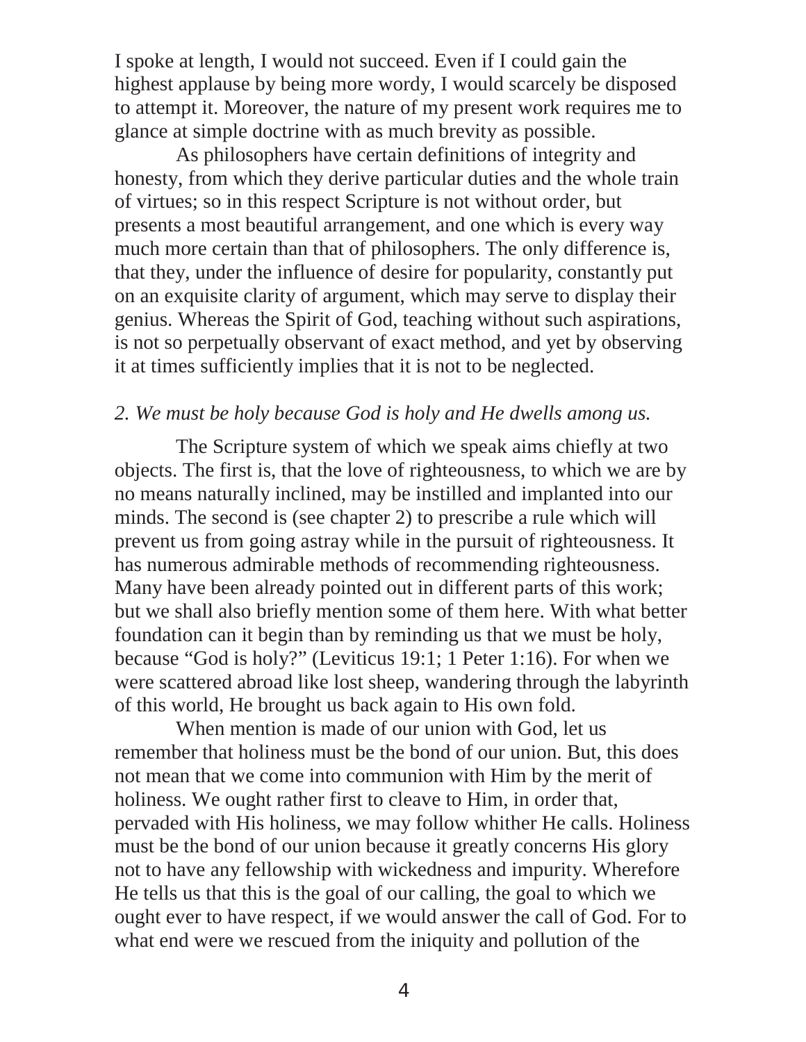I spoke at length, I would not succeed. Even if I could gain the highest applause by being more wordy, I would scarcely be disposed to attempt it. Moreover, the nature of my present work requires me to glance at simple doctrine with as much brevity as possible.

As philosophers have certain definitions of integrity and honesty, from which they derive particular duties and the whole train of virtues; so in this respect Scripture is not without order, but presents a most beautiful arrangement, and one which is every way much more certain than that of philosophers. The only difference is, that they, under the influence of desire for popularity, constantly put on an exquisite clarity of argument, which may serve to display their genius. Whereas the Spirit of God, teaching without such aspirations, is not so perpetually observant of exact method, and yet by observing it at times sufficiently implies that it is not to be neglected.

*2. We must be holy because God is holy and He dwells among us.*

The Scripture system of which we speak aims chiefly at two objects. The first is, that the love of righteousness, to which we are by no means naturally inclined, may be instilled and implanted into our minds. The second is (see chapter 2) to prescribe a rule which will prevent us from going astray while in the pursuit of righteousness. It has numerous admirable methods of recommending righteousness. Many have been already pointed out in different parts of this work; but we shall also briefly mention some of them here. With what better foundation can it begin than by reminding us that we must be holy, because "God is holy?" (Leviticus 19:1; 1 Peter 1:16). For when we were scattered abroad like lost sheep, wandering through the labyrinth of this world, He brought us back again to His own fold.

When mention is made of our union with God, let us remember that holiness must be the bond of our union. But, this does not mean that we come into communion with Him by the merit of holiness. We ought rather first to cleave to Him, in order that, pervaded with His holiness, we may follow whither He calls. Holiness must be the bond of our union because it greatly concerns His glory not to have any fellowship with wickedness and impurity. Wherefore He tells us that this is the goal of our calling, the goal to which we ought ever to have respect, if we would answer the call of God. For to what end were we rescued from the iniquity and pollution of the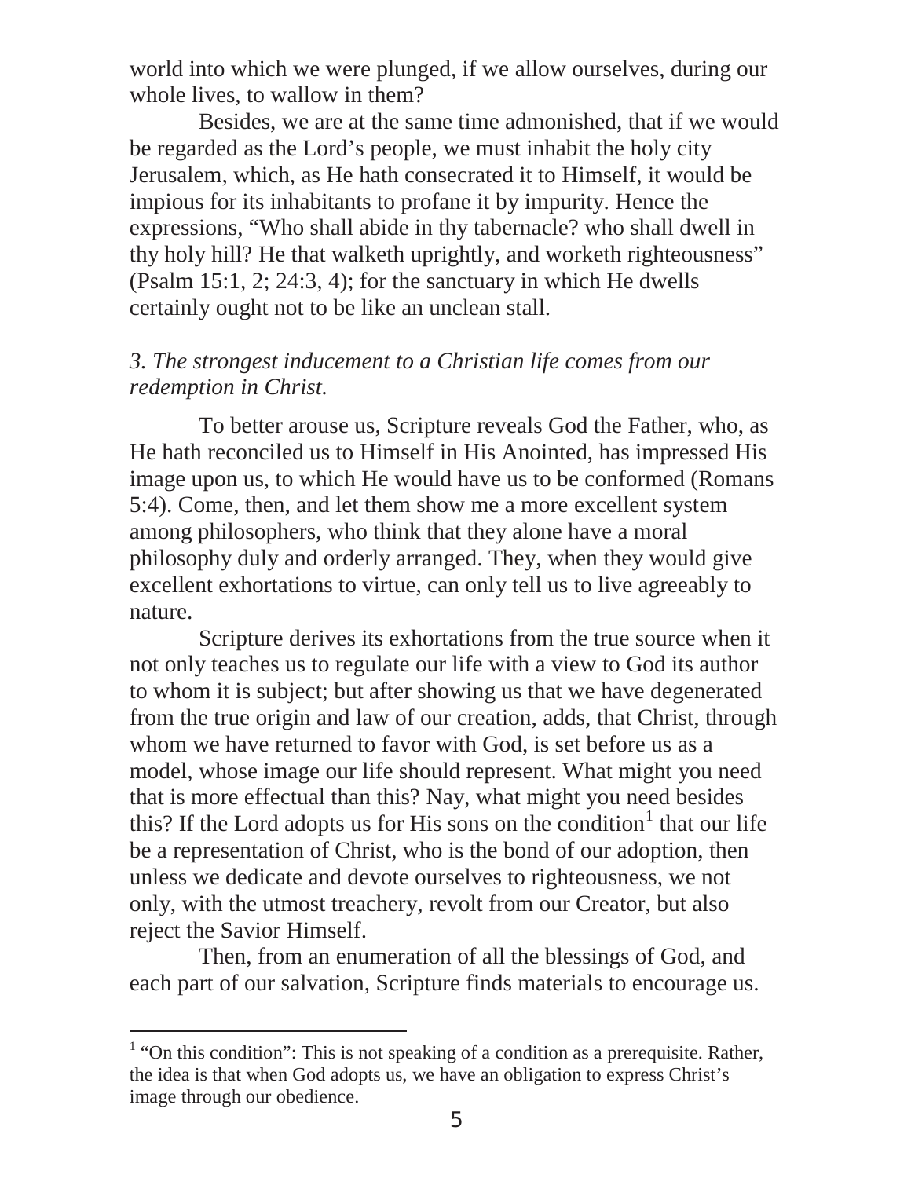world into which we were plunged, if we allow ourselves, during our whole lives, to wallow in them?

Besides, we are at the same time admonished, that if we would be regarded as the Lord's people, we must inhabit the holy city Jerusalem, which, as He hath consecrated it to Himself, it would be impious for its inhabitants to profane it by impurity. Hence the expressions, "Who shall abide in thy tabernacle? who shall dwell in thy holy hill? He that walketh uprightly, and worketh righteousness" (Psalm 15:1, 2; 24:3, 4); for the sanctuary in which He dwells certainly ought not to be like an unclean stall.

### *3. The strongest inducement to a Christian life comes from our redemption in Christ.*

To better arouse us, Scripture reveals God the Father, who, as He hath reconciled us to Himself in His Anointed, has impressed His image upon us, to which He would have us to be conformed (Romans 5:4). Come, then, and let them show me a more excellent system among philosophers, who think that they alone have a moral philosophy duly and orderly arranged. They, when they would give excellent exhortations to virtue, can only tell us to live agreeably to nature.

Scripture derives its exhortations from the true source when it not only teaches us to regulate our life with a view to God its author to whom it is subject; but after showing us that we have degenerated from the true origin and law of our creation, adds, that Christ, through whom we have returned to favor with God, is set before us as a model, whose image our life should represent. What might you need that is more effectual than this? Nay, what might you need besides this? If the Lord adopts us for His sons on the condition[1] that our life be a representation of Christ, who is the bond of our adoption, then unless we dedicate and devote ourselves to righteousness, we not only, with the utmost treachery, revolt from our Creator, but also reject the Savior Himself.

Then, from an enumeration of all the blessings of God, and each part of our salvation, Scripture finds materials to encourage us.

---

[1] "On this condition": This is not speaking of a condition as a prerequisite. Rather, the idea is that when God adopts us, we have an obligation to express Christ's image through our obedience.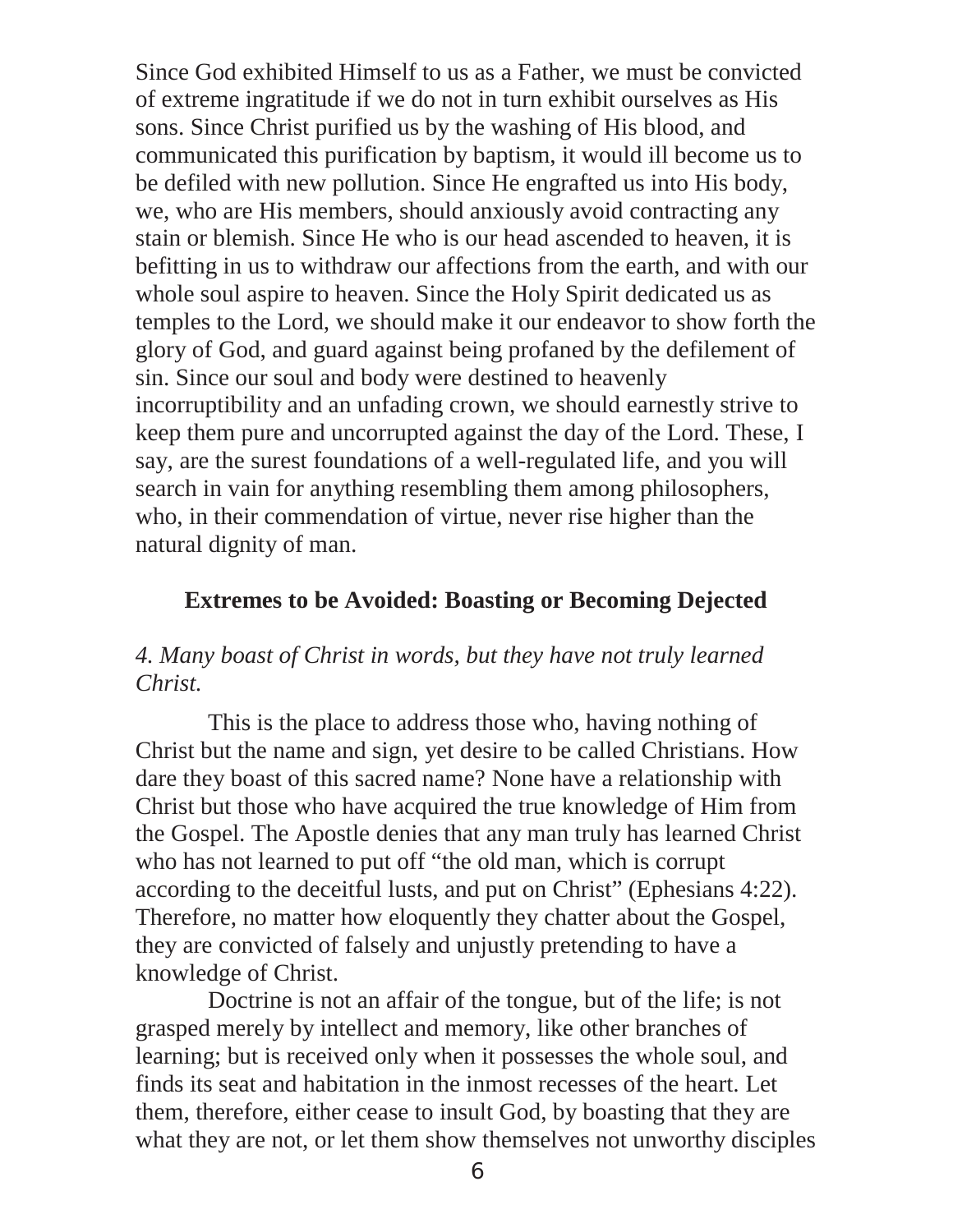Since God exhibited Himself to us as a Father, we must be convicted of extreme ingratitude if we do not in turn exhibit ourselves as His sons. Since Christ purified us by the washing of His blood, and communicated this purification by baptism, it would ill become us to be defiled with new pollution. Since He engrafted us into His body, we, who are His members, should anxiously avoid contracting any stain or blemish. Since He who is our head ascended to heaven, it is befitting in us to withdraw our affections from the earth, and with our whole soul aspire to heaven. Since the Holy Spirit dedicated us as temples to the Lord, we should make it our endeavor to show forth the glory of God, and guard against being profaned by the defilement of sin. Since our soul and body were destined to heavenly incorruptibility and an unfading crown, we should earnestly strive to keep them pure and uncorrupted against the day of the Lord. These, I say, are the surest foundations of a well-regulated life, and you will search in vain for anything resembling them among philosophers, who, in their commendation of virtue, never rise higher than the natural dignity of man.

## Extremes to be Avoided: Boasting or Becoming Dejected

*4. Many boast of Christ in words, but they have not truly learned Christ.*

This is the place to address those who, having nothing of Christ but the name and sign, yet desire to be called Christians. How dare they boast of this sacred name? None have a relationship with Christ but those who have acquired the true knowledge of Him from the Gospel. The Apostle denies that any man truly has learned Christ who has not learned to put off "the old man, which is corrupt according to the deceitful lusts, and put on Christ" (Ephesians 4:22). Therefore, no matter how eloquently they chatter about the Gospel, they are convicted of falsely and unjustly pretending to have a knowledge of Christ.

Doctrine is not an affair of the tongue, but of the life; is not grasped merely by intellect and memory, like other branches of learning; but is received only when it possesses the whole soul, and finds its seat and habitation in the inmost recesses of the heart. Let them, therefore, either cease to insult God, by boasting that they are what they are not, or let them show themselves not unworthy disciples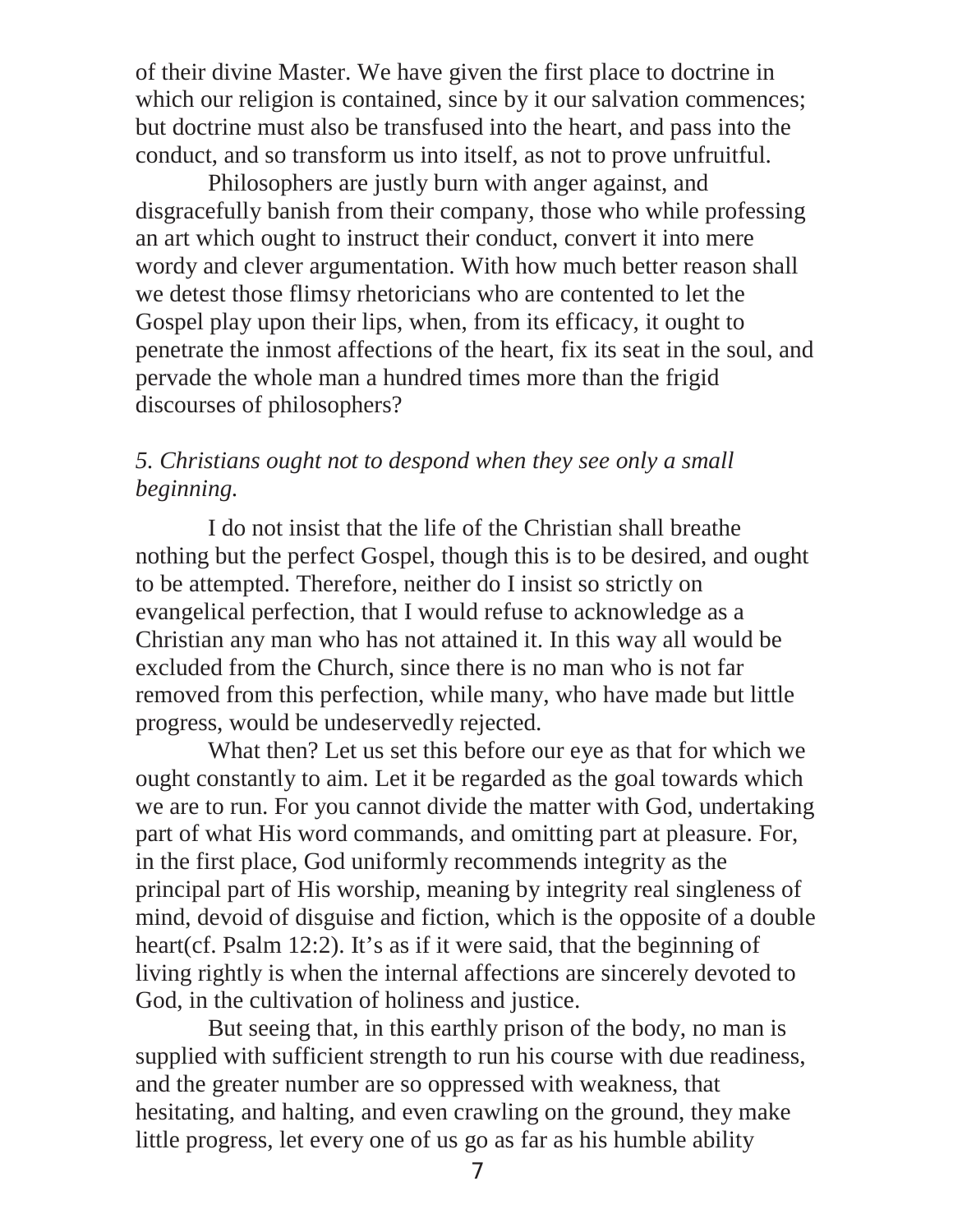of their divine Master. We have given the first place to doctrine in which our religion is contained, since by it our salvation commences; but doctrine must also be transfused into the heart, and pass into the conduct, and so transform us into itself, as not to prove unfruitful.

Philosophers are justly burn with anger against, and disgracefully banish from their company, those who while professing an art which ought to instruct their conduct, convert it into mere wordy and clever argumentation. With how much better reason shall we detest those flimsy rhetoricians who are contented to let the Gospel play upon their lips, when, from its efficacy, it ought to penetrate the inmost affections of the heart, fix its seat in the soul, and pervade the whole man a hundred times more than the frigid discourses of philosophers?

*5. Christians ought not to despond when they see only a small beginning.*

I do not insist that the life of the Christian shall breathe nothing but the perfect Gospel, though this is to be desired, and ought to be attempted. Therefore, neither do I insist so strictly on evangelical perfection, that I would refuse to acknowledge as a Christian any man who has not attained it. In this way all would be excluded from the Church, since there is no man who is not far removed from this perfection, while many, who have made but little progress, would be undeservedly rejected.

What then? Let us set this before our eye as that for which we ought constantly to aim. Let it be regarded as the goal towards which we are to run. For you cannot divide the matter with God, undertaking part of what His word commands, and omitting part at pleasure. For, in the first place, God uniformly recommends integrity as the principal part of His worship, meaning by integrity real singleness of mind, devoid of disguise and fiction, which is the opposite of a double heart(cf. Psalm 12:2). It's as if it were said, that the beginning of living rightly is when the internal affections are sincerely devoted to God, in the cultivation of holiness and justice.

But seeing that, in this earthly prison of the body, no man is supplied with sufficient strength to run his course with due readiness, and the greater number are so oppressed with weakness, that hesitating, and halting, and even crawling on the ground, they make little progress, let every one of us go as far as his humble ability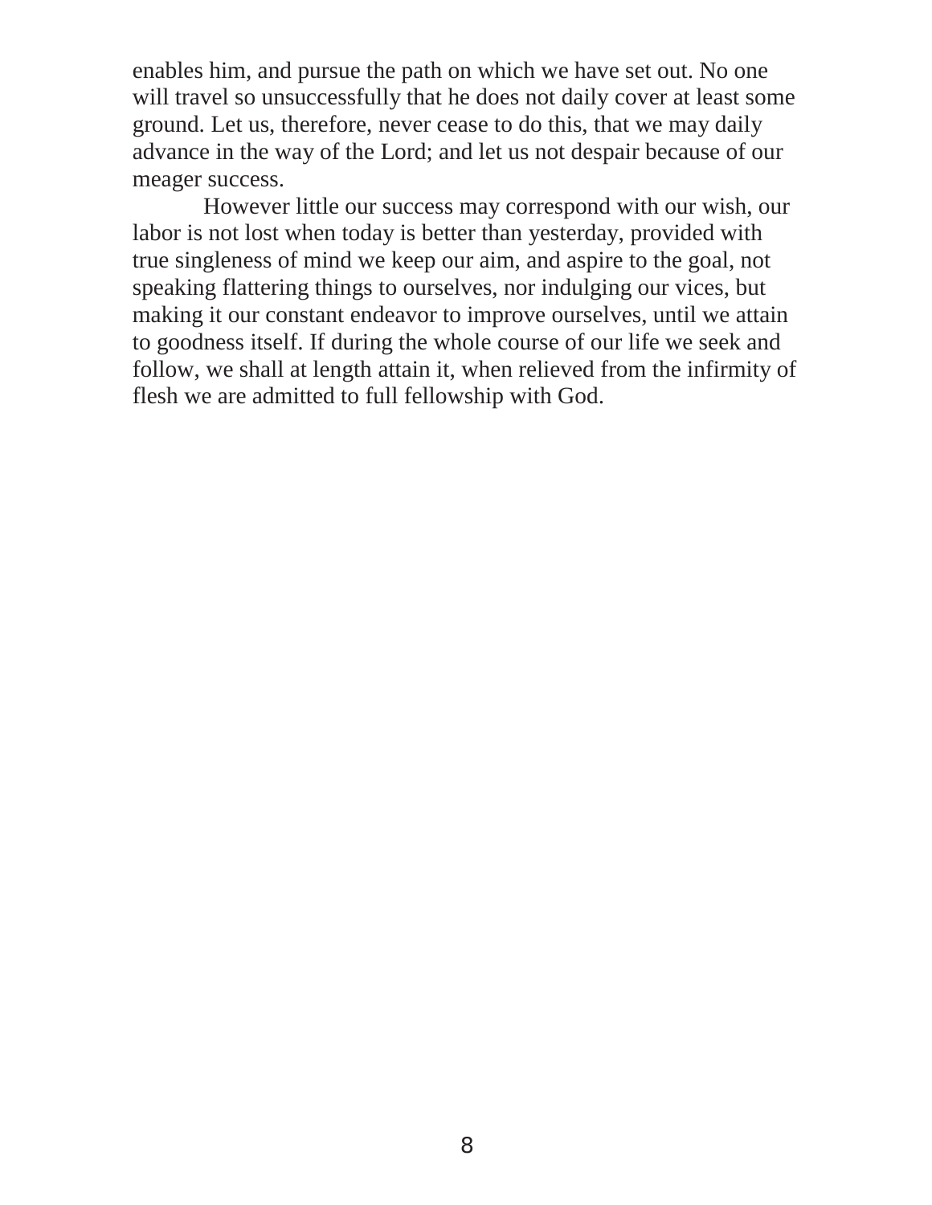enables him, and pursue the path on which we have set out. No one will travel so unsuccessfully that he does not daily cover at least some ground. Let us, therefore, never cease to do this, that we may daily advance in the way of the Lord; and let us not despair because of our meager success.

However little our success may correspond with our wish, our labor is not lost when today is better than yesterday, provided with true singleness of mind we keep our aim, and aspire to the goal, not speaking flattering things to ourselves, nor indulging our vices, but making it our constant endeavor to improve ourselves, until we attain to goodness itself. If during the whole course of our life we seek and follow, we shall at length attain it, when relieved from the infirmity of flesh we are admitted to full fellowship with God.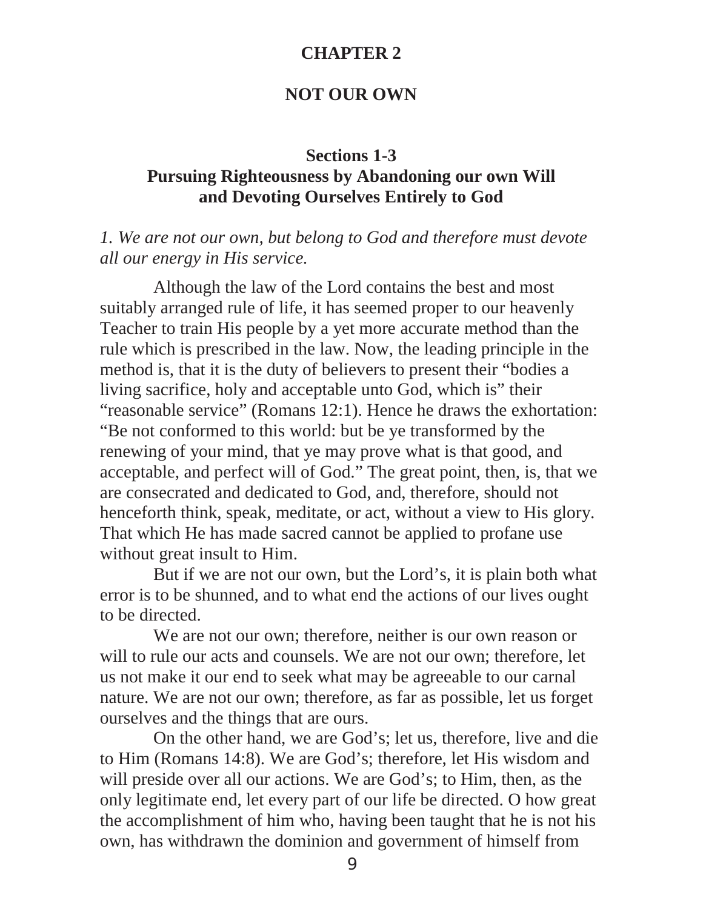# CHAPTER 2

# NOT OUR OWN

## Sections 1-3
## Pursuing Righteousness by Abandoning our own Will and Devoting Ourselves Entirely to God

*1. We are not our own, but belong to God and therefore must devote all our energy in His service.*

Although the law of the Lord contains the best and most suitably arranged rule of life, it has seemed proper to our heavenly Teacher to train His people by a yet more accurate method than the rule which is prescribed in the law. Now, the leading principle in the method is, that it is the duty of believers to present their "bodies a living sacrifice, holy and acceptable unto God, which is" their "reasonable service" (Romans 12:1). Hence he draws the exhortation: "Be not conformed to this world: but be ye transformed by the renewing of your mind, that ye may prove what is that good, and acceptable, and perfect will of God." The great point, then, is, that we are consecrated and dedicated to God, and, therefore, should not henceforth think, speak, meditate, or act, without a view to His glory. That which He has made sacred cannot be applied to profane use without great insult to Him.

But if we are not our own, but the Lord's, it is plain both what error is to be shunned, and to what end the actions of our lives ought to be directed.

We are not our own; therefore, neither is our own reason or will to rule our acts and counsels. We are not our own; therefore, let us not make it our end to seek what may be agreeable to our carnal nature. We are not our own; therefore, as far as possible, let us forget ourselves and the things that are ours.

On the other hand, we are God's; let us, therefore, live and die to Him (Romans 14:8). We are God's; therefore, let His wisdom and will preside over all our actions. We are God's; to Him, then, as the only legitimate end, let every part of our life be directed. O how great the accomplishment of him who, having been taught that he is not his own, has withdrawn the dominion and government of himself from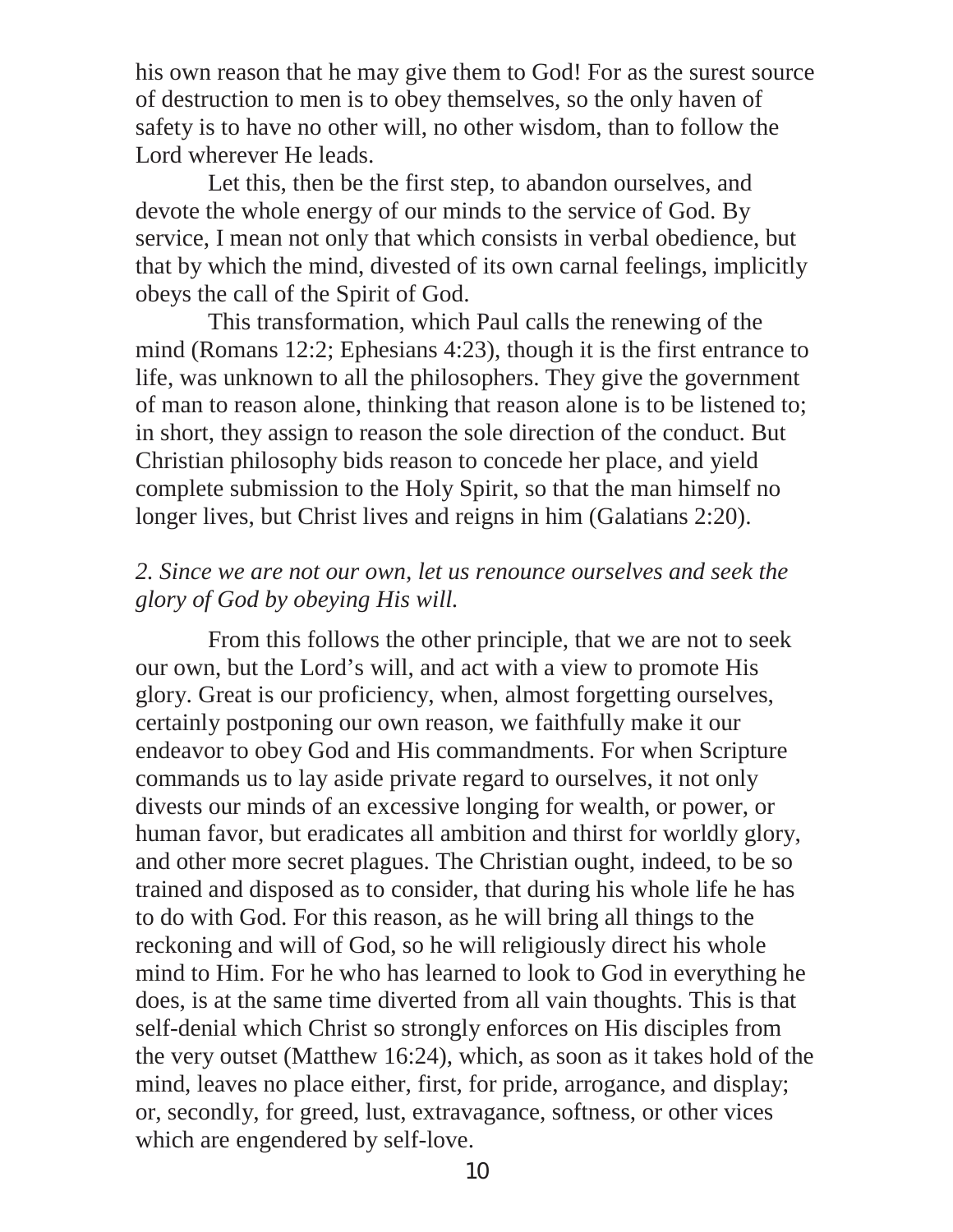his own reason that he may give them to God! For as the surest source of destruction to men is to obey themselves, so the only haven of safety is to have no other will, no other wisdom, than to follow the Lord wherever He leads.

Let this, then be the first step, to abandon ourselves, and devote the whole energy of our minds to the service of God. By service, I mean not only that which consists in verbal obedience, but that by which the mind, divested of its own carnal feelings, implicitly obeys the call of the Spirit of God.

This transformation, which Paul calls the renewing of the mind (Romans 12:2; Ephesians 4:23), though it is the first entrance to life, was unknown to all the philosophers. They give the government of man to reason alone, thinking that reason alone is to be listened to; in short, they assign to reason the sole direction of the conduct. But Christian philosophy bids reason to concede her place, and yield complete submission to the Holy Spirit, so that the man himself no longer lives, but Christ lives and reigns in him (Galatians 2:20).

*2. Since we are not our own, let us renounce ourselves and seek the glory of God by obeying His will.*

From this follows the other principle, that we are not to seek our own, but the Lord's will, and act with a view to promote His glory. Great is our proficiency, when, almost forgetting ourselves, certainly postponing our own reason, we faithfully make it our endeavor to obey God and His commandments. For when Scripture commands us to lay aside private regard to ourselves, it not only divests our minds of an excessive longing for wealth, or power, or human favor, but eradicates all ambition and thirst for worldly glory, and other more secret plagues. The Christian ought, indeed, to be so trained and disposed as to consider, that during his whole life he has to do with God. For this reason, as he will bring all things to the reckoning and will of God, so he will religiously direct his whole mind to Him. For he who has learned to look to God in everything he does, is at the same time diverted from all vain thoughts. This is that self-denial which Christ so strongly enforces on His disciples from the very outset (Matthew 16:24), which, as soon as it takes hold of the mind, leaves no place either, first, for pride, arrogance, and display; or, secondly, for greed, lust, extravagance, softness, or other vices which are engendered by self-love.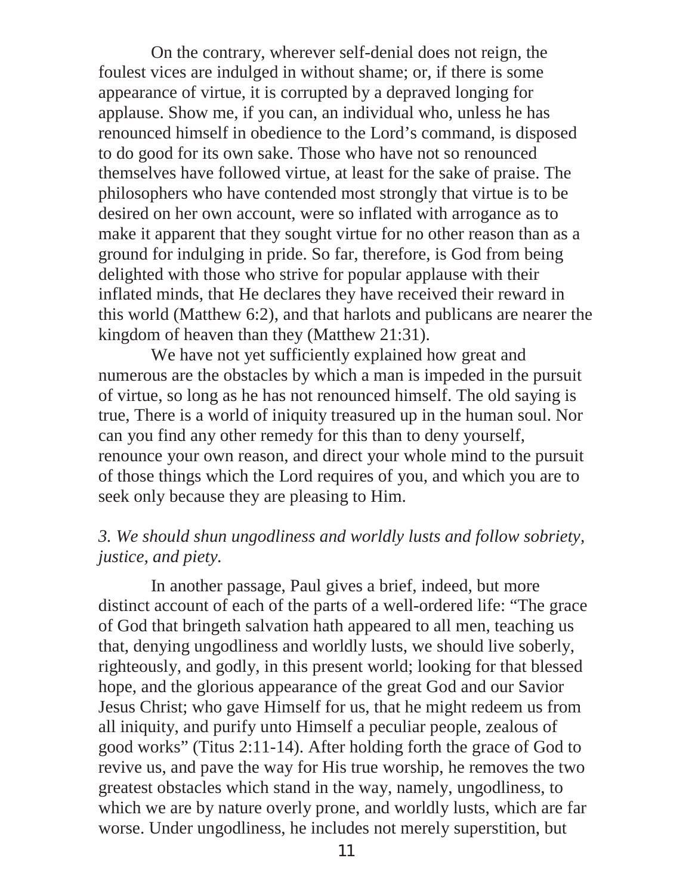On the contrary, wherever self-denial does not reign, the foulest vices are indulged in without shame; or, if there is some appearance of virtue, it is corrupted by a depraved longing for applause. Show me, if you can, an individual who, unless he has renounced himself in obedience to the Lord's command, is disposed to do good for its own sake. Those who have not so renounced themselves have followed virtue, at least for the sake of praise. The philosophers who have contended most strongly that virtue is to be desired on her own account, were so inflated with arrogance as to make it apparent that they sought virtue for no other reason than as a ground for indulging in pride. So far, therefore, is God from being delighted with those who strive for popular applause with their inflated minds, that He declares they have received their reward in this world (Matthew 6:2), and that harlots and publicans are nearer the kingdom of heaven than they (Matthew 21:31).

We have not yet sufficiently explained how great and numerous are the obstacles by which a man is impeded in the pursuit of virtue, so long as he has not renounced himself. The old saying is true, There is a world of iniquity treasured up in the human soul. Nor can you find any other remedy for this than to deny yourself, renounce your own reason, and direct your whole mind to the pursuit of those things which the Lord requires of you, and which you are to seek only because they are pleasing to Him.

### *3. We should shun ungodliness and worldly lusts and follow sobriety, justice, and piety.*

In another passage, Paul gives a brief, indeed, but more distinct account of each of the parts of a well-ordered life: "The grace of God that bringeth salvation hath appeared to all men, teaching us that, denying ungodliness and worldly lusts, we should live soberly, righteously, and godly, in this present world; looking for that blessed hope, and the glorious appearance of the great God and our Savior Jesus Christ; who gave Himself for us, that he might redeem us from all iniquity, and purify unto Himself a peculiar people, zealous of good works" (Titus 2:11-14). After holding forth the grace of God to revive us, and pave the way for His true worship, he removes the two greatest obstacles which stand in the way, namely, ungodliness, to which we are by nature overly prone, and worldly lusts, which are far worse. Under ungodliness, he includes not merely superstition, but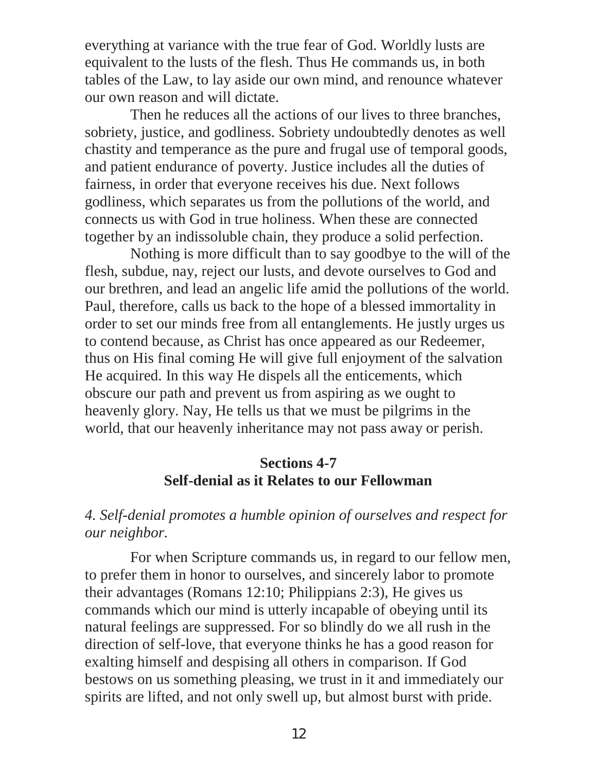everything at variance with the true fear of God. Worldly lusts are equivalent to the lusts of the flesh. Thus He commands us, in both tables of the Law, to lay aside our own mind, and renounce whatever our own reason and will dictate.

Then he reduces all the actions of our lives to three branches, sobriety, justice, and godliness. Sobriety undoubtedly denotes as well chastity and temperance as the pure and frugal use of temporal goods, and patient endurance of poverty. Justice includes all the duties of fairness, in order that everyone receives his due. Next follows godliness, which separates us from the pollutions of the world, and connects us with God in true holiness. When these are connected together by an indissoluble chain, they produce a solid perfection.

Nothing is more difficult than to say goodbye to the will of the flesh, subdue, nay, reject our lusts, and devote ourselves to God and our brethren, and lead an angelic life amid the pollutions of the world. Paul, therefore, calls us back to the hope of a blessed immortality in order to set our minds free from all entanglements. He justly urges us to contend because, as Christ has once appeared as our Redeemer, thus on His final coming He will give full enjoyment of the salvation He acquired. In this way He dispels all the enticements, which obscure our path and prevent us from aspiring as we ought to heavenly glory. Nay, He tells us that we must be pilgrims in the world, that our heavenly inheritance may not pass away or perish.

## Sections 4-7
## Self-denial as it Relates to our Fellowman

*4. Self-denial promotes a humble opinion of ourselves and respect for our neighbor.*

For when Scripture commands us, in regard to our fellow men, to prefer them in honor to ourselves, and sincerely labor to promote their advantages (Romans 12:10; Philippians 2:3), He gives us commands which our mind is utterly incapable of obeying until its natural feelings are suppressed. For so blindly do we all rush in the direction of self-love, that everyone thinks he has a good reason for exalting himself and despising all others in comparison. If God bestows on us something pleasing, we trust in it and immediately our spirits are lifted, and not only swell up, but almost burst with pride.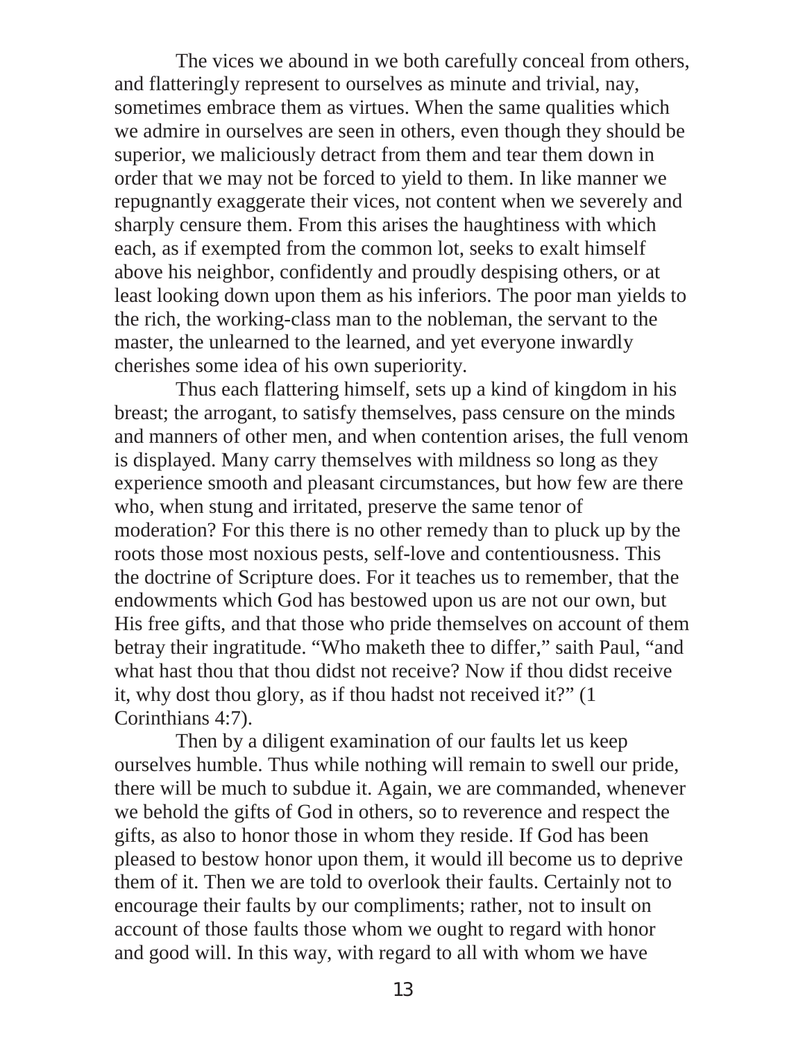The vices we abound in we both carefully conceal from others, and flatteringly represent to ourselves as minute and trivial, nay, sometimes embrace them as virtues. When the same qualities which we admire in ourselves are seen in others, even though they should be superior, we maliciously detract from them and tear them down in order that we may not be forced to yield to them. In like manner we repugnantly exaggerate their vices, not content when we severely and sharply censure them. From this arises the haughtiness with which each, as if exempted from the common lot, seeks to exalt himself above his neighbor, confidently and proudly despising others, or at least looking down upon them as his inferiors. The poor man yields to the rich, the working-class man to the nobleman, the servant to the master, the unlearned to the learned, and yet everyone inwardly cherishes some idea of his own superiority.

Thus each flattering himself, sets up a kind of kingdom in his breast; the arrogant, to satisfy themselves, pass censure on the minds and manners of other men, and when contention arises, the full venom is displayed. Many carry themselves with mildness so long as they experience smooth and pleasant circumstances, but how few are there who, when stung and irritated, preserve the same tenor of moderation? For this there is no other remedy than to pluck up by the roots those most noxious pests, self-love and contentiousness. This the doctrine of Scripture does. For it teaches us to remember, that the endowments which God has bestowed upon us are not our own, but His free gifts, and that those who pride themselves on account of them betray their ingratitude. "Who maketh thee to differ," saith Paul, "and what hast thou that thou didst not receive? Now if thou didst receive it, why dost thou glory, as if thou hadst not received it?" (1 Corinthians 4:7).

Then by a diligent examination of our faults let us keep ourselves humble. Thus while nothing will remain to swell our pride, there will be much to subdue it. Again, we are commanded, whenever we behold the gifts of God in others, so to reverence and respect the gifts, as also to honor those in whom they reside. If God has been pleased to bestow honor upon them, it would ill become us to deprive them of it. Then we are told to overlook their faults. Certainly not to encourage their faults by our compliments; rather, not to insult on account of those faults those whom we ought to regard with honor and good will. In this way, with regard to all with whom we have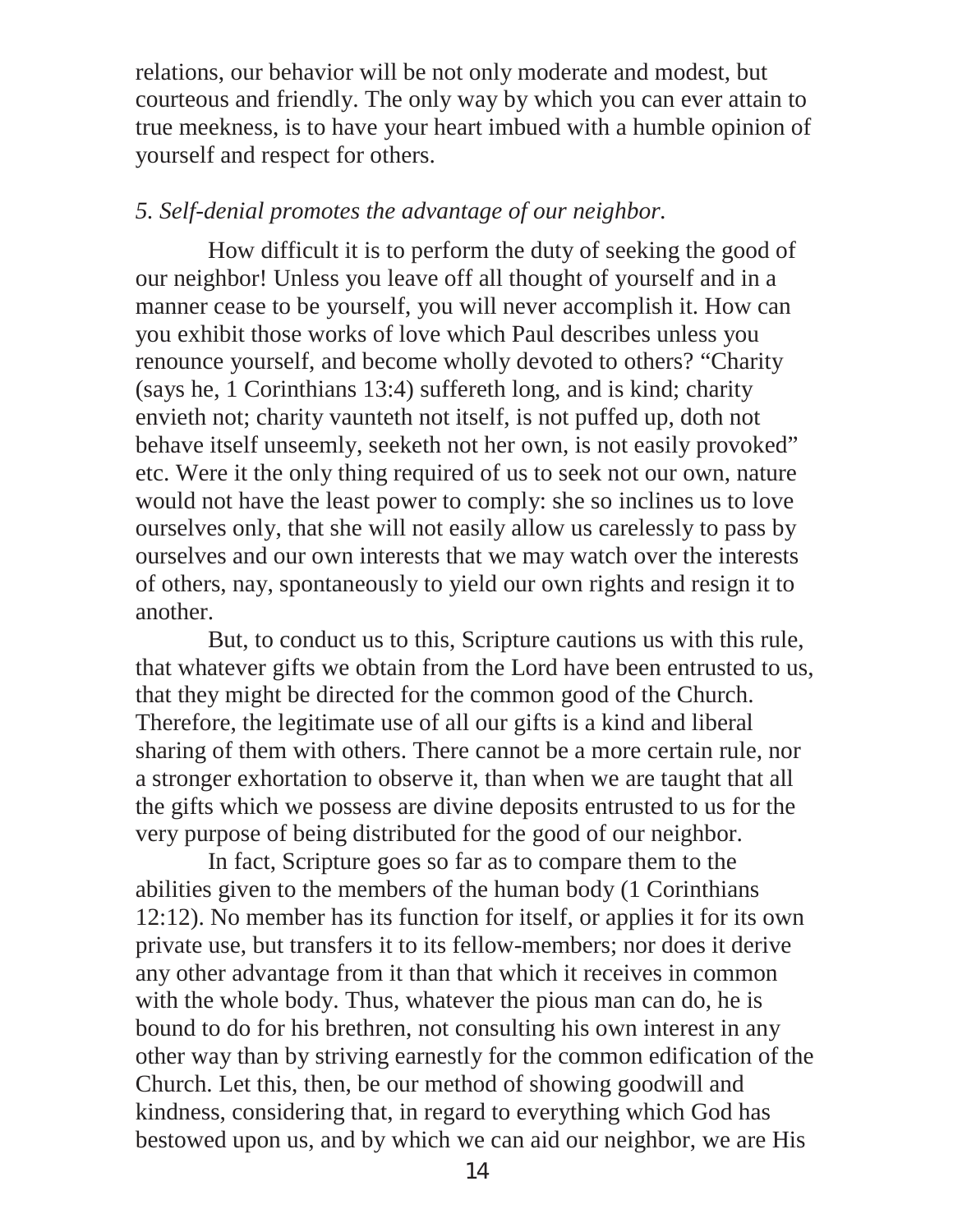relations, our behavior will be not only moderate and modest, but courteous and friendly. The only way by which you can ever attain to true meekness, is to have your heart imbued with a humble opinion of yourself and respect for others.

*5. Self-denial promotes the advantage of our neighbor.*

How difficult it is to perform the duty of seeking the good of our neighbor! Unless you leave off all thought of yourself and in a manner cease to be yourself, you will never accomplish it. How can you exhibit those works of love which Paul describes unless you renounce yourself, and become wholly devoted to others? "Charity (says he, 1 Corinthians 13:4) suffereth long, and is kind; charity envieth not; charity vaunteth not itself, is not puffed up, doth not behave itself unseemly, seeketh not her own, is not easily provoked" etc. Were it the only thing required of us to seek not our own, nature would not have the least power to comply: she so inclines us to love ourselves only, that she will not easily allow us carelessly to pass by ourselves and our own interests that we may watch over the interests of others, nay, spontaneously to yield our own rights and resign it to another.

But, to conduct us to this, Scripture cautions us with this rule, that whatever gifts we obtain from the Lord have been entrusted to us, that they might be directed for the common good of the Church. Therefore, the legitimate use of all our gifts is a kind and liberal sharing of them with others. There cannot be a more certain rule, nor a stronger exhortation to observe it, than when we are taught that all the gifts which we possess are divine deposits entrusted to us for the very purpose of being distributed for the good of our neighbor.

In fact, Scripture goes so far as to compare them to the abilities given to the members of the human body (1 Corinthians 12:12). No member has its function for itself, or applies it for its own private use, but transfers it to its fellow-members; nor does it derive any other advantage from it than that which it receives in common with the whole body. Thus, whatever the pious man can do, he is bound to do for his brethren, not consulting his own interest in any other way than by striving earnestly for the common edification of the Church. Let this, then, be our method of showing goodwill and kindness, considering that, in regard to everything which God has bestowed upon us, and by which we can aid our neighbor, we are His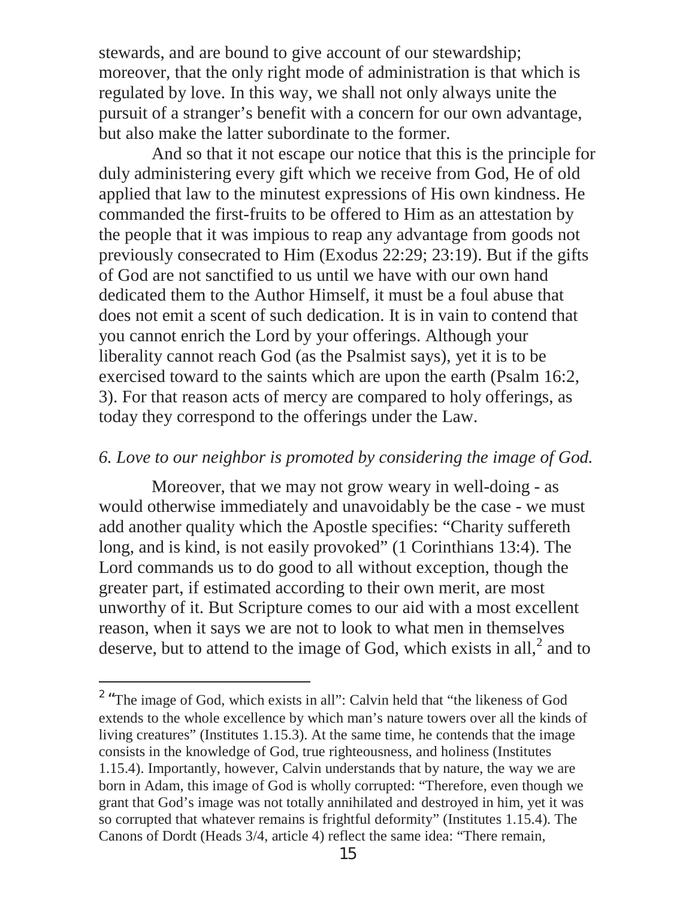stewards, and are bound to give account of our stewardship; moreover, that the only right mode of administration is that which is regulated by love. In this way, we shall not only always unite the pursuit of a stranger's benefit with a concern for our own advantage, but also make the latter subordinate to the former.

And so that it not escape our notice that this is the principle for duly administering every gift which we receive from God, He of old applied that law to the minutest expressions of His own kindness. He commanded the first-fruits to be offered to Him as an attestation by the people that it was impious to reap any advantage from goods not previously consecrated to Him (Exodus 22:29; 23:19). But if the gifts of God are not sanctified to us until we have with our own hand dedicated them to the Author Himself, it must be a foul abuse that does not emit a scent of such dedication. It is in vain to contend that you cannot enrich the Lord by your offerings. Although your liberality cannot reach God (as the Psalmist says), yet it is to be exercised toward to the saints which are upon the earth (Psalm 16:2, 3). For that reason acts of mercy are compared to holy offerings, as today they correspond to the offerings under the Law.

*6. Love to our neighbor is promoted by considering the image of God.*

Moreover, that we may not grow weary in well-doing - as would otherwise immediately and unavoidably be the case - we must add another quality which the Apostle specifies: "Charity suffereth long, and is kind, is not easily provoked" (1 Corinthians 13:4). The Lord commands us to do good to all without exception, though the greater part, if estimated according to their own merit, are most unworthy of it. But Scripture comes to our aid with a most excellent reason, when it says we are not to look to what men in themselves deserve, but to attend to the image of God, which exists in all,[2] and to

---

[2] "The image of God, which exists in all": Calvin held that "the likeness of God extends to the whole excellence by which man's nature towers over all the kinds of living creatures" (Institutes 1.15.3). At the same time, he contends that the image consists in the knowledge of God, true righteousness, and holiness (Institutes 1.15.4). Importantly, however, Calvin understands that by nature, the way we are born in Adam, this image of God is wholly corrupted: "Therefore, even though we grant that God's image was not totally annihilated and destroyed in him, yet it was so corrupted that whatever remains is frightful deformity" (Institutes 1.15.4). The Canons of Dordt (Heads 3/4, article 4) reflect the same idea: "There remain,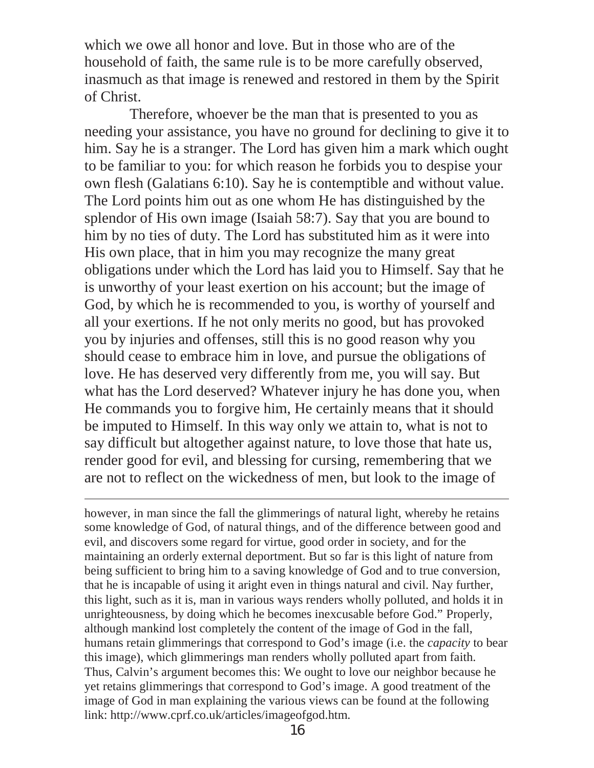which we owe all honor and love. But in those who are of the household of faith, the same rule is to be more carefully observed, inasmuch as that image is renewed and restored in them by the Spirit of Christ.

Therefore, whoever be the man that is presented to you as needing your assistance, you have no ground for declining to give it to him. Say he is a stranger. The Lord has given him a mark which ought to be familiar to you: for which reason he forbids you to despise your own flesh (Galatians 6:10). Say he is contemptible and without value. The Lord points him out as one whom He has distinguished by the splendor of His own image (Isaiah 58:7). Say that you are bound to him by no ties of duty. The Lord has substituted him as it were into His own place, that in him you may recognize the many great obligations under which the Lord has laid you to Himself. Say that he is unworthy of your least exertion on his account; but the image of God, by which he is recommended to you, is worthy of yourself and all your exertions. If he not only merits no good, but has provoked you by injuries and offenses, still this is no good reason why you should cease to embrace him in love, and pursue the obligations of love. He has deserved very differently from me, you will say. But what has the Lord deserved? Whatever injury he has done you, when He commands you to forgive him, He certainly means that it should be imputed to Himself. In this way only we attain to, what is not to say difficult but altogether against nature, to love those that hate us, render good for evil, and blessing for cursing, remembering that we are not to reflect on the wickedness of men, but look to the image of

---

however, in man since the fall the glimmerings of natural light, whereby he retains some knowledge of God, of natural things, and of the difference between good and evil, and discovers some regard for virtue, good order in society, and for the maintaining an orderly external deportment. But so far is this light of nature from being sufficient to bring him to a saving knowledge of God and to true conversion, that he is incapable of using it aright even in things natural and civil. Nay further, this light, such as it is, man in various ways renders wholly polluted, and holds it in unrighteousness, by doing which he becomes inexcusable before God." Properly, although mankind lost completely the content of the image of God in the fall, humans retain glimmerings that correspond to God's image (i.e. the *capacity* to bear this image), which glimmerings man renders wholly polluted apart from faith. Thus, Calvin's argument becomes this: We ought to love our neighbor because he yet retains glimmerings that correspond to God's image. A good treatment of the image of God in man explaining the various views can be found at the following link: http://www.cprf.co.uk/articles/imageofgod.htm.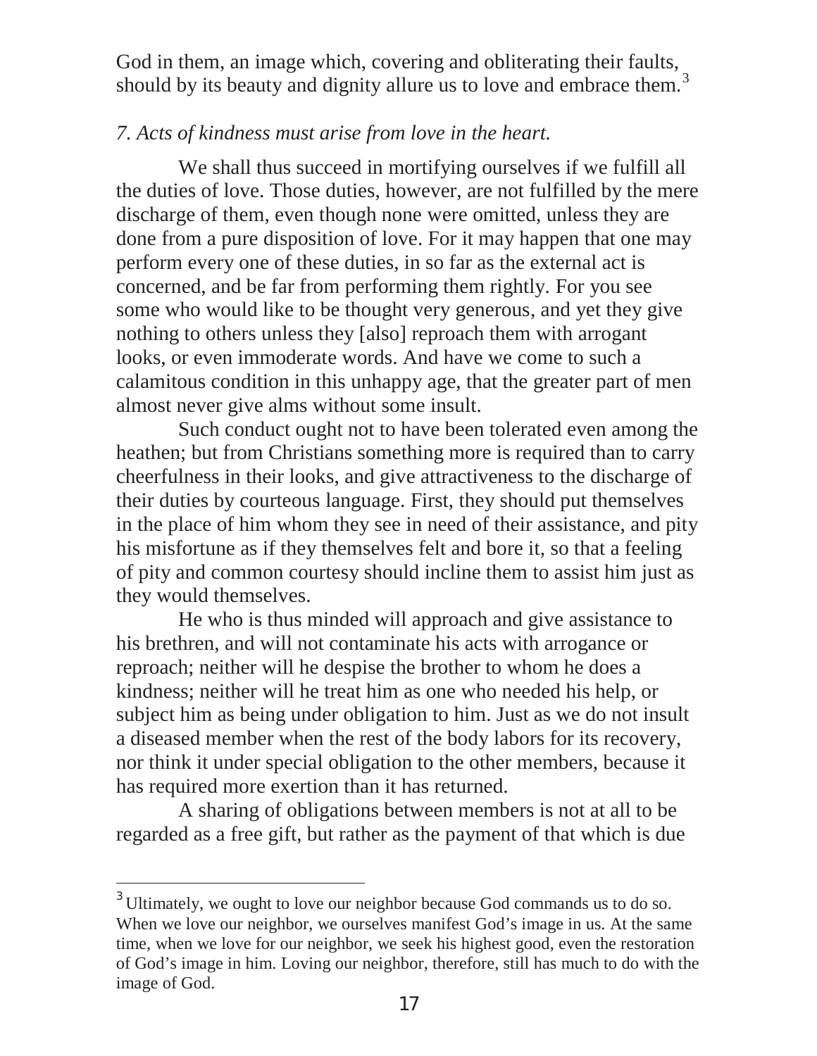God in them, an image which, covering and obliterating their faults, should by its beauty and dignity allure us to love and embrace them.[3]

*7. Acts of kindness must arise from love in the heart.*

We shall thus succeed in mortifying ourselves if we fulfill all the duties of love. Those duties, however, are not fulfilled by the mere discharge of them, even though none were omitted, unless they are done from a pure disposition of love. For it may happen that one may perform every one of these duties, in so far as the external act is concerned, and be far from performing them rightly. For you see some who would like to be thought very generous, and yet they give nothing to others unless they [also] reproach them with arrogant looks, or even immoderate words. And have we come to such a calamitous condition in this unhappy age, that the greater part of men almost never give alms without some insult.

Such conduct ought not to have been tolerated even among the heathen; but from Christians something more is required than to carry cheerfulness in their looks, and give attractiveness to the discharge of their duties by courteous language. First, they should put themselves in the place of him whom they see in need of their assistance, and pity his misfortune as if they themselves felt and bore it, so that a feeling of pity and common courtesy should incline them to assist him just as they would themselves.

He who is thus minded will approach and give assistance to his brethren, and will not contaminate his acts with arrogance or reproach; neither will he despise the brother to whom he does a kindness; neither will he treat him as one who needed his help, or subject him as being under obligation to him. Just as we do not insult a diseased member when the rest of the body labors for its recovery, nor think it under special obligation to the other members, because it has required more exertion than it has returned.

A sharing of obligations between members is not at all to be regarded as a free gift, but rather as the payment of that which is due

---

[3] Ultimately, we ought to love our neighbor because God commands us to do so. When we love our neighbor, we ourselves manifest God's image in us. At the same time, when we love for our neighbor, we seek his highest good, even the restoration of God's image in him. Loving our neighbor, therefore, still has much to do with the image of God.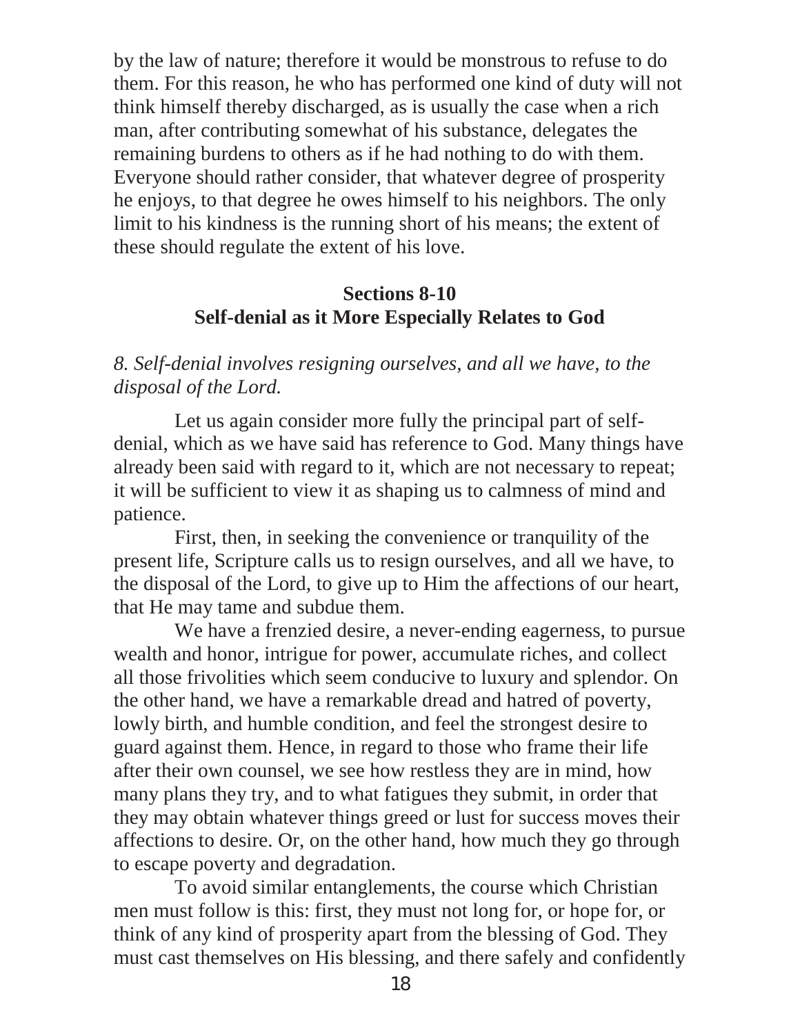by the law of nature; therefore it would be monstrous to refuse to do them. For this reason, he who has performed one kind of duty will not think himself thereby discharged, as is usually the case when a rich man, after contributing somewhat of his substance, delegates the remaining burdens to others as if he had nothing to do with them. Everyone should rather consider, that whatever degree of prosperity he enjoys, to that degree he owes himself to his neighbors. The only limit to his kindness is the running short of his means; the extent of these should regulate the extent of his love.

## Sections 8-10
## Self-denial as it More Especially Relates to God

*8. Self-denial involves resigning ourselves, and all we have, to the disposal of the Lord.*

Let us again consider more fully the principal part of self-denial, which as we have said has reference to God. Many things have already been said with regard to it, which are not necessary to repeat; it will be sufficient to view it as shaping us to calmness of mind and patience.

First, then, in seeking the convenience or tranquility of the present life, Scripture calls us to resign ourselves, and all we have, to the disposal of the Lord, to give up to Him the affections of our heart, that He may tame and subdue them.

We have a frenzied desire, a never-ending eagerness, to pursue wealth and honor, intrigue for power, accumulate riches, and collect all those frivolities which seem conducive to luxury and splendor. On the other hand, we have a remarkable dread and hatred of poverty, lowly birth, and humble condition, and feel the strongest desire to guard against them. Hence, in regard to those who frame their life after their own counsel, we see how restless they are in mind, how many plans they try, and to what fatigues they submit, in order that they may obtain whatever things greed or lust for success moves their affections to desire. Or, on the other hand, how much they go through to escape poverty and degradation.

To avoid similar entanglements, the course which Christian men must follow is this: first, they must not long for, or hope for, or think of any kind of prosperity apart from the blessing of God. They must cast themselves on His blessing, and there safely and confidently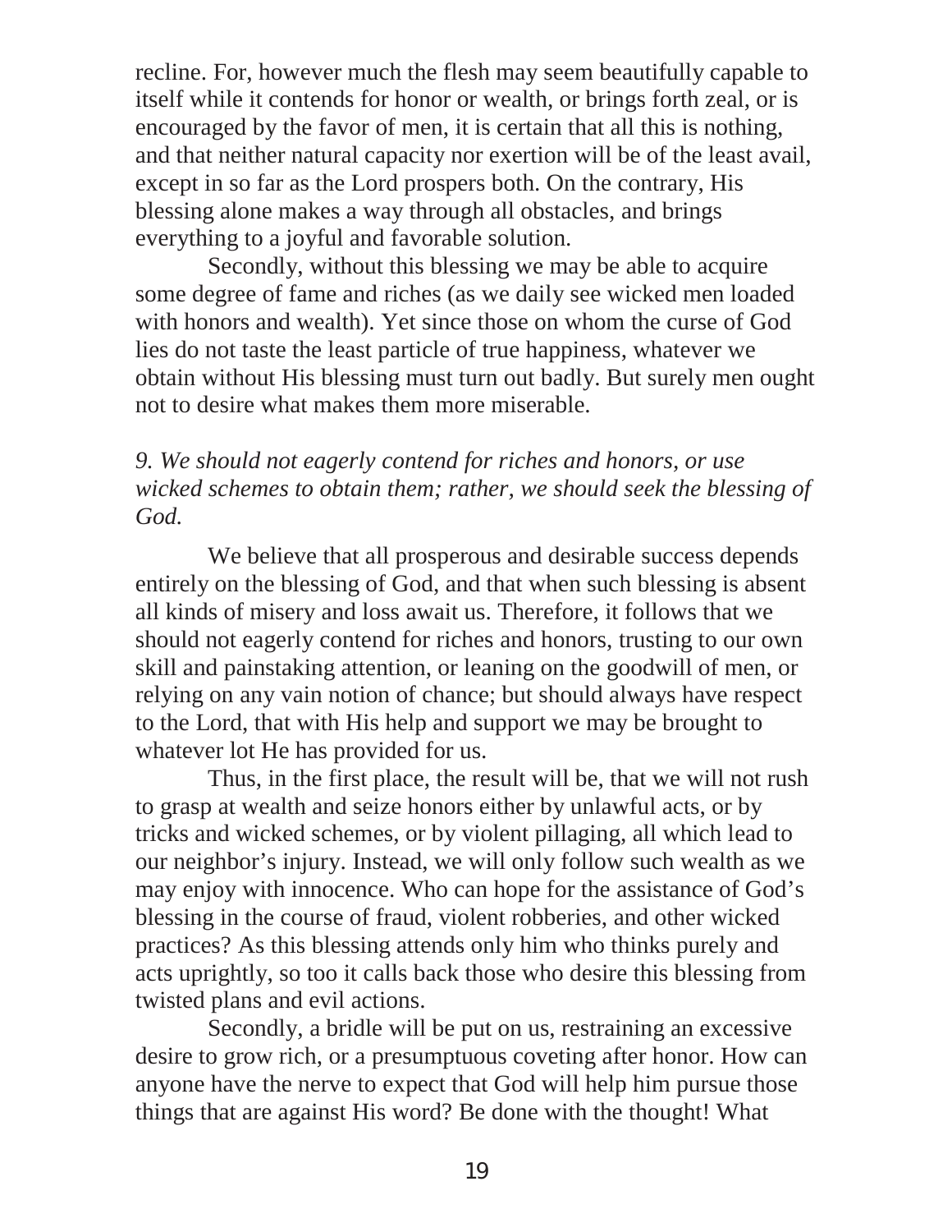recline. For, however much the flesh may seem beautifully capable to itself while it contends for honor or wealth, or brings forth zeal, or is encouraged by the favor of men, it is certain that all this is nothing, and that neither natural capacity nor exertion will be of the least avail, except in so far as the Lord prospers both. On the contrary, His blessing alone makes a way through all obstacles, and brings everything to a joyful and favorable solution.

Secondly, without this blessing we may be able to acquire some degree of fame and riches (as we daily see wicked men loaded with honors and wealth). Yet since those on whom the curse of God lies do not taste the least particle of true happiness, whatever we obtain without His blessing must turn out badly. But surely men ought not to desire what makes them more miserable.

*9. We should not eagerly contend for riches and honors, or use wicked schemes to obtain them; rather, we should seek the blessing of God.*

We believe that all prosperous and desirable success depends entirely on the blessing of God, and that when such blessing is absent all kinds of misery and loss await us. Therefore, it follows that we should not eagerly contend for riches and honors, trusting to our own skill and painstaking attention, or leaning on the goodwill of men, or relying on any vain notion of chance; but should always have respect to the Lord, that with His help and support we may be brought to whatever lot He has provided for us.

Thus, in the first place, the result will be, that we will not rush to grasp at wealth and seize honors either by unlawful acts, or by tricks and wicked schemes, or by violent pillaging, all which lead to our neighbor's injury. Instead, we will only follow such wealth as we may enjoy with innocence. Who can hope for the assistance of God's blessing in the course of fraud, violent robberies, and other wicked practices? As this blessing attends only him who thinks purely and acts uprightly, so too it calls back those who desire this blessing from twisted plans and evil actions.

Secondly, a bridle will be put on us, restraining an excessive desire to grow rich, or a presumptuous coveting after honor. How can anyone have the nerve to expect that God will help him pursue those things that are against His word? Be done with the thought! What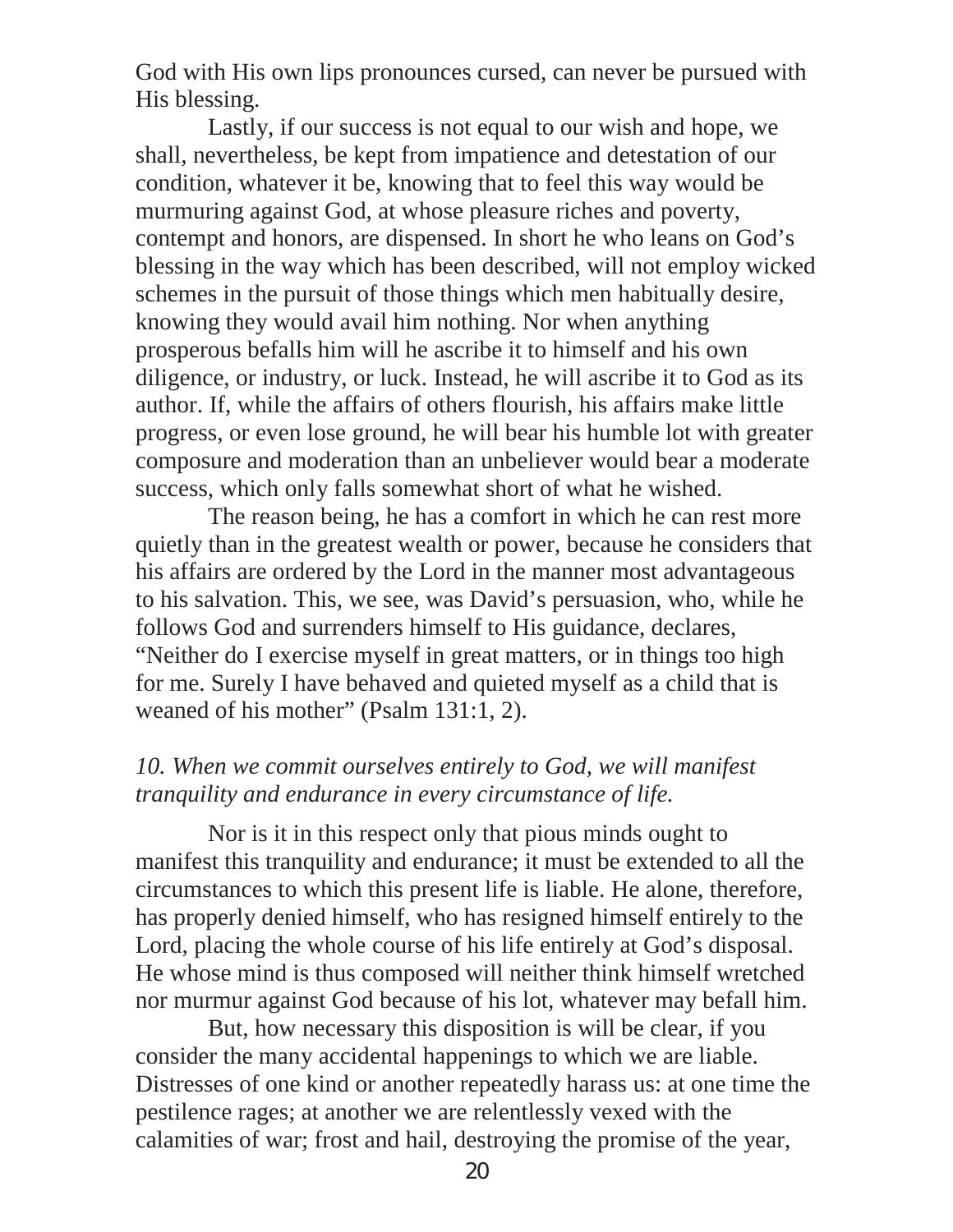God with His own lips pronounces cursed, can never be pursued with His blessing.

Lastly, if our success is not equal to our wish and hope, we shall, nevertheless, be kept from impatience and detestation of our condition, whatever it be, knowing that to feel this way would be murmuring against God, at whose pleasure riches and poverty, contempt and honors, are dispensed. In short he who leans on God's blessing in the way which has been described, will not employ wicked schemes in the pursuit of those things which men habitually desire, knowing they would avail him nothing. Nor when anything prosperous befalls him will he ascribe it to himself and his own diligence, or industry, or luck. Instead, he will ascribe it to God as its author. If, while the affairs of others flourish, his affairs make little progress, or even lose ground, he will bear his humble lot with greater composure and moderation than an unbeliever would bear a moderate success, which only falls somewhat short of what he wished.

The reason being, he has a comfort in which he can rest more quietly than in the greatest wealth or power, because he considers that his affairs are ordered by the Lord in the manner most advantageous to his salvation. This, we see, was David's persuasion, who, while he follows God and surrenders himself to His guidance, declares, "Neither do I exercise myself in great matters, or in things too high for me. Surely I have behaved and quieted myself as a child that is weaned of his mother" (Psalm 131:1, 2).

### *10. When we commit ourselves entirely to God, we will manifest tranquility and endurance in every circumstance of life.*

Nor is it in this respect only that pious minds ought to manifest this tranquility and endurance; it must be extended to all the circumstances to which this present life is liable. He alone, therefore, has properly denied himself, who has resigned himself entirely to the Lord, placing the whole course of his life entirely at God's disposal. He whose mind is thus composed will neither think himself wretched nor murmur against God because of his lot, whatever may befall him.

But, how necessary this disposition is will be clear, if you consider the many accidental happenings to which we are liable. Distresses of one kind or another repeatedly harass us: at one time the pestilence rages; at another we are relentlessly vexed with the calamities of war; frost and hail, destroying the promise of the year,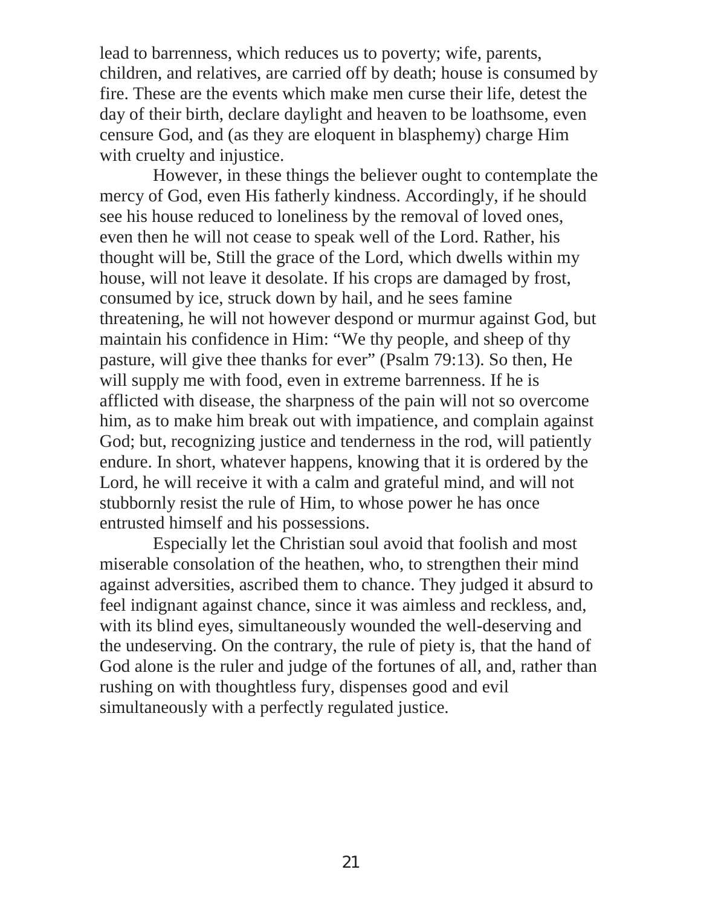lead to barrenness, which reduces us to poverty; wife, parents, children, and relatives, are carried off by death; house is consumed by fire. These are the events which make men curse their life, detest the day of their birth, declare daylight and heaven to be loathsome, even censure God, and (as they are eloquent in blasphemy) charge Him with cruelty and injustice.

However, in these things the believer ought to contemplate the mercy of God, even His fatherly kindness. Accordingly, if he should see his house reduced to loneliness by the removal of loved ones, even then he will not cease to speak well of the Lord. Rather, his thought will be, Still the grace of the Lord, which dwells within my house, will not leave it desolate. If his crops are damaged by frost, consumed by ice, struck down by hail, and he sees famine threatening, he will not however despond or murmur against God, but maintain his confidence in Him: "We thy people, and sheep of thy pasture, will give thee thanks for ever" (Psalm 79:13). So then, He will supply me with food, even in extreme barrenness. If he is afflicted with disease, the sharpness of the pain will not so overcome him, as to make him break out with impatience, and complain against God; but, recognizing justice and tenderness in the rod, will patiently endure. In short, whatever happens, knowing that it is ordered by the Lord, he will receive it with a calm and grateful mind, and will not stubbornly resist the rule of Him, to whose power he has once entrusted himself and his possessions.

Especially let the Christian soul avoid that foolish and most miserable consolation of the heathen, who, to strengthen their mind against adversities, ascribed them to chance. They judged it absurd to feel indignant against chance, since it was aimless and reckless, and, with its blind eyes, simultaneously wounded the well-deserving and the undeserving. On the contrary, the rule of piety is, that the hand of God alone is the ruler and judge of the fortunes of all, and, rather than rushing on with thoughtless fury, dispenses good and evil simultaneously with a perfectly regulated justice.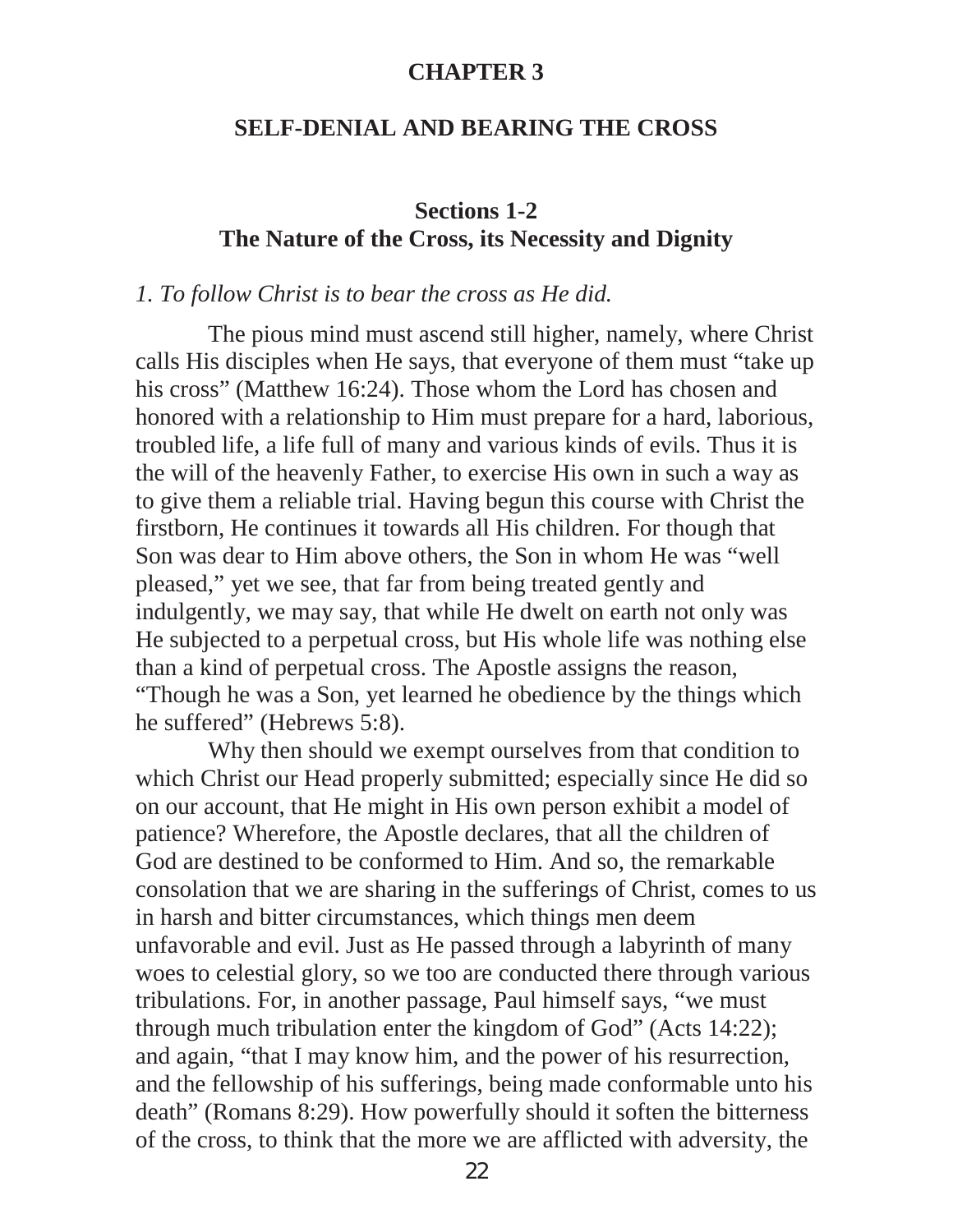# CHAPTER 3

## SELF-DENIAL AND BEARING THE CROSS

### Sections 1-2
### The Nature of the Cross, its Necessity and Dignity

*1. To follow Christ is to bear the cross as He did.*

The pious mind must ascend still higher, namely, where Christ calls His disciples when He says, that everyone of them must "take up his cross" (Matthew 16:24). Those whom the Lord has chosen and honored with a relationship to Him must prepare for a hard, laborious, troubled life, a life full of many and various kinds of evils. Thus it is the will of the heavenly Father, to exercise His own in such a way as to give them a reliable trial. Having begun this course with Christ the firstborn, He continues it towards all His children. For though that Son was dear to Him above others, the Son in whom He was "well pleased," yet we see, that far from being treated gently and indulgently, we may say, that while He dwelt on earth not only was He subjected to a perpetual cross, but His whole life was nothing else than a kind of perpetual cross. The Apostle assigns the reason, "Though he was a Son, yet learned he obedience by the things which he suffered" (Hebrews 5:8).

Why then should we exempt ourselves from that condition to which Christ our Head properly submitted; especially since He did so on our account, that He might in His own person exhibit a model of patience? Wherefore, the Apostle declares, that all the children of God are destined to be conformed to Him. And so, the remarkable consolation that we are sharing in the sufferings of Christ, comes to us in harsh and bitter circumstances, which things men deem unfavorable and evil. Just as He passed through a labyrinth of many woes to celestial glory, so we too are conducted there through various tribulations. For, in another passage, Paul himself says, "we must through much tribulation enter the kingdom of God" (Acts 14:22); and again, "that I may know him, and the power of his resurrection, and the fellowship of his sufferings, being made conformable unto his death" (Romans 8:29). How powerfully should it soften the bitterness of the cross, to think that the more we are afflicted with adversity, the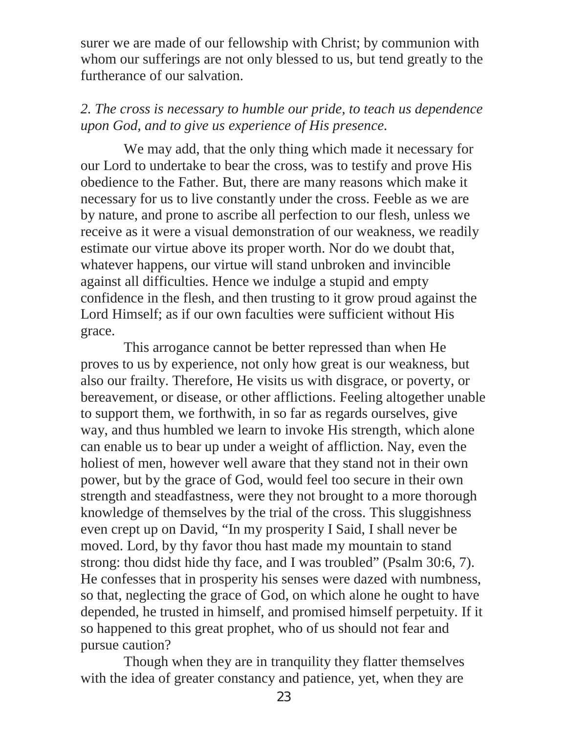surer we are made of our fellowship with Christ; by communion with whom our sufferings are not only blessed to us, but tend greatly to the furtherance of our salvation.

*2. The cross is necessary to humble our pride, to teach us dependence upon God, and to give us experience of His presence.*

We may add, that the only thing which made it necessary for our Lord to undertake to bear the cross, was to testify and prove His obedience to the Father. But, there are many reasons which make it necessary for us to live constantly under the cross. Feeble as we are by nature, and prone to ascribe all perfection to our flesh, unless we receive as it were a visual demonstration of our weakness, we readily estimate our virtue above its proper worth. Nor do we doubt that, whatever happens, our virtue will stand unbroken and invincible against all difficulties. Hence we indulge a stupid and empty confidence in the flesh, and then trusting to it grow proud against the Lord Himself; as if our own faculties were sufficient without His grace.

This arrogance cannot be better repressed than when He proves to us by experience, not only how great is our weakness, but also our frailty. Therefore, He visits us with disgrace, or poverty, or bereavement, or disease, or other afflictions. Feeling altogether unable to support them, we forthwith, in so far as regards ourselves, give way, and thus humbled we learn to invoke His strength, which alone can enable us to bear up under a weight of affliction. Nay, even the holiest of men, however well aware that they stand not in their own power, but by the grace of God, would feel too secure in their own strength and steadfastness, were they not brought to a more thorough knowledge of themselves by the trial of the cross. This sluggishness even crept up on David, "In my prosperity I Said, I shall never be moved. Lord, by thy favor thou hast made my mountain to stand strong: thou didst hide thy face, and I was troubled" (Psalm 30:6, 7). He confesses that in prosperity his senses were dazed with numbness, so that, neglecting the grace of God, on which alone he ought to have depended, he trusted in himself, and promised himself perpetuity. If it so happened to this great prophet, who of us should not fear and pursue caution?

Though when they are in tranquility they flatter themselves with the idea of greater constancy and patience, yet, when they are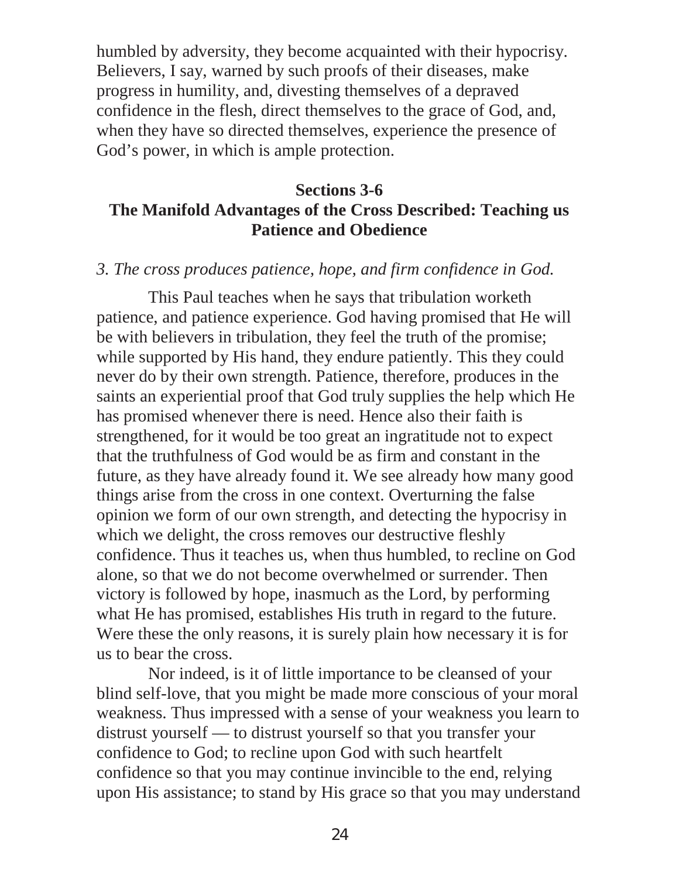humbled by adversity, they become acquainted with their hypocrisy. Believers, I say, warned by such proofs of their diseases, make progress in humility, and, divesting themselves of a depraved confidence in the flesh, direct themselves to the grace of God, and, when they have so directed themselves, experience the presence of God's power, in which is ample protection.

## Sections 3-6
## The Manifold Advantages of the Cross Described: Teaching us Patience and Obedience

*3. The cross produces patience, hope, and firm confidence in God.*

This Paul teaches when he says that tribulation worketh patience, and patience experience. God having promised that He will be with believers in tribulation, they feel the truth of the promise; while supported by His hand, they endure patiently. This they could never do by their own strength. Patience, therefore, produces in the saints an experiential proof that God truly supplies the help which He has promised whenever there is need. Hence also their faith is strengthened, for it would be too great an ingratitude not to expect that the truthfulness of God would be as firm and constant in the future, as they have already found it. We see already how many good things arise from the cross in one context. Overturning the false opinion we form of our own strength, and detecting the hypocrisy in which we delight, the cross removes our destructive fleshly confidence. Thus it teaches us, when thus humbled, to recline on God alone, so that we do not become overwhelmed or surrender. Then victory is followed by hope, inasmuch as the Lord, by performing what He has promised, establishes His truth in regard to the future. Were these the only reasons, it is surely plain how necessary it is for us to bear the cross.

Nor indeed, is it of little importance to be cleansed of your blind self-love, that you might be made more conscious of your moral weakness. Thus impressed with a sense of your weakness you learn to distrust yourself — to distrust yourself so that you transfer your confidence to God; to recline upon God with such heartfelt confidence so that you may continue invincible to the end, relying upon His assistance; to stand by His grace so that you may understand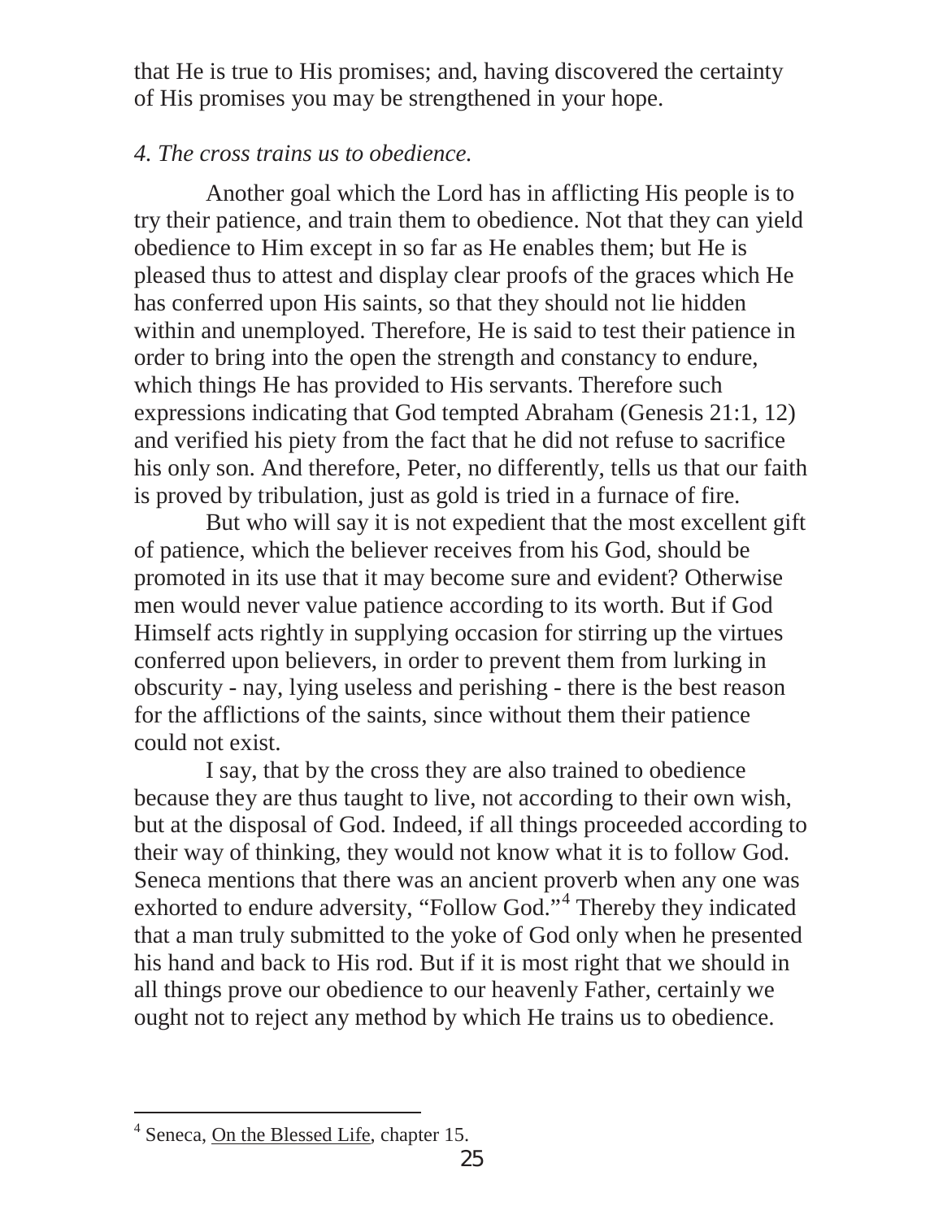that He is true to His promises; and, having discovered the certainty of His promises you may be strengthened in your hope.

*4. The cross trains us to obedience.*

Another goal which the Lord has in afflicting His people is to try their patience, and train them to obedience. Not that they can yield obedience to Him except in so far as He enables them; but He is pleased thus to attest and display clear proofs of the graces which He has conferred upon His saints, so that they should not lie hidden within and unemployed. Therefore, He is said to test their patience in order to bring into the open the strength and constancy to endure, which things He has provided to His servants. Therefore such expressions indicating that God tempted Abraham (Genesis 21:1, 12) and verified his piety from the fact that he did not refuse to sacrifice his only son. And therefore, Peter, no differently, tells us that our faith is proved by tribulation, just as gold is tried in a furnace of fire.

But who will say it is not expedient that the most excellent gift of patience, which the believer receives from his God, should be promoted in its use that it may become sure and evident? Otherwise men would never value patience according to its worth. But if God Himself acts rightly in supplying occasion for stirring up the virtues conferred upon believers, in order to prevent them from lurking in obscurity - nay, lying useless and perishing - there is the best reason for the afflictions of the saints, since without them their patience could not exist.

I say, that by the cross they are also trained to obedience because they are thus taught to live, not according to their own wish, but at the disposal of God. Indeed, if all things proceeded according to their way of thinking, they would not know what it is to follow God. Seneca mentions that there was an ancient proverb when any one was exhorted to endure adversity, "Follow God."[4] Thereby they indicated that a man truly submitted to the yoke of God only when he presented his hand and back to His rod. But if it is most right that we should in all things prove our obedience to our heavenly Father, certainly we ought not to reject any method by which He trains us to obedience.

---

[4] Seneca, On the Blessed Life, chapter 15.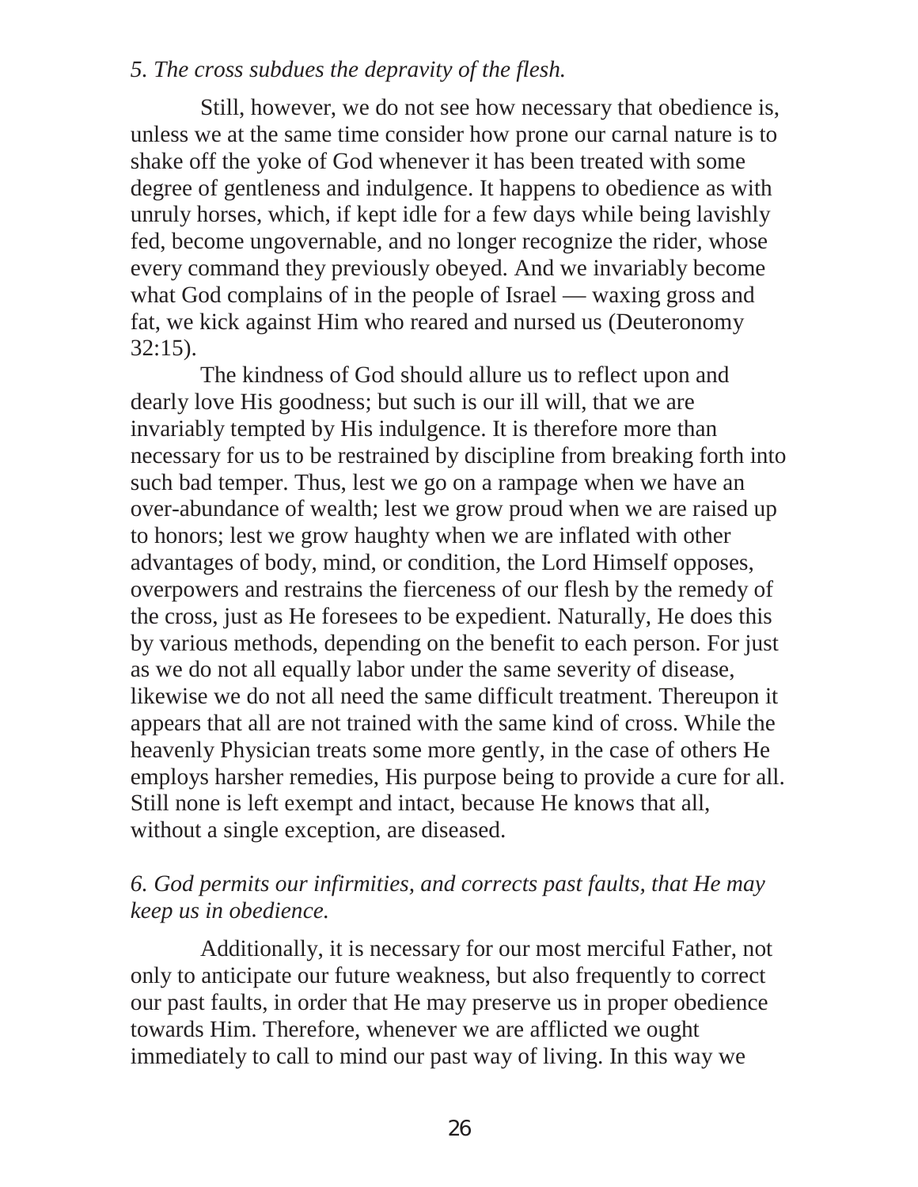*5. The cross subdues the depravity of the flesh.*

Still, however, we do not see how necessary that obedience is, unless we at the same time consider how prone our carnal nature is to shake off the yoke of God whenever it has been treated with some degree of gentleness and indulgence. It happens to obedience as with unruly horses, which, if kept idle for a few days while being lavishly fed, become ungovernable, and no longer recognize the rider, whose every command they previously obeyed. And we invariably become what God complains of in the people of Israel — waxing gross and fat, we kick against Him who reared and nursed us (Deuteronomy 32:15).

The kindness of God should allure us to reflect upon and dearly love His goodness; but such is our ill will, that we are invariably tempted by His indulgence. It is therefore more than necessary for us to be restrained by discipline from breaking forth into such bad temper. Thus, lest we go on a rampage when we have an over-abundance of wealth; lest we grow proud when we are raised up to honors; lest we grow haughty when we are inflated with other advantages of body, mind, or condition, the Lord Himself opposes, overpowers and restrains the fierceness of our flesh by the remedy of the cross, just as He foresees to be expedient. Naturally, He does this by various methods, depending on the benefit to each person. For just as we do not all equally labor under the same severity of disease, likewise we do not all need the same difficult treatment. Thereupon it appears that all are not trained with the same kind of cross. While the heavenly Physician treats some more gently, in the case of others He employs harsher remedies, His purpose being to provide a cure for all. Still none is left exempt and intact, because He knows that all, without a single exception, are diseased.

*6. God permits our infirmities, and corrects past faults, that He may keep us in obedience.*

Additionally, it is necessary for our most merciful Father, not only to anticipate our future weakness, but also frequently to correct our past faults, in order that He may preserve us in proper obedience towards Him. Therefore, whenever we are afflicted we ought immediately to call to mind our past way of living. In this way we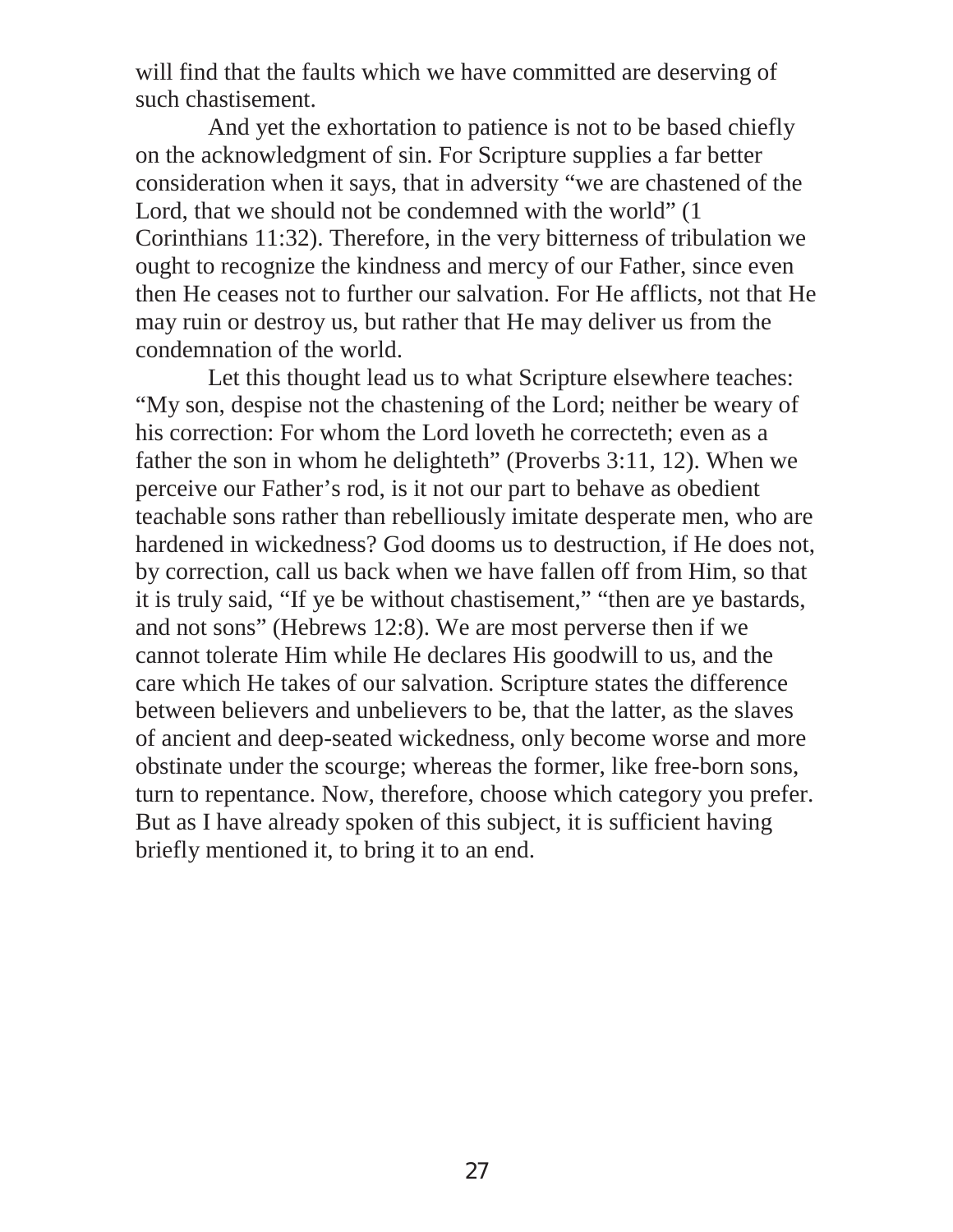will find that the faults which we have committed are deserving of such chastisement.

And yet the exhortation to patience is not to be based chiefly on the acknowledgment of sin. For Scripture supplies a far better consideration when it says, that in adversity “we are chastened of the Lord, that we should not be condemned with the world” (1 Corinthians 11:32). Therefore, in the very bitterness of tribulation we ought to recognize the kindness and mercy of our Father, since even then He ceases not to further our salvation. For He afflicts, not that He may ruin or destroy us, but rather that He may deliver us from the condemnation of the world.

Let this thought lead us to what Scripture elsewhere teaches: “My son, despise not the chastening of the Lord; neither be weary of his correction: For whom the Lord loveth he correcteth; even as a father the son in whom he delighteth” (Proverbs 3:11, 12). When we perceive our Father’s rod, is it not our part to behave as obedient teachable sons rather than rebelliously imitate desperate men, who are hardened in wickedness? God dooms us to destruction, if He does not, by correction, call us back when we have fallen off from Him, so that it is truly said, “If ye be without chastisement,” “then are ye bastards, and not sons” (Hebrews 12:8). We are most perverse then if we cannot tolerate Him while He declares His goodwill to us, and the care which He takes of our salvation. Scripture states the difference between believers and unbelievers to be, that the latter, as the slaves of ancient and deep-seated wickedness, only become worse and more obstinate under the scourge; whereas the former, like free-born sons, turn to repentance. Now, therefore, choose which category you prefer. But as I have already spoken of this subject, it is sufficient having briefly mentioned it, to bring it to an end.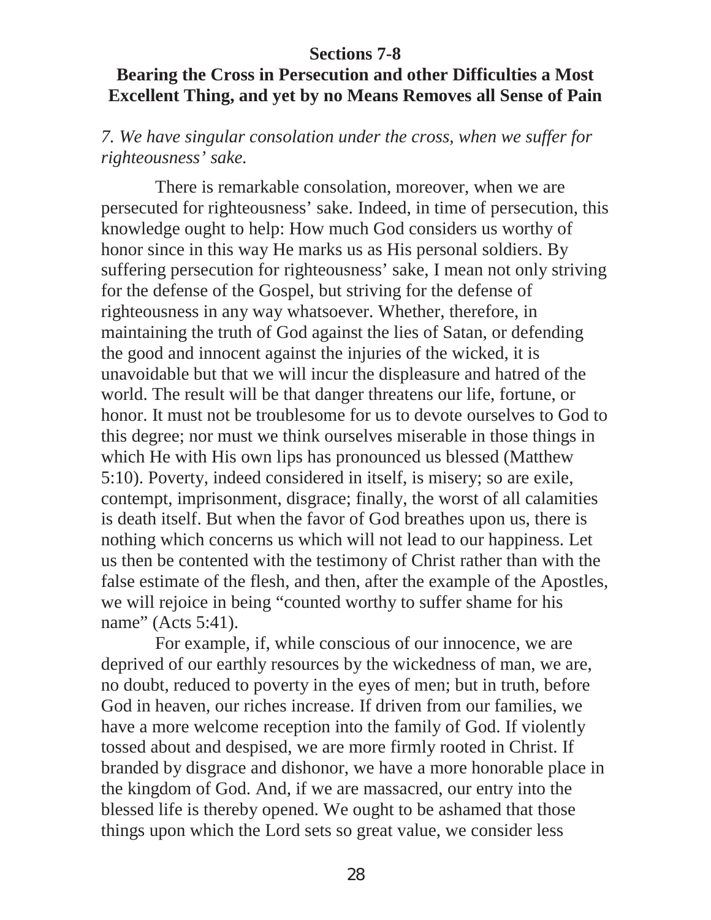## Sections 7-8

## Bearing the Cross in Persecution and other Difficulties a Most Excellent Thing, and yet by no Means Removes all Sense of Pain

*7. We have singular consolation under the cross, when we suffer for righteousness' sake.*

There is remarkable consolation, moreover, when we are persecuted for righteousness' sake. Indeed, in time of persecution, this knowledge ought to help: How much God considers us worthy of honor since in this way He marks us as His personal soldiers. By suffering persecution for righteousness' sake, I mean not only striving for the defense of the Gospel, but striving for the defense of righteousness in any way whatsoever. Whether, therefore, in maintaining the truth of God against the lies of Satan, or defending the good and innocent against the injuries of the wicked, it is unavoidable but that we will incur the displeasure and hatred of the world. The result will be that danger threatens our life, fortune, or honor. It must not be troublesome for us to devote ourselves to God to this degree; nor must we think ourselves miserable in those things in which He with His own lips has pronounced us blessed (Matthew 5:10). Poverty, indeed considered in itself, is misery; so are exile, contempt, imprisonment, disgrace; finally, the worst of all calamities is death itself. But when the favor of God breathes upon us, there is nothing which concerns us which will not lead to our happiness. Let us then be contented with the testimony of Christ rather than with the false estimate of the flesh, and then, after the example of the Apostles, we will rejoice in being "counted worthy to suffer shame for his name" (Acts 5:41).

For example, if, while conscious of our innocence, we are deprived of our earthly resources by the wickedness of man, we are, no doubt, reduced to poverty in the eyes of men; but in truth, before God in heaven, our riches increase. If driven from our families, we have a more welcome reception into the family of God. If violently tossed about and despised, we are more firmly rooted in Christ. If branded by disgrace and dishonor, we have a more honorable place in the kingdom of God. And, if we are massacred, our entry into the blessed life is thereby opened. We ought to be ashamed that those things upon which the Lord sets so great value, we consider less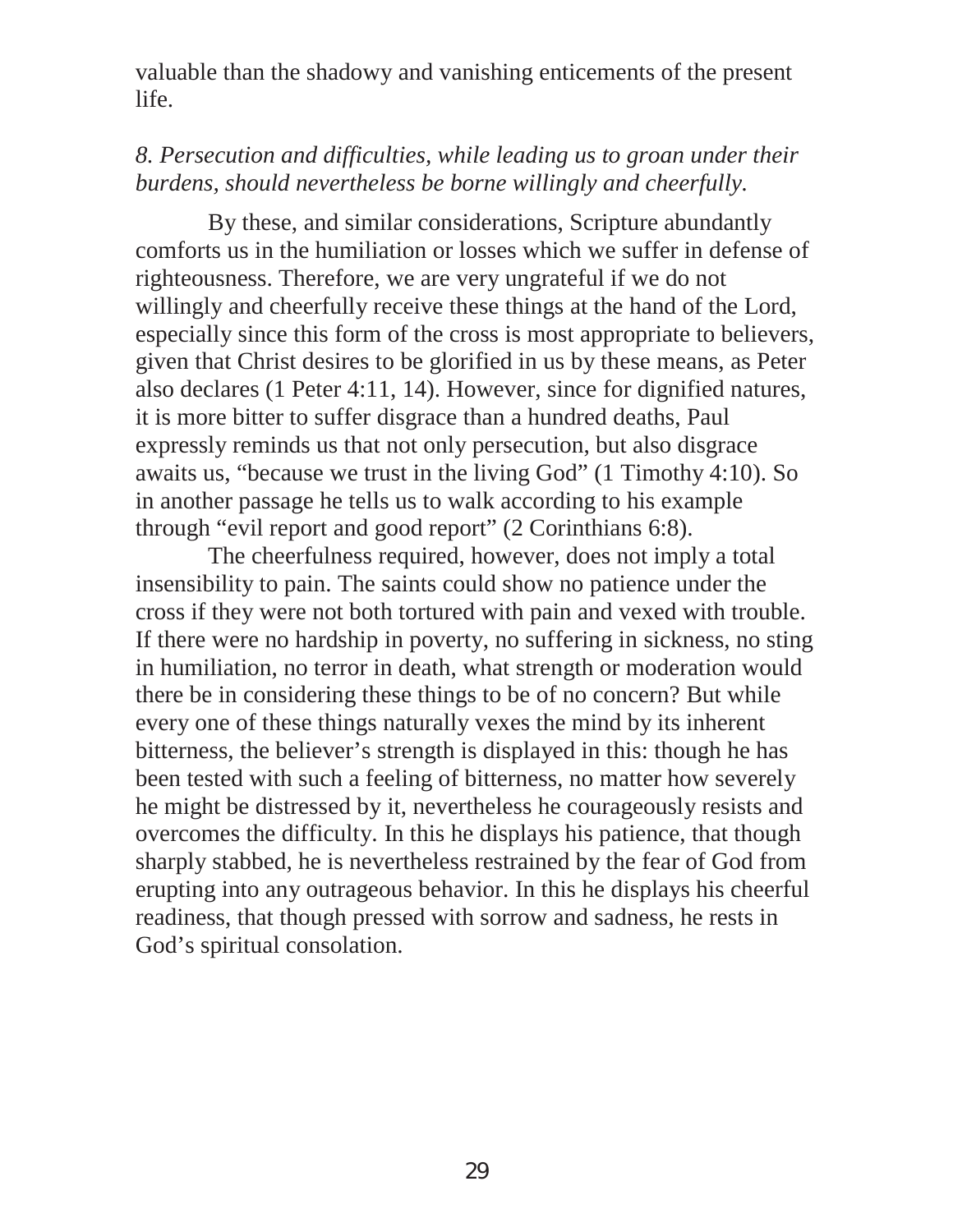valuable than the shadowy and vanishing enticements of the present life.

*8. Persecution and difficulties, while leading us to groan under their burdens, should nevertheless be borne willingly and cheerfully.*

By these, and similar considerations, Scripture abundantly comforts us in the humiliation or losses which we suffer in defense of righteousness. Therefore, we are very ungrateful if we do not willingly and cheerfully receive these things at the hand of the Lord, especially since this form of the cross is most appropriate to believers, given that Christ desires to be glorified in us by these means, as Peter also declares (1 Peter 4:11, 14). However, since for dignified natures, it is more bitter to suffer disgrace than a hundred deaths, Paul expressly reminds us that not only persecution, but also disgrace awaits us, "because we trust in the living God" (1 Timothy 4:10). So in another passage he tells us to walk according to his example through "evil report and good report" (2 Corinthians 6:8).

The cheerfulness required, however, does not imply a total insensibility to pain. The saints could show no patience under the cross if they were not both tortured with pain and vexed with trouble. If there were no hardship in poverty, no suffering in sickness, no sting in humiliation, no terror in death, what strength or moderation would there be in considering these things to be of no concern? But while every one of these things naturally vexes the mind by its inherent bitterness, the believer's strength is displayed in this: though he has been tested with such a feeling of bitterness, no matter how severely he might be distressed by it, nevertheless he courageously resists and overcomes the difficulty. In this he displays his patience, that though sharply stabbed, he is nevertheless restrained by the fear of God from erupting into any outrageous behavior. In this he displays his cheerful readiness, that though pressed with sorrow and sadness, he rests in God's spiritual consolation.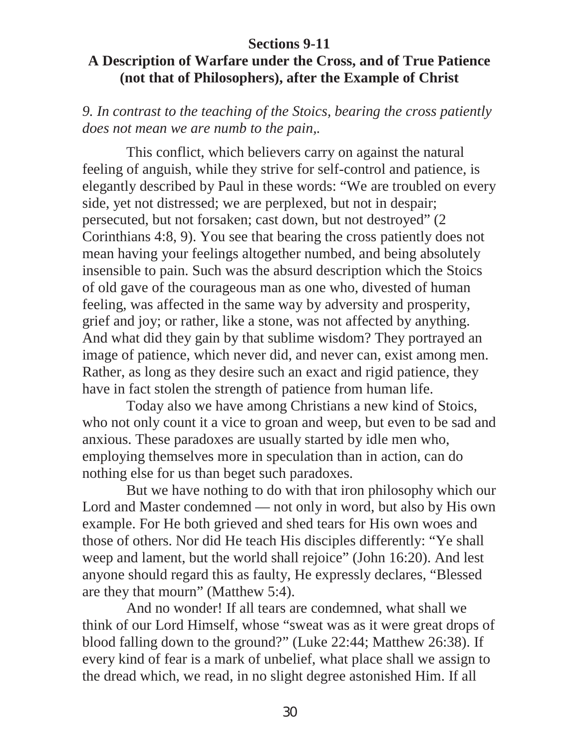## Sections 9-11

## A Description of Warfare under the Cross, and of True Patience (not that of Philosophers), after the Example of Christ

*9. In contrast to the teaching of the Stoics, bearing the cross patiently does not mean we are numb to the pain,.*

This conflict, which believers carry on against the natural feeling of anguish, while they strive for self-control and patience, is elegantly described by Paul in these words: "We are troubled on every side, yet not distressed; we are perplexed, but not in despair; persecuted, but not forsaken; cast down, but not destroyed" (2 Corinthians 4:8, 9). You see that bearing the cross patiently does not mean having your feelings altogether numbed, and being absolutely insensible to pain. Such was the absurd description which the Stoics of old gave of the courageous man as one who, divested of human feeling, was affected in the same way by adversity and prosperity, grief and joy; or rather, like a stone, was not affected by anything. And what did they gain by that sublime wisdom? They portrayed an image of patience, which never did, and never can, exist among men. Rather, as long as they desire such an exact and rigid patience, they have in fact stolen the strength of patience from human life.

Today also we have among Christians a new kind of Stoics, who not only count it a vice to groan and weep, but even to be sad and anxious. These paradoxes are usually started by idle men who, employing themselves more in speculation than in action, can do nothing else for us than beget such paradoxes.

But we have nothing to do with that iron philosophy which our Lord and Master condemned — not only in word, but also by His own example. For He both grieved and shed tears for His own woes and those of others. Nor did He teach His disciples differently: "Ye shall weep and lament, but the world shall rejoice" (John 16:20). And lest anyone should regard this as faulty, He expressly declares, "Blessed are they that mourn" (Matthew 5:4).

And no wonder! If all tears are condemned, what shall we think of our Lord Himself, whose "sweat was as it were great drops of blood falling down to the ground?" (Luke 22:44; Matthew 26:38). If every kind of fear is a mark of unbelief, what place shall we assign to the dread which, we read, in no slight degree astonished Him. If all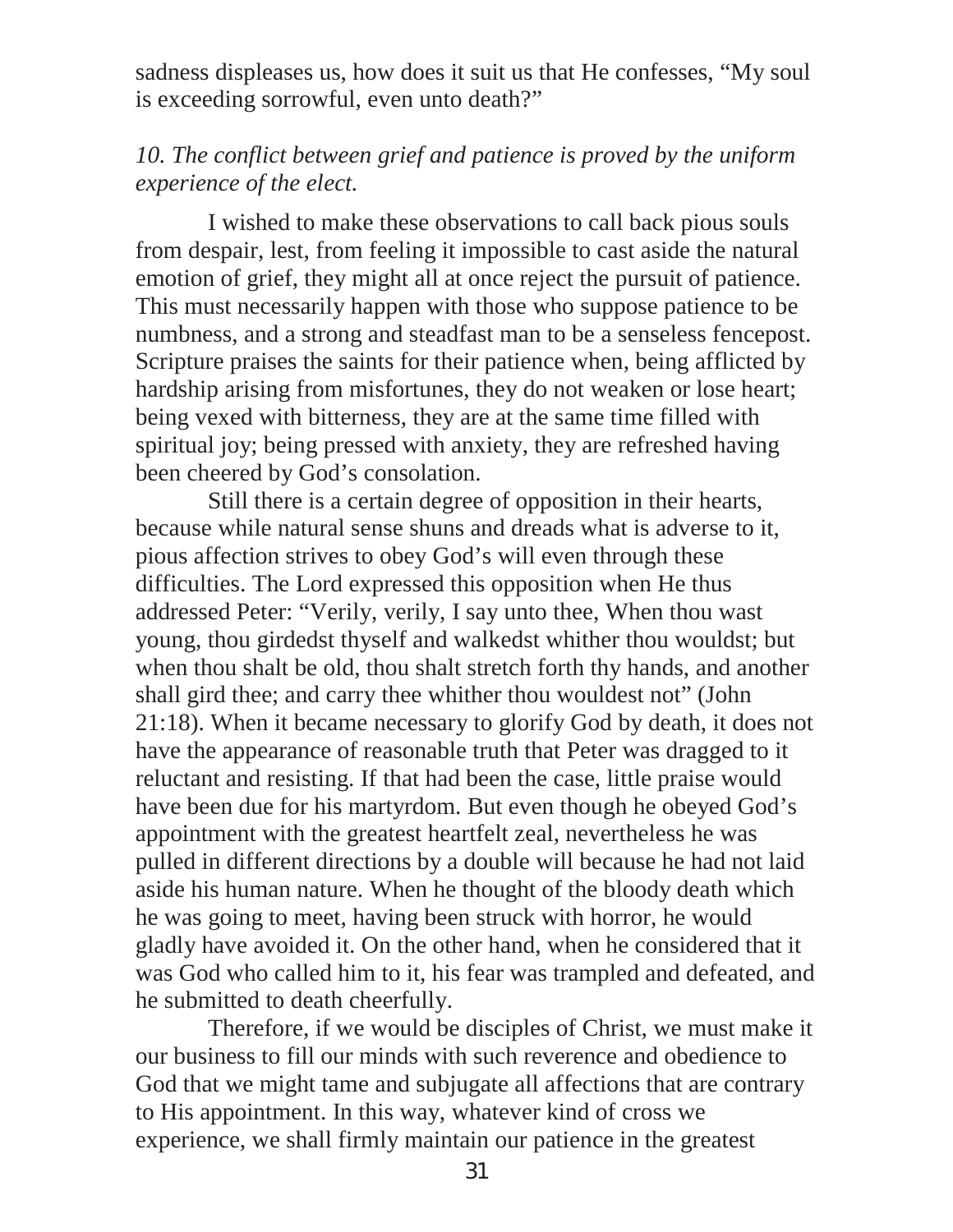sadness displeases us, how does it suit us that He confesses, "My soul is exceeding sorrowful, even unto death?"

*10. The conflict between grief and patience is proved by the uniform experience of the elect.*

I wished to make these observations to call back pious souls from despair, lest, from feeling it impossible to cast aside the natural emotion of grief, they might all at once reject the pursuit of patience. This must necessarily happen with those who suppose patience to be numbness, and a strong and steadfast man to be a senseless fencepost. Scripture praises the saints for their patience when, being afflicted by hardship arising from misfortunes, they do not weaken or lose heart; being vexed with bitterness, they are at the same time filled with spiritual joy; being pressed with anxiety, they are refreshed having been cheered by God's consolation.

Still there is a certain degree of opposition in their hearts, because while natural sense shuns and dreads what is adverse to it, pious affection strives to obey God's will even through these difficulties. The Lord expressed this opposition when He thus addressed Peter: "Verily, verily, I say unto thee, When thou wast young, thou girdedst thyself and walkedst whither thou wouldst; but when thou shalt be old, thou shalt stretch forth thy hands, and another shall gird thee; and carry thee whither thou wouldest not" (John 21:18). When it became necessary to glorify God by death, it does not have the appearance of reasonable truth that Peter was dragged to it reluctant and resisting. If that had been the case, little praise would have been due for his martyrdom. But even though he obeyed God's appointment with the greatest heartfelt zeal, nevertheless he was pulled in different directions by a double will because he had not laid aside his human nature. When he thought of the bloody death which he was going to meet, having been struck with horror, he would gladly have avoided it. On the other hand, when he considered that it was God who called him to it, his fear was trampled and defeated, and he submitted to death cheerfully.

Therefore, if we would be disciples of Christ, we must make it our business to fill our minds with such reverence and obedience to God that we might tame and subjugate all affections that are contrary to His appointment. In this way, whatever kind of cross we experience, we shall firmly maintain our patience in the greatest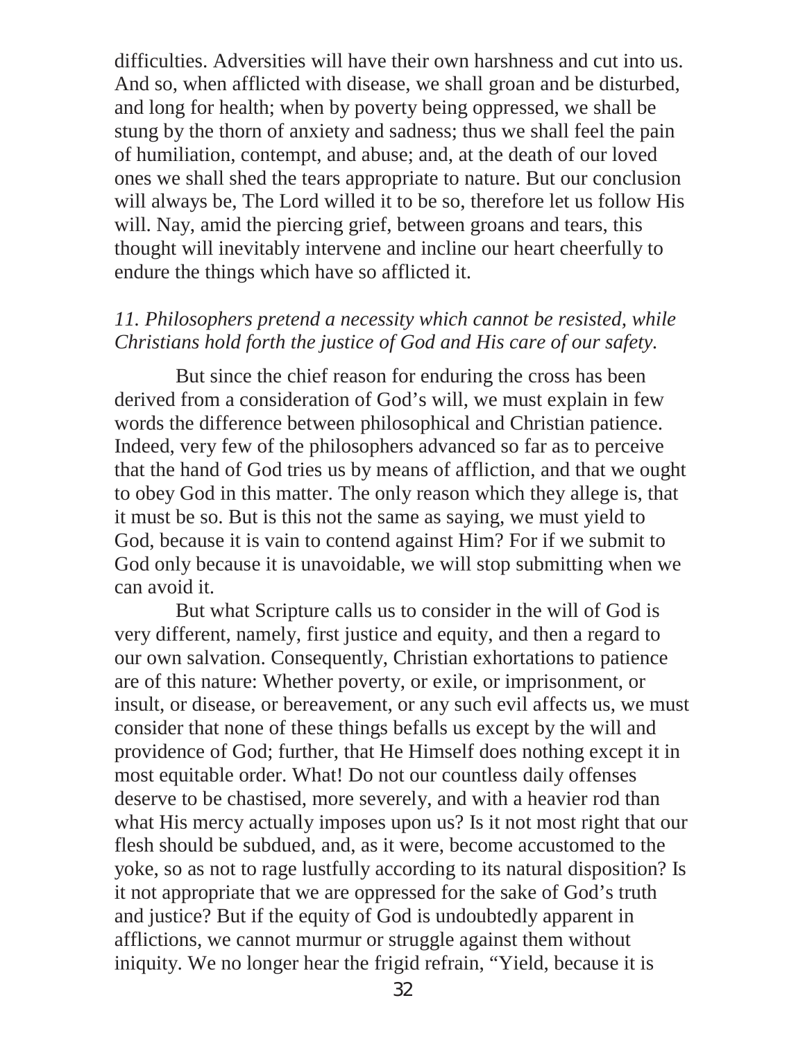difficulties. Adversities will have their own harshness and cut into us. And so, when afflicted with disease, we shall groan and be disturbed, and long for health; when by poverty being oppressed, we shall be stung by the thorn of anxiety and sadness; thus we shall feel the pain of humiliation, contempt, and abuse; and, at the death of our loved ones we shall shed the tears appropriate to nature. But our conclusion will always be, The Lord willed it to be so, therefore let us follow His will. Nay, amid the piercing grief, between groans and tears, this thought will inevitably intervene and incline our heart cheerfully to endure the things which have so afflicted it.

*11. Philosophers pretend a necessity which cannot be resisted, while Christians hold forth the justice of God and His care of our safety.*

But since the chief reason for enduring the cross has been derived from a consideration of God's will, we must explain in few words the difference between philosophical and Christian patience. Indeed, very few of the philosophers advanced so far as to perceive that the hand of God tries us by means of affliction, and that we ought to obey God in this matter. The only reason which they allege is, that it must be so. But is this not the same as saying, we must yield to God, because it is vain to contend against Him? For if we submit to God only because it is unavoidable, we will stop submitting when we can avoid it.

But what Scripture calls us to consider in the will of God is very different, namely, first justice and equity, and then a regard to our own salvation. Consequently, Christian exhortations to patience are of this nature: Whether poverty, or exile, or imprisonment, or insult, or disease, or bereavement, or any such evil affects us, we must consider that none of these things befalls us except by the will and providence of God; further, that He Himself does nothing except it in most equitable order. What! Do not our countless daily offenses deserve to be chastised, more severely, and with a heavier rod than what His mercy actually imposes upon us? Is it not most right that our flesh should be subdued, and, as it were, become accustomed to the yoke, so as not to rage lustfully according to its natural disposition? Is it not appropriate that we are oppressed for the sake of God's truth and justice? But if the equity of God is undoubtedly apparent in afflictions, we cannot murmur or struggle against them without iniquity. We no longer hear the frigid refrain, "Yield, because it is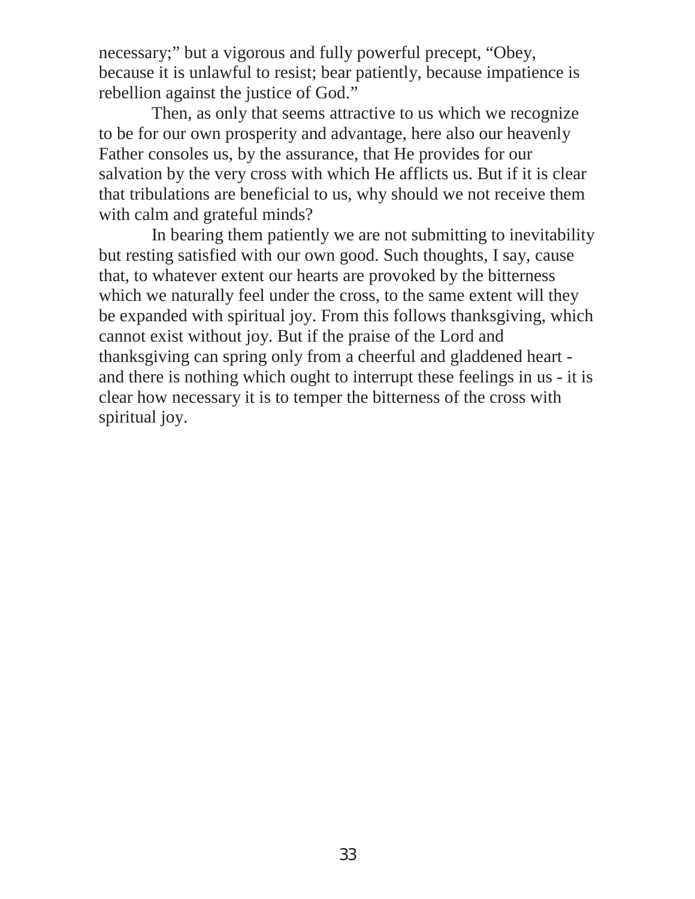necessary;" but a vigorous and fully powerful precept, "Obey, because it is unlawful to resist; bear patiently, because impatience is rebellion against the justice of God."

Then, as only that seems attractive to us which we recognize to be for our own prosperity and advantage, here also our heavenly Father consoles us, by the assurance, that He provides for our salvation by the very cross with which He afflicts us. But if it is clear that tribulations are beneficial to us, why should we not receive them with calm and grateful minds?

In bearing them patiently we are not submitting to inevitability but resting satisfied with our own good. Such thoughts, I say, cause that, to whatever extent our hearts are provoked by the bitterness which we naturally feel under the cross, to the same extent will they be expanded with spiritual joy. From this follows thanksgiving, which cannot exist without joy. But if the praise of the Lord and thanksgiving can spring only from a cheerful and gladdened heart - and there is nothing which ought to interrupt these feelings in us - it is clear how necessary it is to temper the bitterness of the cross with spiritual joy.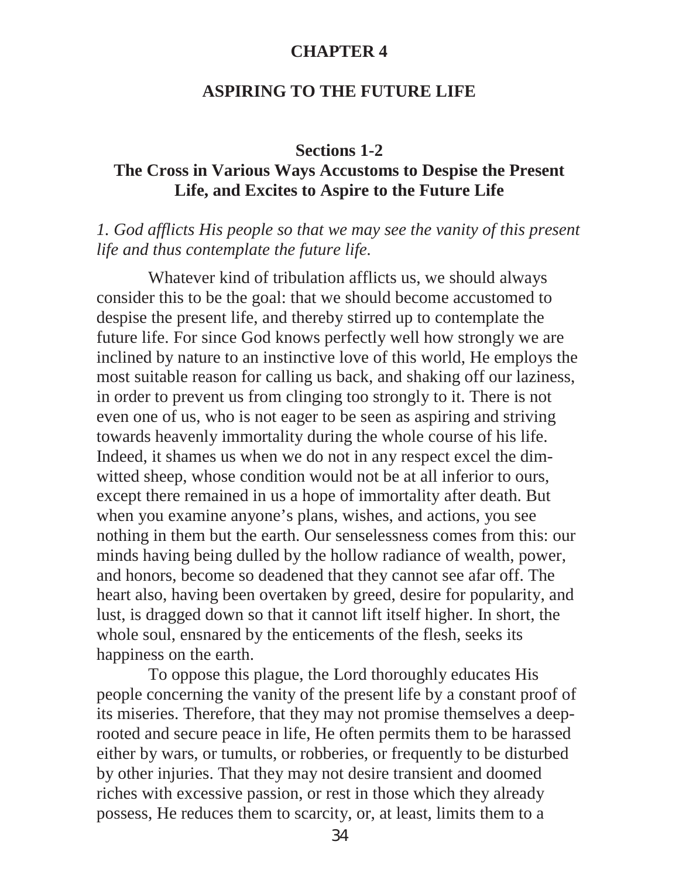# CHAPTER 4

## ASPIRING TO THE FUTURE LIFE

### Sections 1-2
### The Cross in Various Ways Accustoms to Despise the Present Life, and Excites to Aspire to the Future Life

*1. God afflicts His people so that we may see the vanity of this present life and thus contemplate the future life.*

Whatever kind of tribulation afflicts us, we should always consider this to be the goal: that we should become accustomed to despise the present life, and thereby stirred up to contemplate the future life. For since God knows perfectly well how strongly we are inclined by nature to an instinctive love of this world, He employs the most suitable reason for calling us back, and shaking off our laziness, in order to prevent us from clinging too strongly to it. There is not even one of us, who is not eager to be seen as aspiring and striving towards heavenly immortality during the whole course of his life. Indeed, it shames us when we do not in any respect excel the dim-witted sheep, whose condition would not be at all inferior to ours, except there remained in us a hope of immortality after death. But when you examine anyone's plans, wishes, and actions, you see nothing in them but the earth. Our senselessness comes from this: our minds having being dulled by the hollow radiance of wealth, power, and honors, become so deadened that they cannot see afar off. The heart also, having been overtaken by greed, desire for popularity, and lust, is dragged down so that it cannot lift itself higher. In short, the whole soul, ensnared by the enticements of the flesh, seeks its happiness on the earth.

To oppose this plague, the Lord thoroughly educates His people concerning the vanity of the present life by a constant proof of its miseries. Therefore, that they may not promise themselves a deep-rooted and secure peace in life, He often permits them to be harassed either by wars, or tumults, or robberies, or frequently to be disturbed by other injuries. That they may not desire transient and doomed riches with excessive passion, or rest in those which they already possess, He reduces them to scarcity, or, at least, limits them to a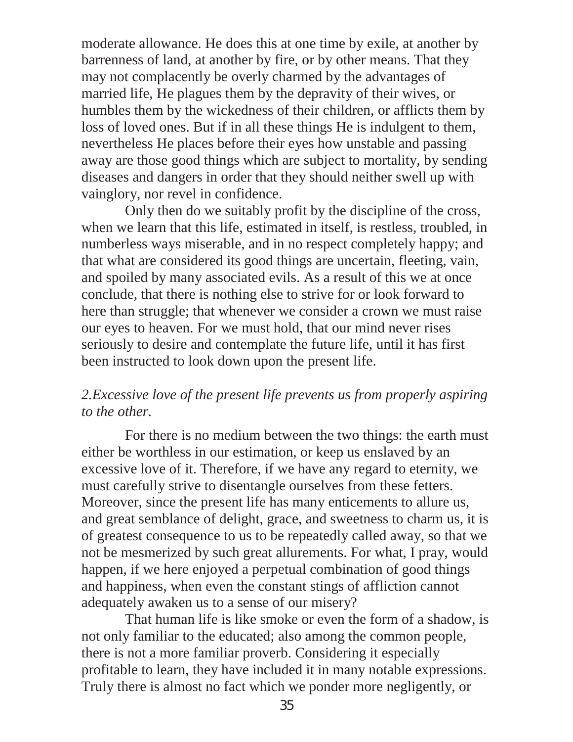moderate allowance. He does this at one time by exile, at another by barrenness of land, at another by fire, or by other means. That they may not complacently be overly charmed by the advantages of married life, He plagues them by the depravity of their wives, or humbles them by the wickedness of their children, or afflicts them by loss of loved ones. But if in all these things He is indulgent to them, nevertheless He places before their eyes how unstable and passing away are those good things which are subject to mortality, by sending diseases and dangers in order that they should neither swell up with vainglory, nor revel in confidence.

Only then do we suitably profit by the discipline of the cross, when we learn that this life, estimated in itself, is restless, troubled, in numberless ways miserable, and in no respect completely happy; and that what are considered its good things are uncertain, fleeting, vain, and spoiled by many associated evils. As a result of this we at once conclude, that there is nothing else to strive for or look forward to here than struggle; that whenever we consider a crown we must raise our eyes to heaven. For we must hold, that our mind never rises seriously to desire and contemplate the future life, until it has first been instructed to look down upon the present life.

*2.Excessive love of the present life prevents us from properly aspiring to the other.*

For there is no medium between the two things: the earth must either be worthless in our estimation, or keep us enslaved by an excessive love of it. Therefore, if we have any regard to eternity, we must carefully strive to disentangle ourselves from these fetters. Moreover, since the present life has many enticements to allure us, and great semblance of delight, grace, and sweetness to charm us, it is of greatest consequence to us to be repeatedly called away, so that we not be mesmerized by such great allurements. For what, I pray, would happen, if we here enjoyed a perpetual combination of good things and happiness, when even the constant stings of affliction cannot adequately awaken us to a sense of our misery?

That human life is like smoke or even the form of a shadow, is not only familiar to the educated; also among the common people, there is not a more familiar proverb. Considering it especially profitable to learn, they have included it in many notable expressions. Truly there is almost no fact which we ponder more negligently, or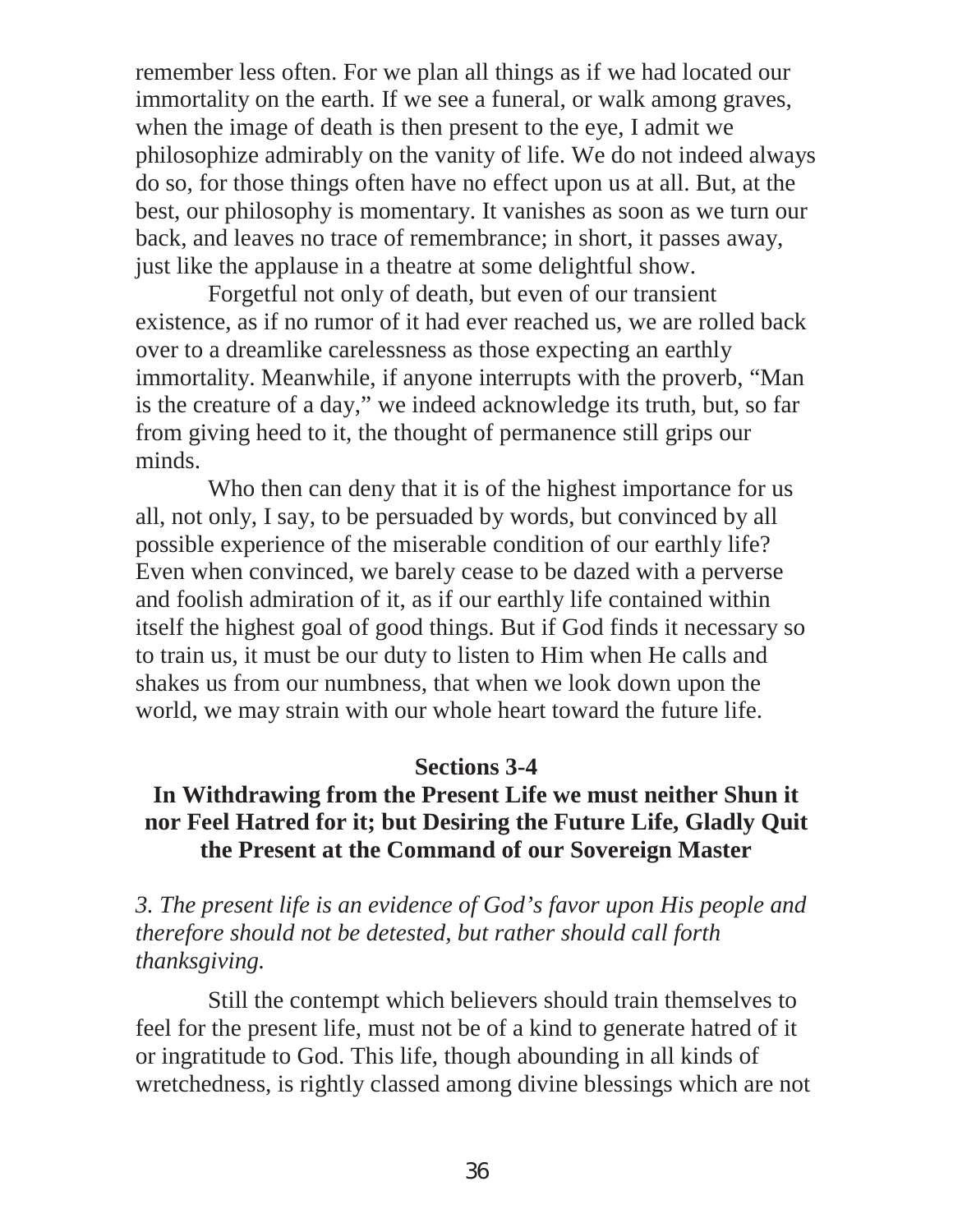remember less often. For we plan all things as if we had located our immortality on the earth. If we see a funeral, or walk among graves, when the image of death is then present to the eye, I admit we philosophize admirably on the vanity of life. We do not indeed always do so, for those things often have no effect upon us at all. But, at the best, our philosophy is momentary. It vanishes as soon as we turn our back, and leaves no trace of remembrance; in short, it passes away, just like the applause in a theatre at some delightful show.

Forgetful not only of death, but even of our transient existence, as if no rumor of it had ever reached us, we are rolled back over to a dreamlike carelessness as those expecting an earthly immortality. Meanwhile, if anyone interrupts with the proverb, "Man is the creature of a day," we indeed acknowledge its truth, but, so far from giving heed to it, the thought of permanence still grips our minds.

Who then can deny that it is of the highest importance for us all, not only, I say, to be persuaded by words, but convinced by all possible experience of the miserable condition of our earthly life? Even when convinced, we barely cease to be dazed with a perverse and foolish admiration of it, as if our earthly life contained within itself the highest goal of good things. But if God finds it necessary so to train us, it must be our duty to listen to Him when He calls and shakes us from our numbness, that when we look down upon the world, we may strain with our whole heart toward the future life.

## Sections 3-4

## In Withdrawing from the Present Life we must neither Shun it nor Feel Hatred for it; but Desiring the Future Life, Gladly Quit the Present at the Command of our Sovereign Master

*3. The present life is an evidence of God's favor upon His people and therefore should not be detested, but rather should call forth thanksgiving.*

Still the contempt which believers should train themselves to feel for the present life, must not be of a kind to generate hatred of it or ingratitude to God. This life, though abounding in all kinds of wretchedness, is rightly classed among divine blessings which are not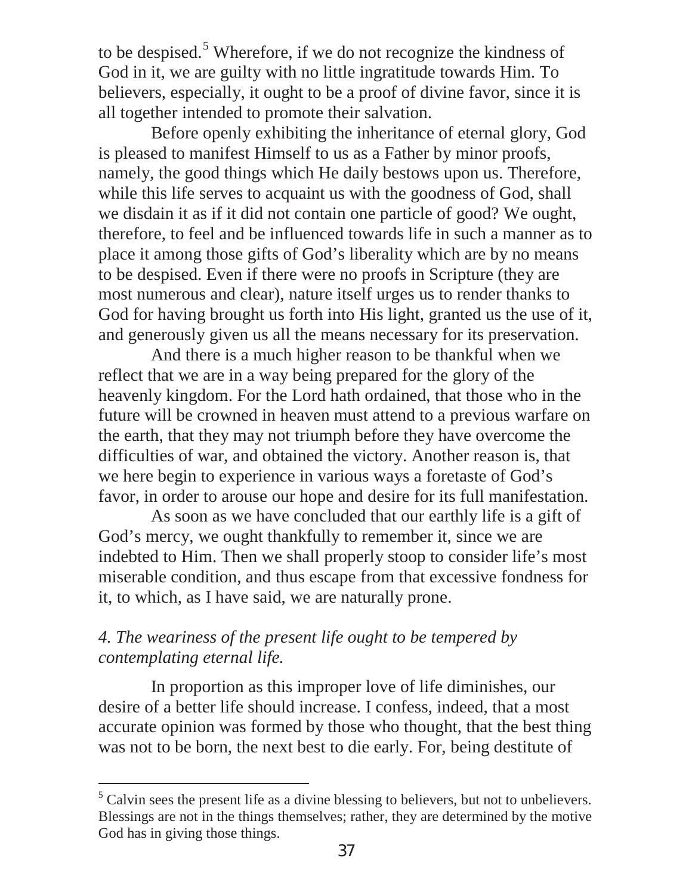to be despised.[5] Wherefore, if we do not recognize the kindness of God in it, we are guilty with no little ingratitude towards Him. To believers, especially, it ought to be a proof of divine favor, since it is all together intended to promote their salvation.

Before openly exhibiting the inheritance of eternal glory, God is pleased to manifest Himself to us as a Father by minor proofs, namely, the good things which He daily bestows upon us. Therefore, while this life serves to acquaint us with the goodness of God, shall we disdain it as if it did not contain one particle of good? We ought, therefore, to feel and be influenced towards life in such a manner as to place it among those gifts of God's liberality which are by no means to be despised. Even if there were no proofs in Scripture (they are most numerous and clear), nature itself urges us to render thanks to God for having brought us forth into His light, granted us the use of it, and generously given us all the means necessary for its preservation.

And there is a much higher reason to be thankful when we reflect that we are in a way being prepared for the glory of the heavenly kingdom. For the Lord hath ordained, that those who in the future will be crowned in heaven must attend to a previous warfare on the earth, that they may not triumph before they have overcome the difficulties of war, and obtained the victory. Another reason is, that we here begin to experience in various ways a foretaste of God's favor, in order to arouse our hope and desire for its full manifestation.

As soon as we have concluded that our earthly life is a gift of God's mercy, we ought thankfully to remember it, since we are indebted to Him. Then we shall properly stoop to consider life's most miserable condition, and thus escape from that excessive fondness for it, to which, as I have said, we are naturally prone.

*4. The weariness of the present life ought to be tempered by contemplating eternal life.*

In proportion as this improper love of life diminishes, our desire of a better life should increase. I confess, indeed, that a most accurate opinion was formed by those who thought, that the best thing was not to be born, the next best to die early. For, being destitute of

---

[5] Calvin sees the present life as a divine blessing to believers, but not to unbelievers. Blessings are not in the things themselves; rather, they are determined by the motive God has in giving those things.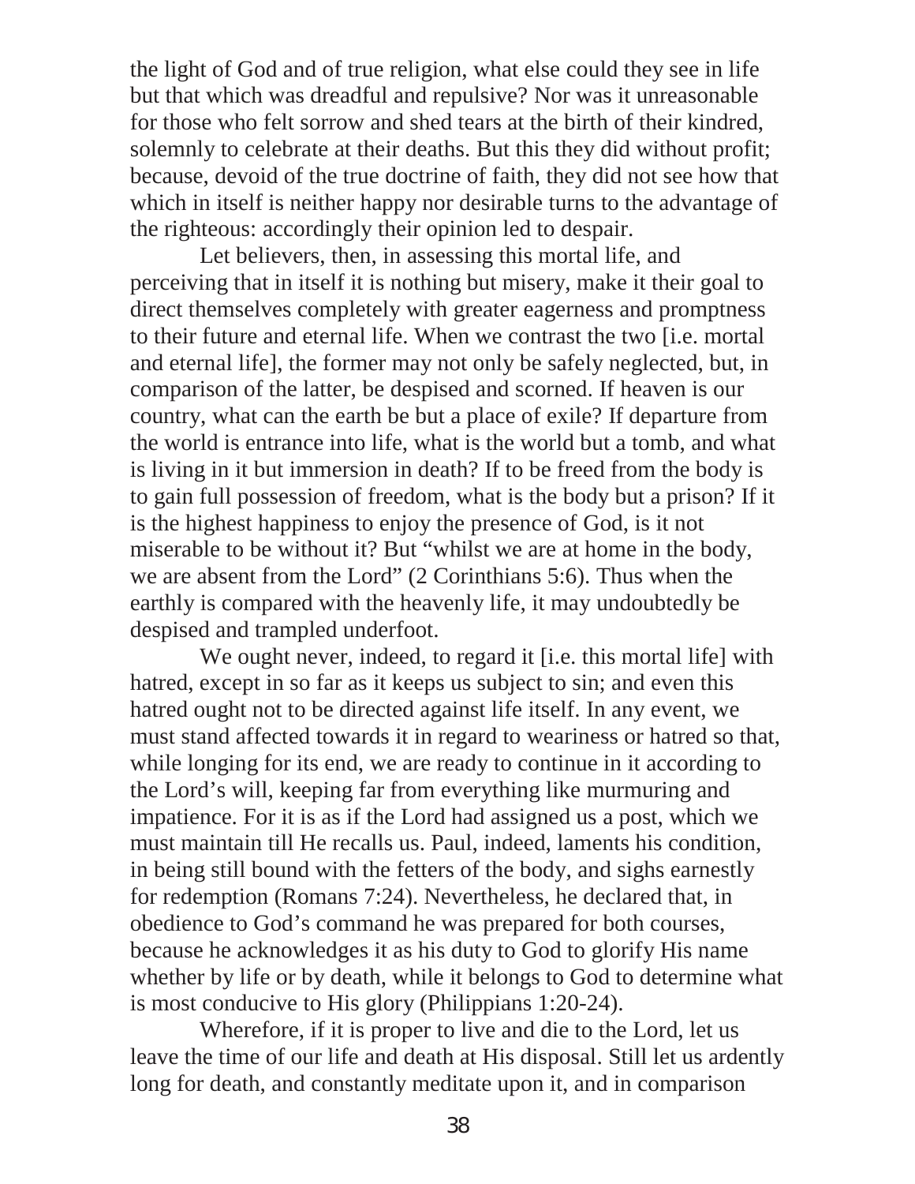the light of God and of true religion, what else could they see in life but that which was dreadful and repulsive? Nor was it unreasonable for those who felt sorrow and shed tears at the birth of their kindred, solemnly to celebrate at their deaths. But this they did without profit; because, devoid of the true doctrine of faith, they did not see how that which in itself is neither happy nor desirable turns to the advantage of the righteous: accordingly their opinion led to despair.

Let believers, then, in assessing this mortal life, and perceiving that in itself it is nothing but misery, make it their goal to direct themselves completely with greater eagerness and promptness to their future and eternal life. When we contrast the two [i.e. mortal and eternal life], the former may not only be safely neglected, but, in comparison of the latter, be despised and scorned. If heaven is our country, what can the earth be but a place of exile? If departure from the world is entrance into life, what is the world but a tomb, and what is living in it but immersion in death? If to be freed from the body is to gain full possession of freedom, what is the body but a prison? If it is the highest happiness to enjoy the presence of God, is it not miserable to be without it? But "whilst we are at home in the body, we are absent from the Lord" (2 Corinthians 5:6). Thus when the earthly is compared with the heavenly life, it may undoubtedly be despised and trampled underfoot.

We ought never, indeed, to regard it [i.e. this mortal life] with hatred, except in so far as it keeps us subject to sin; and even this hatred ought not to be directed against life itself. In any event, we must stand affected towards it in regard to weariness or hatred so that, while longing for its end, we are ready to continue in it according to the Lord's will, keeping far from everything like murmuring and impatience. For it is as if the Lord had assigned us a post, which we must maintain till He recalls us. Paul, indeed, laments his condition, in being still bound with the fetters of the body, and sighs earnestly for redemption (Romans 7:24). Nevertheless, he declared that, in obedience to God's command he was prepared for both courses, because he acknowledges it as his duty to God to glorify His name whether by life or by death, while it belongs to God to determine what is most conducive to His glory (Philippians 1:20-24).

Wherefore, if it is proper to live and die to the Lord, let us leave the time of our life and death at His disposal. Still let us ardently long for death, and constantly meditate upon it, and in comparison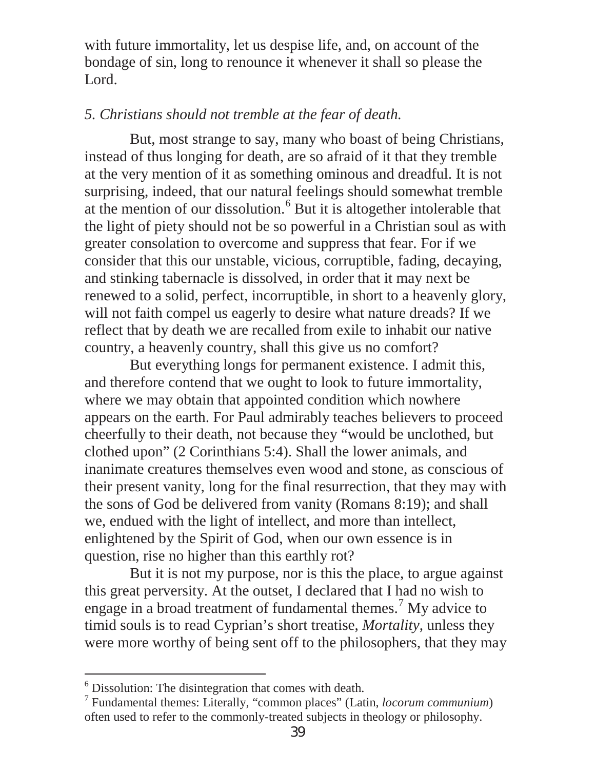with future immortality, let us despise life, and, on account of the bondage of sin, long to renounce it whenever it shall so please the Lord.

*5. Christians should not tremble at the fear of death.*

But, most strange to say, many who boast of being Christians, instead of thus longing for death, are so afraid of it that they tremble at the very mention of it as something ominous and dreadful. It is not surprising, indeed, that our natural feelings should somewhat tremble at the mention of our dissolution.[6] But it is altogether intolerable that the light of piety should not be so powerful in a Christian soul as with greater consolation to overcome and suppress that fear. For if we consider that this our unstable, vicious, corruptible, fading, decaying, and stinking tabernacle is dissolved, in order that it may next be renewed to a solid, perfect, incorruptible, in short to a heavenly glory, will not faith compel us eagerly to desire what nature dreads? If we reflect that by death we are recalled from exile to inhabit our native country, a heavenly country, shall this give us no comfort?

But everything longs for permanent existence. I admit this, and therefore contend that we ought to look to future immortality, where we may obtain that appointed condition which nowhere appears on the earth. For Paul admirably teaches believers to proceed cheerfully to their death, not because they "would be unclothed, but clothed upon" (2 Corinthians 5:4). Shall the lower animals, and inanimate creatures themselves even wood and stone, as conscious of their present vanity, long for the final resurrection, that they may with the sons of God be delivered from vanity (Romans 8:19); and shall we, endued with the light of intellect, and more than intellect, enlightened by the Spirit of God, when our own essence is in question, rise no higher than this earthly rot?

But it is not my purpose, nor is this the place, to argue against this great perversity. At the outset, I declared that I had no wish to engage in a broad treatment of fundamental themes.[7] My advice to timid souls is to read Cyprian's short treatise, *Mortality*, unless they were more worthy of being sent off to the philosophers, that they may

---

[6] Dissolution: The disintegration that comes with death.

[7] Fundamental themes: Literally, "common places" (Latin, *locorum communium*) often used to refer to the commonly-treated subjects in theology or philosophy.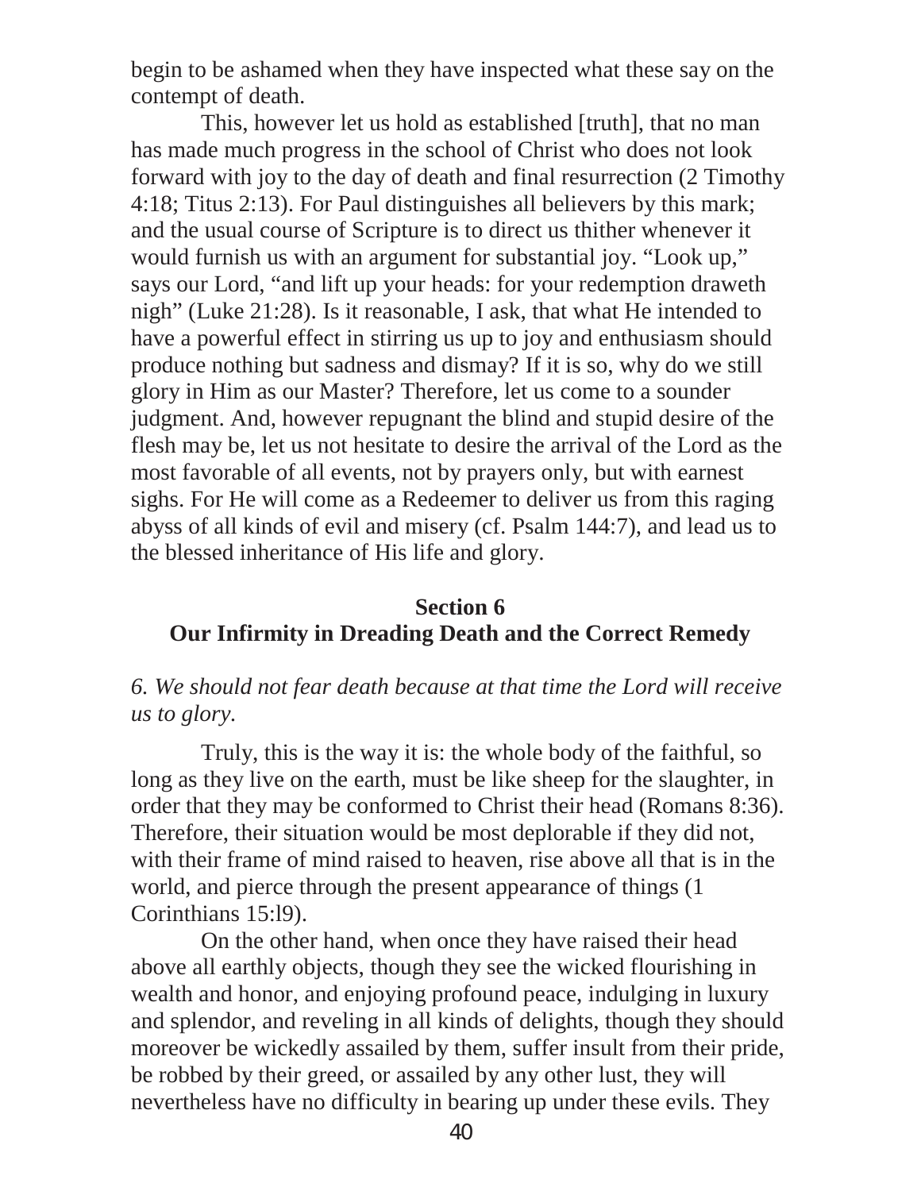begin to be ashamed when they have inspected what these say on the contempt of death.

This, however let us hold as established [truth], that no man has made much progress in the school of Christ who does not look forward with joy to the day of death and final resurrection (2 Timothy 4:18; Titus 2:13). For Paul distinguishes all believers by this mark; and the usual course of Scripture is to direct us thither whenever it would furnish us with an argument for substantial joy. "Look up," says our Lord, "and lift up your heads: for your redemption draweth nigh" (Luke 21:28). Is it reasonable, I ask, that what He intended to have a powerful effect in stirring us up to joy and enthusiasm should produce nothing but sadness and dismay? If it is so, why do we still glory in Him as our Master? Therefore, let us come to a sounder judgment. And, however repugnant the blind and stupid desire of the flesh may be, let us not hesitate to desire the arrival of the Lord as the most favorable of all events, not by prayers only, but with earnest sighs. For He will come as a Redeemer to deliver us from this raging abyss of all kinds of evil and misery (cf. Psalm 144:7), and lead us to the blessed inheritance of His life and glory.

## Section 6
## Our Infirmity in Dreading Death and the Correct Remedy

*6. We should not fear death because at that time the Lord will receive us to glory.*

Truly, this is the way it is: the whole body of the faithful, so long as they live on the earth, must be like sheep for the slaughter, in order that they may be conformed to Christ their head (Romans 8:36). Therefore, their situation would be most deplorable if they did not, with their frame of mind raised to heaven, rise above all that is in the world, and pierce through the present appearance of things (1 Corinthians 15:l9).

On the other hand, when once they have raised their head above all earthly objects, though they see the wicked flourishing in wealth and honor, and enjoying profound peace, indulging in luxury and splendor, and reveling in all kinds of delights, though they should moreover be wickedly assailed by them, suffer insult from their pride, be robbed by their greed, or assailed by any other lust, they will nevertheless have no difficulty in bearing up under these evils. They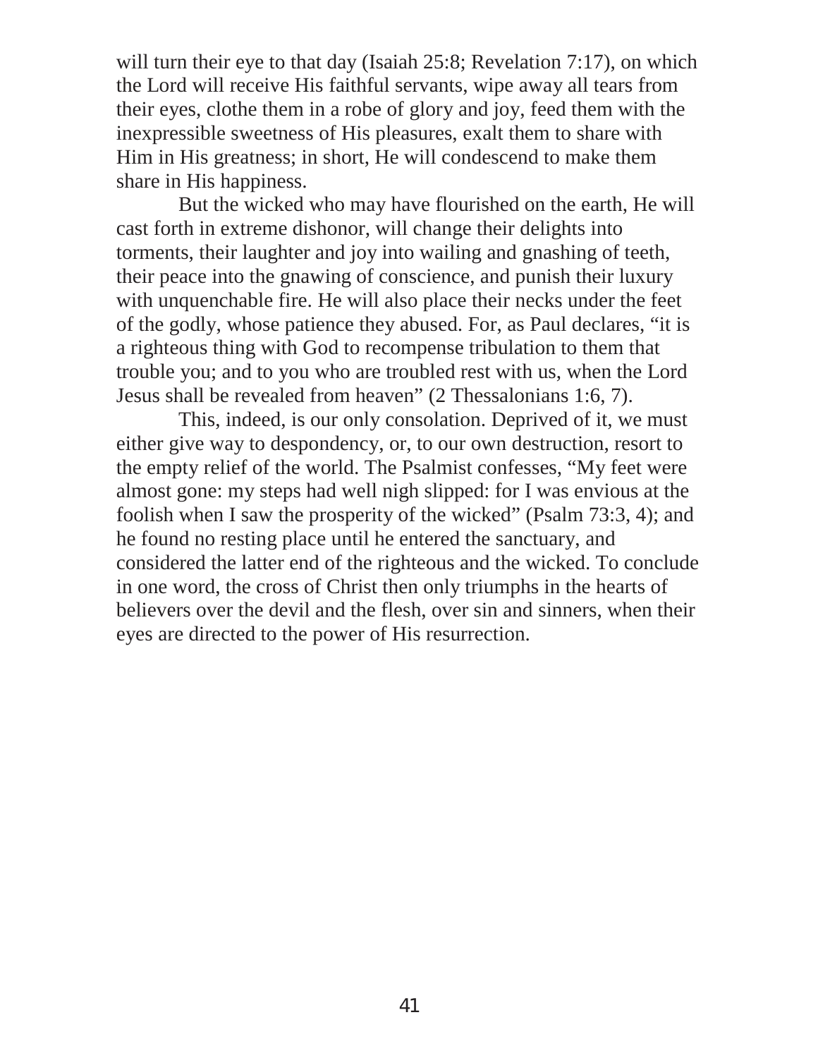will turn their eye to that day (Isaiah 25:8; Revelation 7:17), on which the Lord will receive His faithful servants, wipe away all tears from their eyes, clothe them in a robe of glory and joy, feed them with the inexpressible sweetness of His pleasures, exalt them to share with Him in His greatness; in short, He will condescend to make them share in His happiness.

But the wicked who may have flourished on the earth, He will cast forth in extreme dishonor, will change their delights into torments, their laughter and joy into wailing and gnashing of teeth, their peace into the gnawing of conscience, and punish their luxury with unquenchable fire. He will also place their necks under the feet of the godly, whose patience they abused. For, as Paul declares, "it is a righteous thing with God to recompense tribulation to them that trouble you; and to you who are troubled rest with us, when the Lord Jesus shall be revealed from heaven" (2 Thessalonians 1:6, 7).

This, indeed, is our only consolation. Deprived of it, we must either give way to despondency, or, to our own destruction, resort to the empty relief of the world. The Psalmist confesses, "My feet were almost gone: my steps had well nigh slipped: for I was envious at the foolish when I saw the prosperity of the wicked" (Psalm 73:3, 4); and he found no resting place until he entered the sanctuary, and considered the latter end of the righteous and the wicked. To conclude in one word, the cross of Christ then only triumphs in the hearts of believers over the devil and the flesh, over sin and sinners, when their eyes are directed to the power of His resurrection.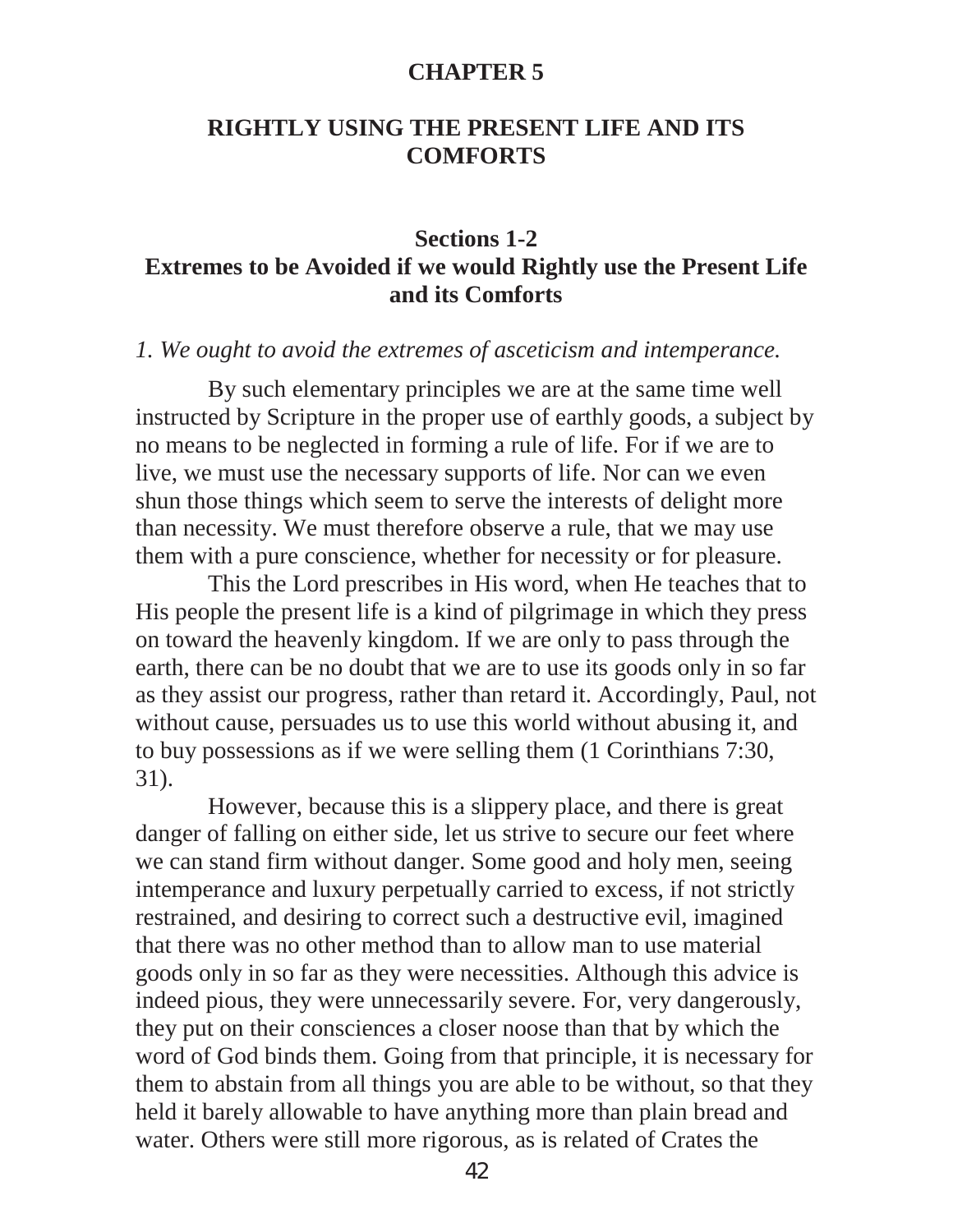# CHAPTER 5

## RIGHTLY USING THE PRESENT LIFE AND ITS COMFORTS

### Sections 1-2
### Extremes to be Avoided if we would Rightly use the Present Life and its Comforts

*1. We ought to avoid the extremes of asceticism and intemperance.*

By such elementary principles we are at the same time well instructed by Scripture in the proper use of earthly goods, a subject by no means to be neglected in forming a rule of life. For if we are to live, we must use the necessary supports of life. Nor can we even shun those things which seem to serve the interests of delight more than necessity. We must therefore observe a rule, that we may use them with a pure conscience, whether for necessity or for pleasure.

This the Lord prescribes in His word, when He teaches that to His people the present life is a kind of pilgrimage in which they press on toward the heavenly kingdom. If we are only to pass through the earth, there can be no doubt that we are to use its goods only in so far as they assist our progress, rather than retard it. Accordingly, Paul, not without cause, persuades us to use this world without abusing it, and to buy possessions as if we were selling them (1 Corinthians 7:30, 31).

However, because this is a slippery place, and there is great danger of falling on either side, let us strive to secure our feet where we can stand firm without danger. Some good and holy men, seeing intemperance and luxury perpetually carried to excess, if not strictly restrained, and desiring to correct such a destructive evil, imagined that there was no other method than to allow man to use material goods only in so far as they were necessities. Although this advice is indeed pious, they were unnecessarily severe. For, very dangerously, they put on their consciences a closer noose than that by which the word of God binds them. Going from that principle, it is necessary for them to abstain from all things you are able to be without, so that they held it barely allowable to have anything more than plain bread and water. Others were still more rigorous, as is related of Crates the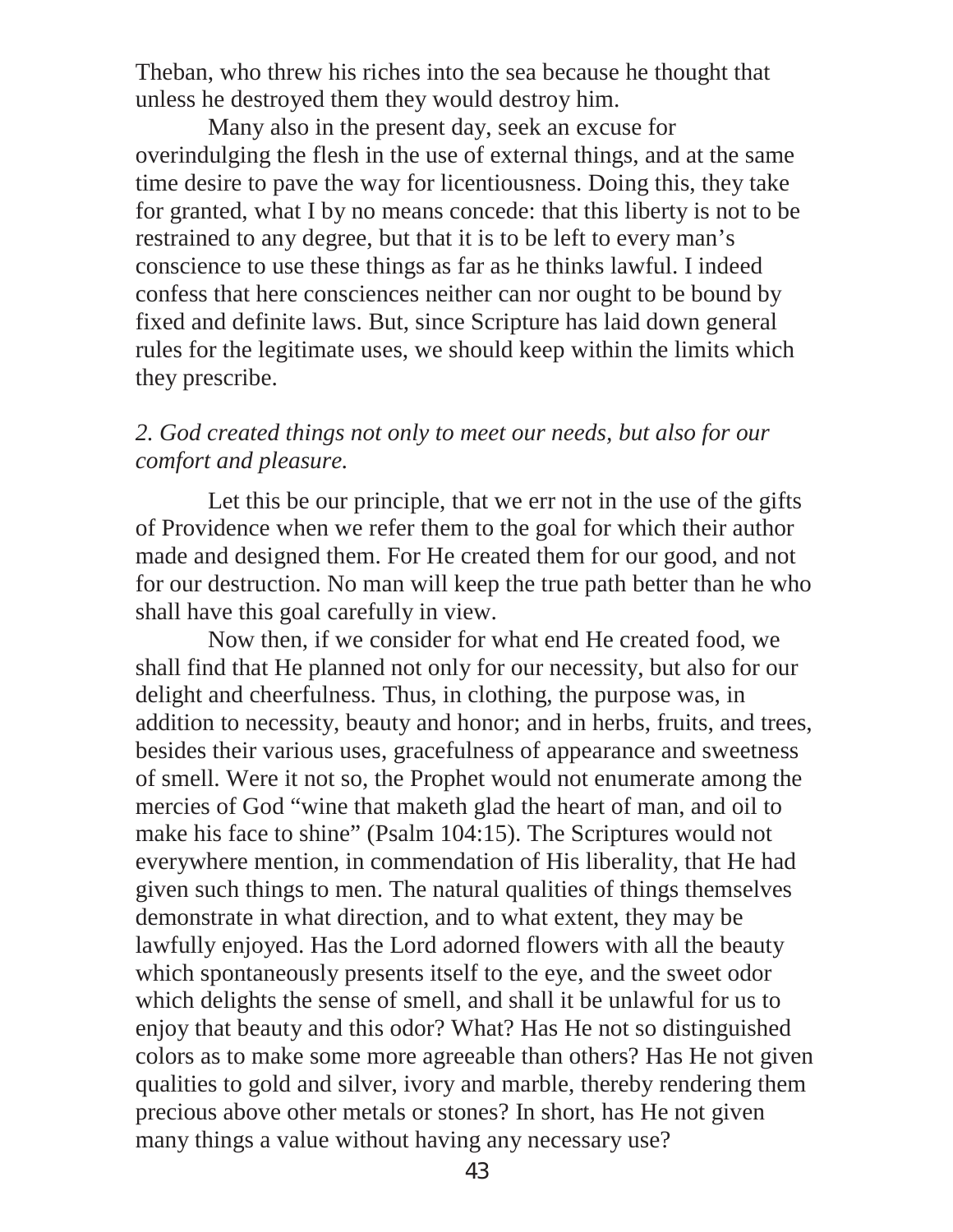Theban, who threw his riches into the sea because he thought that unless he destroyed them they would destroy him.

Many also in the present day, seek an excuse for overindulging the flesh in the use of external things, and at the same time desire to pave the way for licentiousness. Doing this, they take for granted, what I by no means concede: that this liberty is not to be restrained to any degree, but that it is to be left to every man's conscience to use these things as far as he thinks lawful. I indeed confess that here consciences neither can nor ought to be bound by fixed and definite laws. But, since Scripture has laid down general rules for the legitimate uses, we should keep within the limits which they prescribe.

*2. God created things not only to meet our needs, but also for our comfort and pleasure.*

Let this be our principle, that we err not in the use of the gifts of Providence when we refer them to the goal for which their author made and designed them. For He created them for our good, and not for our destruction. No man will keep the true path better than he who shall have this goal carefully in view.

Now then, if we consider for what end He created food, we shall find that He planned not only for our necessity, but also for our delight and cheerfulness. Thus, in clothing, the purpose was, in addition to necessity, beauty and honor; and in herbs, fruits, and trees, besides their various uses, gracefulness of appearance and sweetness of smell. Were it not so, the Prophet would not enumerate among the mercies of God "wine that maketh glad the heart of man, and oil to make his face to shine" (Psalm 104:15). The Scriptures would not everywhere mention, in commendation of His liberality, that He had given such things to men. The natural qualities of things themselves demonstrate in what direction, and to what extent, they may be lawfully enjoyed. Has the Lord adorned flowers with all the beauty which spontaneously presents itself to the eye, and the sweet odor which delights the sense of smell, and shall it be unlawful for us to enjoy that beauty and this odor? What? Has He not so distinguished colors as to make some more agreeable than others? Has He not given qualities to gold and silver, ivory and marble, thereby rendering them precious above other metals or stones? In short, has He not given many things a value without having any necessary use?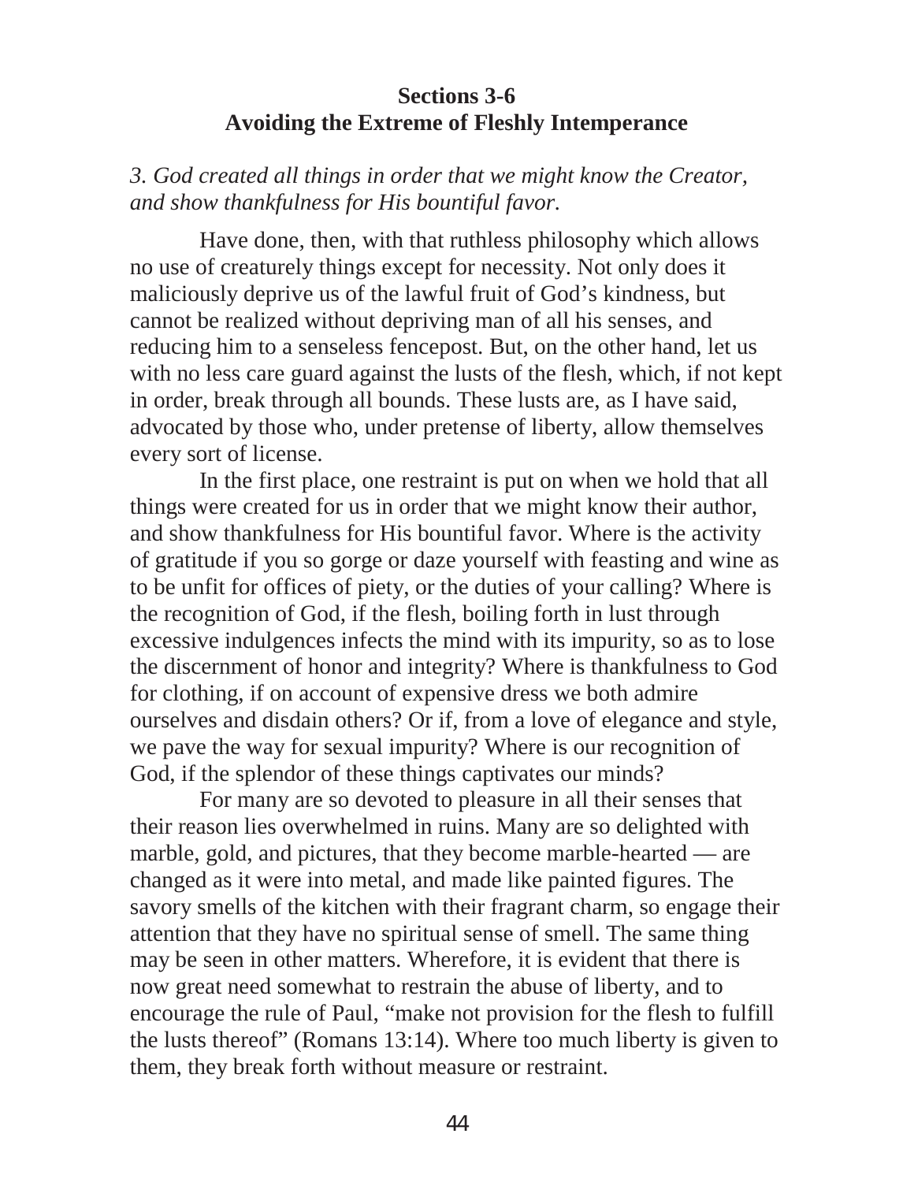## Sections 3-6
## Avoiding the Extreme of Fleshly Intemperance

*3. God created all things in order that we might know the Creator, and show thankfulness for His bountiful favor.*

Have done, then, with that ruthless philosophy which allows no use of creaturely things except for necessity. Not only does it maliciously deprive us of the lawful fruit of God's kindness, but cannot be realized without depriving man of all his senses, and reducing him to a senseless fencepost. But, on the other hand, let us with no less care guard against the lusts of the flesh, which, if not kept in order, break through all bounds. These lusts are, as I have said, advocated by those who, under pretense of liberty, allow themselves every sort of license.

In the first place, one restraint is put on when we hold that all things were created for us in order that we might know their author, and show thankfulness for His bountiful favor. Where is the activity of gratitude if you so gorge or daze yourself with feasting and wine as to be unfit for offices of piety, or the duties of your calling? Where is the recognition of God, if the flesh, boiling forth in lust through excessive indulgences infects the mind with its impurity, so as to lose the discernment of honor and integrity? Where is thankfulness to God for clothing, if on account of expensive dress we both admire ourselves and disdain others? Or if, from a love of elegance and style, we pave the way for sexual impurity? Where is our recognition of God, if the splendor of these things captivates our minds?

For many are so devoted to pleasure in all their senses that their reason lies overwhelmed in ruins. Many are so delighted with marble, gold, and pictures, that they become marble-hearted — are changed as it were into metal, and made like painted figures. The savory smells of the kitchen with their fragrant charm, so engage their attention that they have no spiritual sense of smell. The same thing may be seen in other matters. Wherefore, it is evident that there is now great need somewhat to restrain the abuse of liberty, and to encourage the rule of Paul, "make not provision for the flesh to fulfill the lusts thereof" (Romans 13:14). Where too much liberty is given to them, they break forth without measure or restraint.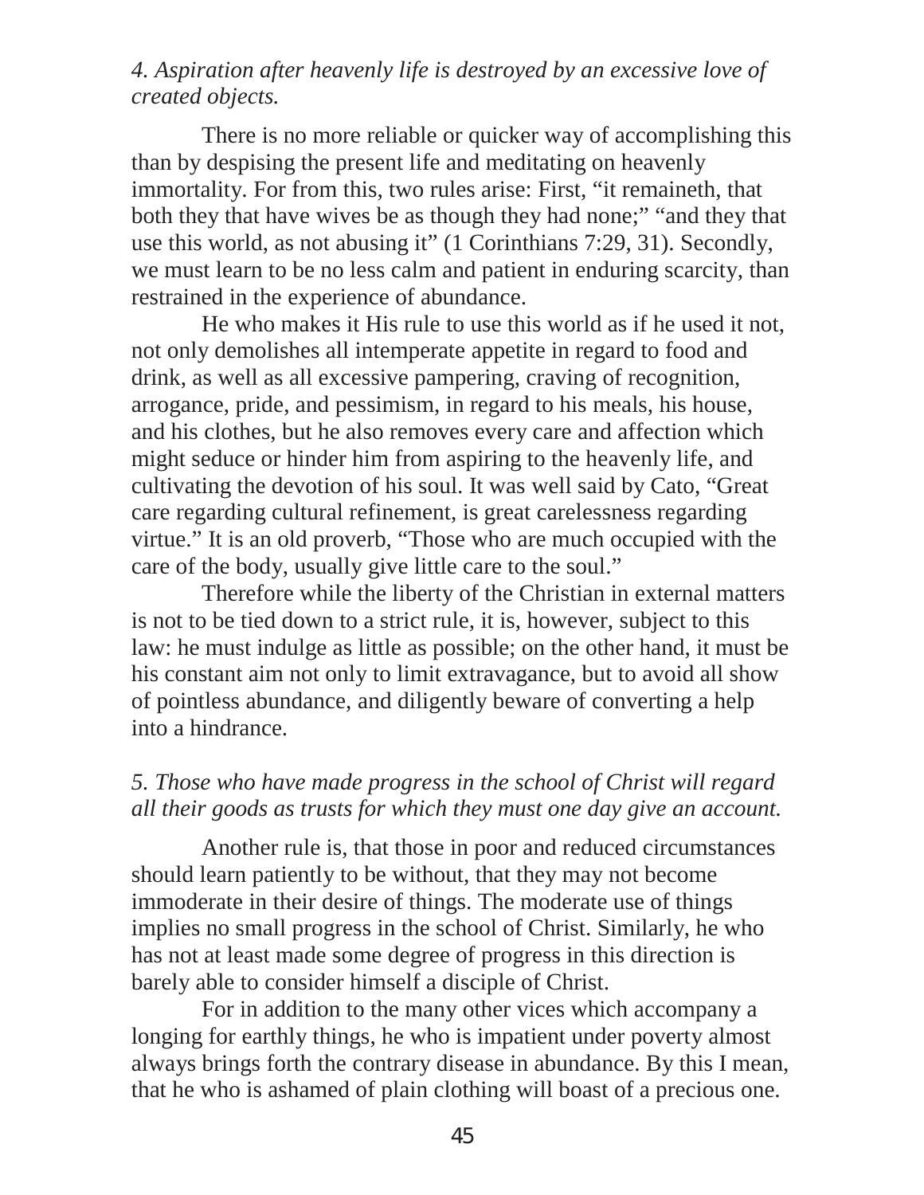*4. Aspiration after heavenly life is destroyed by an excessive love of created objects.*

There is no more reliable or quicker way of accomplishing this than by despising the present life and meditating on heavenly immortality. For from this, two rules arise: First, "it remaineth, that both they that have wives be as though they had none;" "and they that use this world, as not abusing it" (1 Corinthians 7:29, 31). Secondly, we must learn to be no less calm and patient in enduring scarcity, than restrained in the experience of abundance.

He who makes it His rule to use this world as if he used it not, not only demolishes all intemperate appetite in regard to food and drink, as well as all excessive pampering, craving of recognition, arrogance, pride, and pessimism, in regard to his meals, his house, and his clothes, but he also removes every care and affection which might seduce or hinder him from aspiring to the heavenly life, and cultivating the devotion of his soul. It was well said by Cato, "Great care regarding cultural refinement, is great carelessness regarding virtue." It is an old proverb, "Those who are much occupied with the care of the body, usually give little care to the soul."

Therefore while the liberty of the Christian in external matters is not to be tied down to a strict rule, it is, however, subject to this law: he must indulge as little as possible; on the other hand, it must be his constant aim not only to limit extravagance, but to avoid all show of pointless abundance, and diligently beware of converting a help into a hindrance.

*5. Those who have made progress in the school of Christ will regard all their goods as trusts for which they must one day give an account.*

Another rule is, that those in poor and reduced circumstances should learn patiently to be without, that they may not become immoderate in their desire of things. The moderate use of things implies no small progress in the school of Christ. Similarly, he who has not at least made some degree of progress in this direction is barely able to consider himself a disciple of Christ.

For in addition to the many other vices which accompany a longing for earthly things, he who is impatient under poverty almost always brings forth the contrary disease in abundance. By this I mean, that he who is ashamed of plain clothing will boast of a precious one.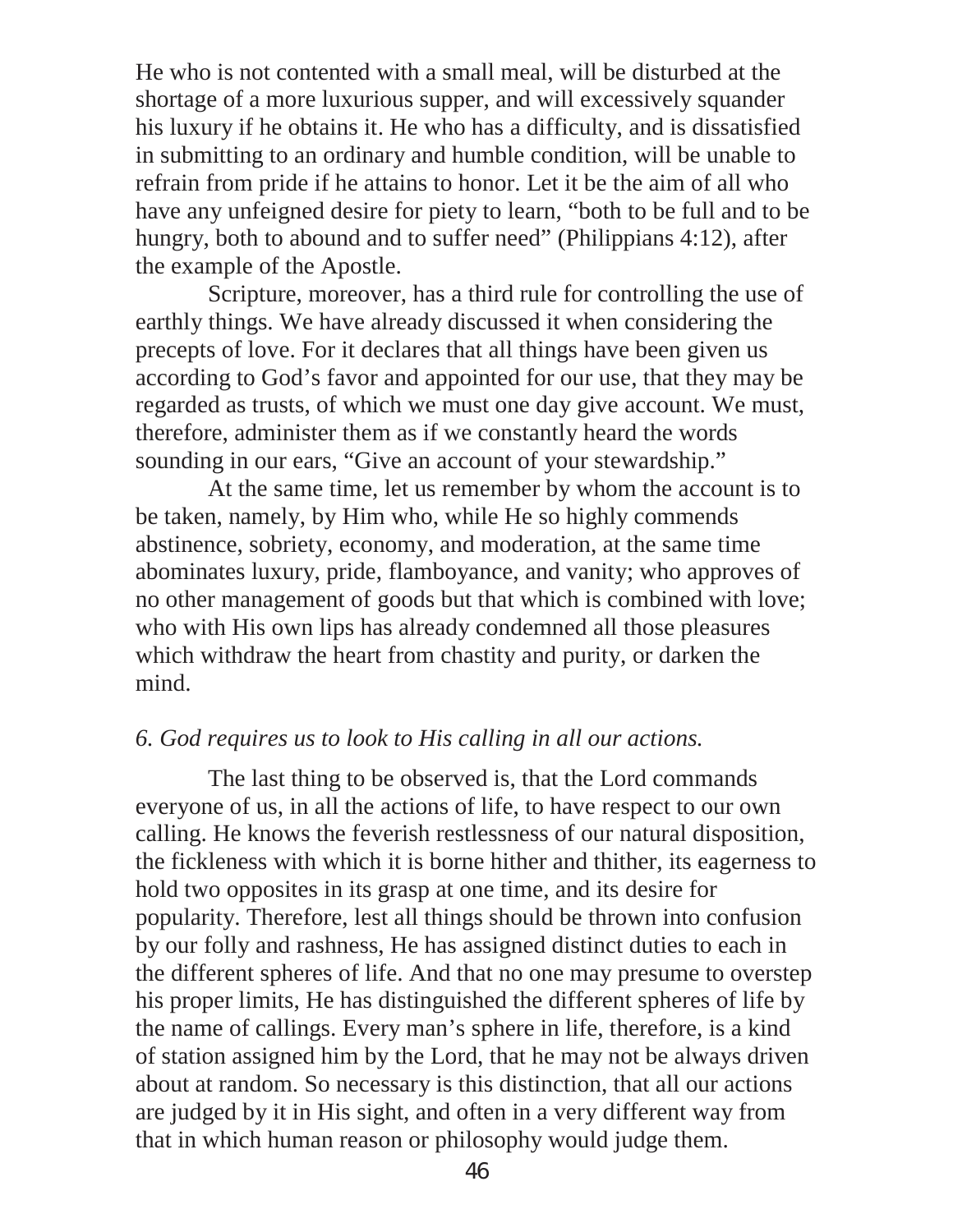He who is not contented with a small meal, will be disturbed at the shortage of a more luxurious supper, and will excessively squander his luxury if he obtains it. He who has a difficulty, and is dissatisfied in submitting to an ordinary and humble condition, will be unable to refrain from pride if he attains to honor. Let it be the aim of all who have any unfeigned desire for piety to learn, "both to be full and to be hungry, both to abound and to suffer need" (Philippians 4:12), after the example of the Apostle.

Scripture, moreover, has a third rule for controlling the use of earthly things. We have already discussed it when considering the precepts of love. For it declares that all things have been given us according to God's favor and appointed for our use, that they may be regarded as trusts, of which we must one day give account. We must, therefore, administer them as if we constantly heard the words sounding in our ears, "Give an account of your stewardship."

At the same time, let us remember by whom the account is to be taken, namely, by Him who, while He so highly commends abstinence, sobriety, economy, and moderation, at the same time abominates luxury, pride, flamboyance, and vanity; who approves of no other management of goods but that which is combined with love; who with His own lips has already condemned all those pleasures which withdraw the heart from chastity and purity, or darken the mind.

*6. God requires us to look to His calling in all our actions.*

The last thing to be observed is, that the Lord commands everyone of us, in all the actions of life, to have respect to our own calling. He knows the feverish restlessness of our natural disposition, the fickleness with which it is borne hither and thither, its eagerness to hold two opposites in its grasp at one time, and its desire for popularity. Therefore, lest all things should be thrown into confusion by our folly and rashness, He has assigned distinct duties to each in the different spheres of life. And that no one may presume to overstep his proper limits, He has distinguished the different spheres of life by the name of callings. Every man's sphere in life, therefore, is a kind of station assigned him by the Lord, that he may not be always driven about at random. So necessary is this distinction, that all our actions are judged by it in His sight, and often in a very different way from that in which human reason or philosophy would judge them.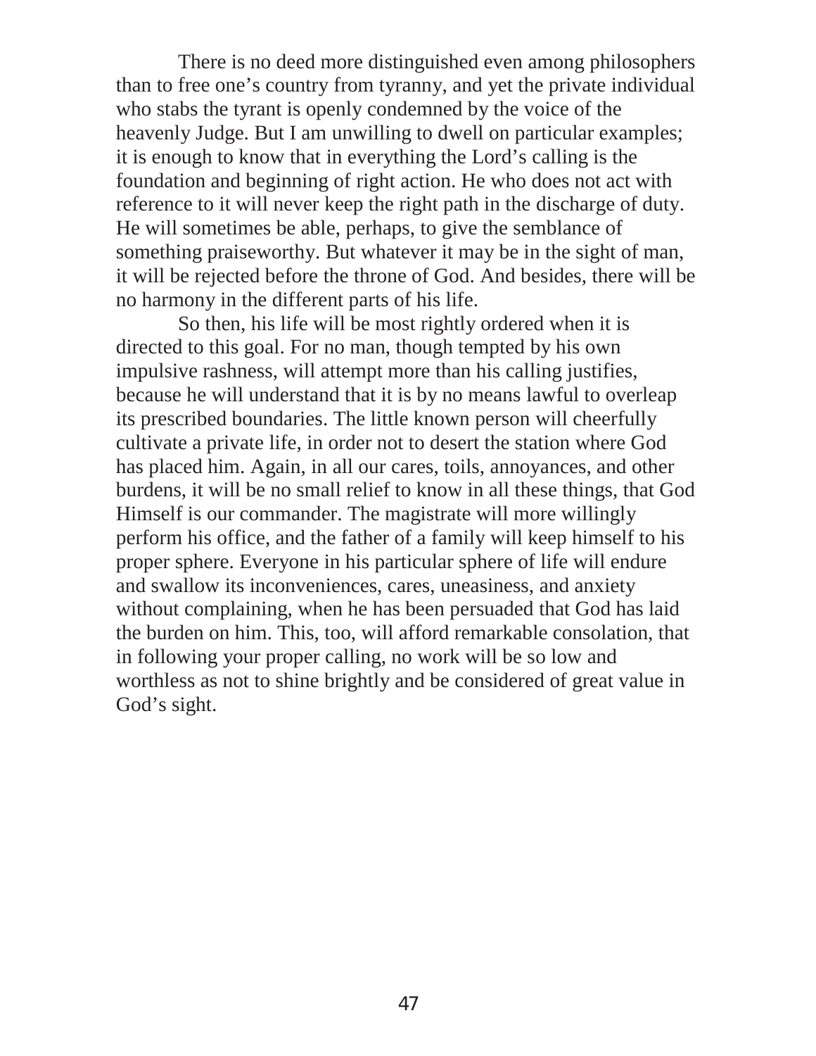There is no deed more distinguished even among philosophers than to free one's country from tyranny, and yet the private individual who stabs the tyrant is openly condemned by the voice of the heavenly Judge. But I am unwilling to dwell on particular examples; it is enough to know that in everything the Lord's calling is the foundation and beginning of right action. He who does not act with reference to it will never keep the right path in the discharge of duty. He will sometimes be able, perhaps, to give the semblance of something praiseworthy. But whatever it may be in the sight of man, it will be rejected before the throne of God. And besides, there will be no harmony in the different parts of his life.

So then, his life will be most rightly ordered when it is directed to this goal. For no man, though tempted by his own impulsive rashness, will attempt more than his calling justifies, because he will understand that it is by no means lawful to overleap its prescribed boundaries. The little known person will cheerfully cultivate a private life, in order not to desert the station where God has placed him. Again, in all our cares, toils, annoyances, and other burdens, it will be no small relief to know in all these things, that God Himself is our commander. The magistrate will more willingly perform his office, and the father of a family will keep himself to his proper sphere. Everyone in his particular sphere of life will endure and swallow its inconveniences, cares, uneasiness, and anxiety without complaining, when he has been persuaded that God has laid the burden on him. This, too, will afford remarkable consolation, that in following your proper calling, no work will be so low and worthless as not to shine brightly and be considered of great value in God's sight.